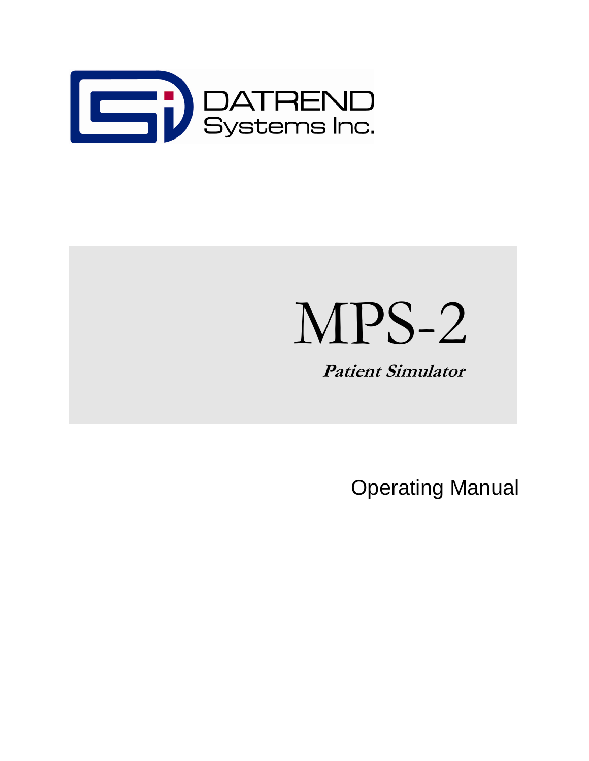DATRENDSystems Inc.

# MPS-2

**_Patient Simulator_**

Operating Manual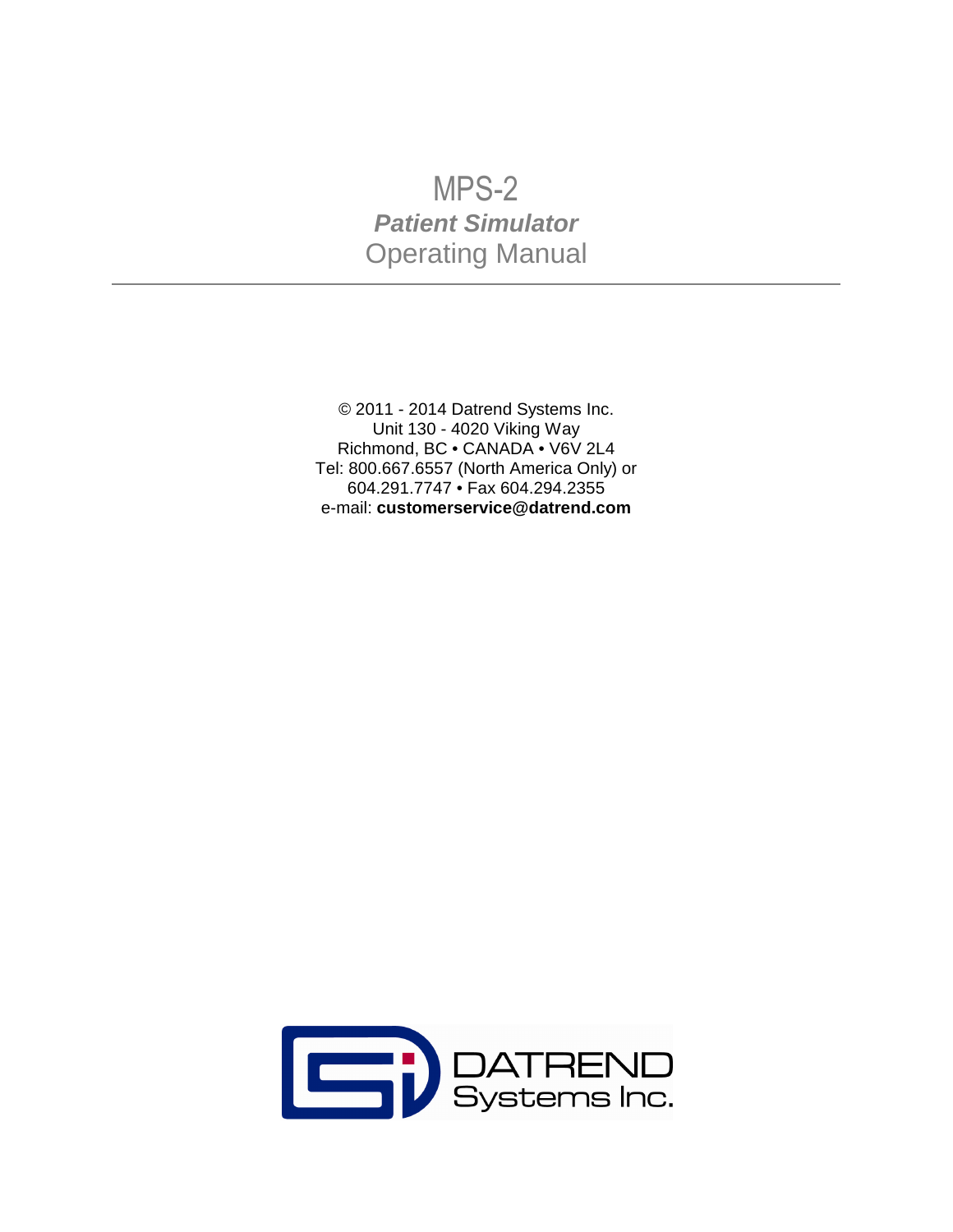# MPS-2

## *Patient Simulator*

## Operating Manual

---

© 2011 - 2014 Datrend Systems Inc.
Unit 130 - 4020 Viking Way
Richmond, BC • CANADA • V6V 2L4
Tel: 800.667.6557 (North America Only) or
604.291.7747 • Fax 604.294.2355
e-mail: **customerservice@datrend.com**

DATREND
Systems Inc.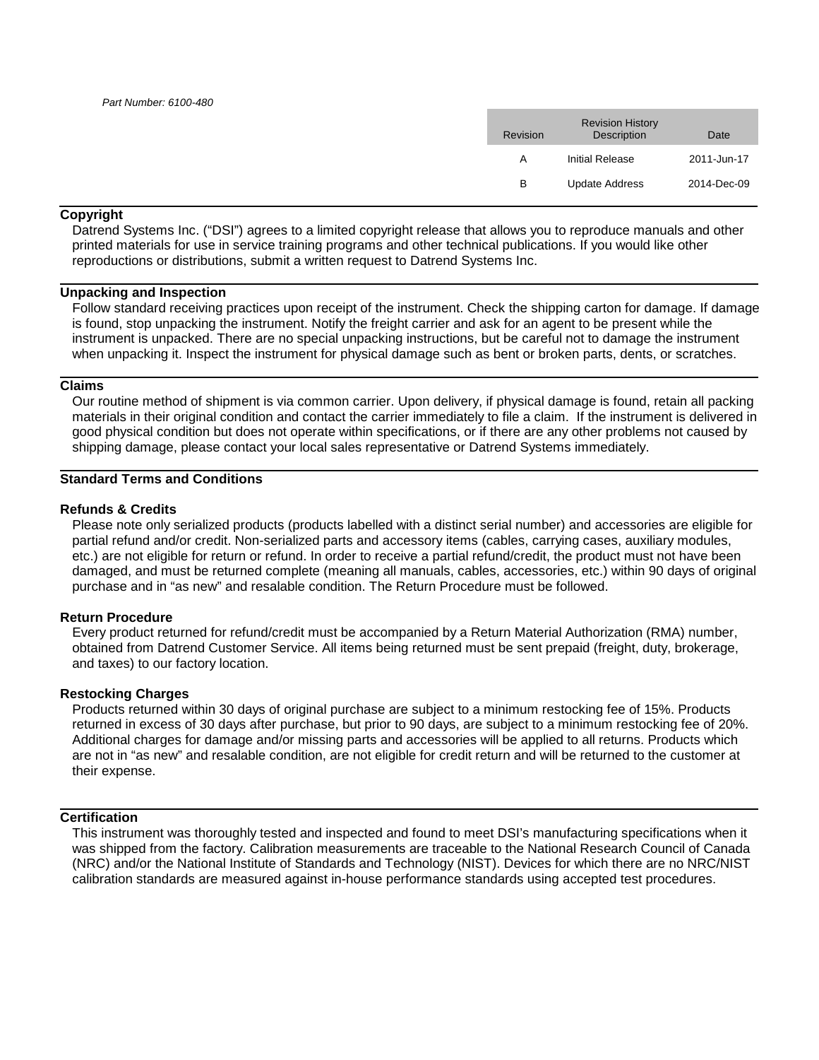*Part Number: 6100-480*

| Revision | Revision History Description | Date |
|---|---|---|
| A | Initial Release | 2011-Jun-17 |
| B | Update Address | 2014-Dec-09 |

## Copyright

Datrend Systems Inc. ("DSI") agrees to a limited copyright release that allows you to reproduce manuals and other printed materials for use in service training programs and other technical publications. If you would like other reproductions or distributions, submit a written request to Datrend Systems Inc.

## Unpacking and Inspection

Follow standard receiving practices upon receipt of the instrument. Check the shipping carton for damage. If damage is found, stop unpacking the instrument. Notify the freight carrier and ask for an agent to be present while the instrument is unpacked. There are no special unpacking instructions, but be careful not to damage the instrument when unpacking it. Inspect the instrument for physical damage such as bent or broken parts, dents, or scratches.

## Claims

Our routine method of shipment is via common carrier. Upon delivery, if physical damage is found, retain all packing materials in their original condition and contact the carrier immediately to file a claim. If the instrument is delivered in good physical condition but does not operate within specifications, or if there are any other problems not caused by shipping damage, please contact your local sales representative or Datrend Systems immediately.

## Standard Terms and Conditions

### Refunds & Credits

Please note only serialized products (products labelled with a distinct serial number) and accessories are eligible for partial refund and/or credit. Non-serialized parts and accessory items (cables, carrying cases, auxiliary modules, etc.) are not eligible for return or refund. In order to receive a partial refund/credit, the product must not have been damaged, and must be returned complete (meaning all manuals, cables, accessories, etc.) within 90 days of original purchase and in "as new" and resalable condition. The Return Procedure must be followed.

### Return Procedure

Every product returned for refund/credit must be accompanied by a Return Material Authorization (RMA) number, obtained from Datrend Customer Service. All items being returned must be sent prepaid (freight, duty, brokerage, and taxes) to our factory location.

### Restocking Charges

Products returned within 30 days of original purchase are subject to a minimum restocking fee of 15%. Products returned in excess of 30 days after purchase, but prior to 90 days, are subject to a minimum restocking fee of 20%. Additional charges for damage and/or missing parts and accessories will be applied to all returns. Products which are not in "as new" and resalable condition, are not eligible for credit return and will be returned to the customer at their expense.

## Certification

This instrument was thoroughly tested and inspected and found to meet DSI's manufacturing specifications when it was shipped from the factory. Calibration measurements are traceable to the National Research Council of Canada (NRC) and/or the National Institute of Standards and Technology (NIST). Devices for which there are no NRC/NIST calibration standards are measured against in-house performance standards using accepted test procedures.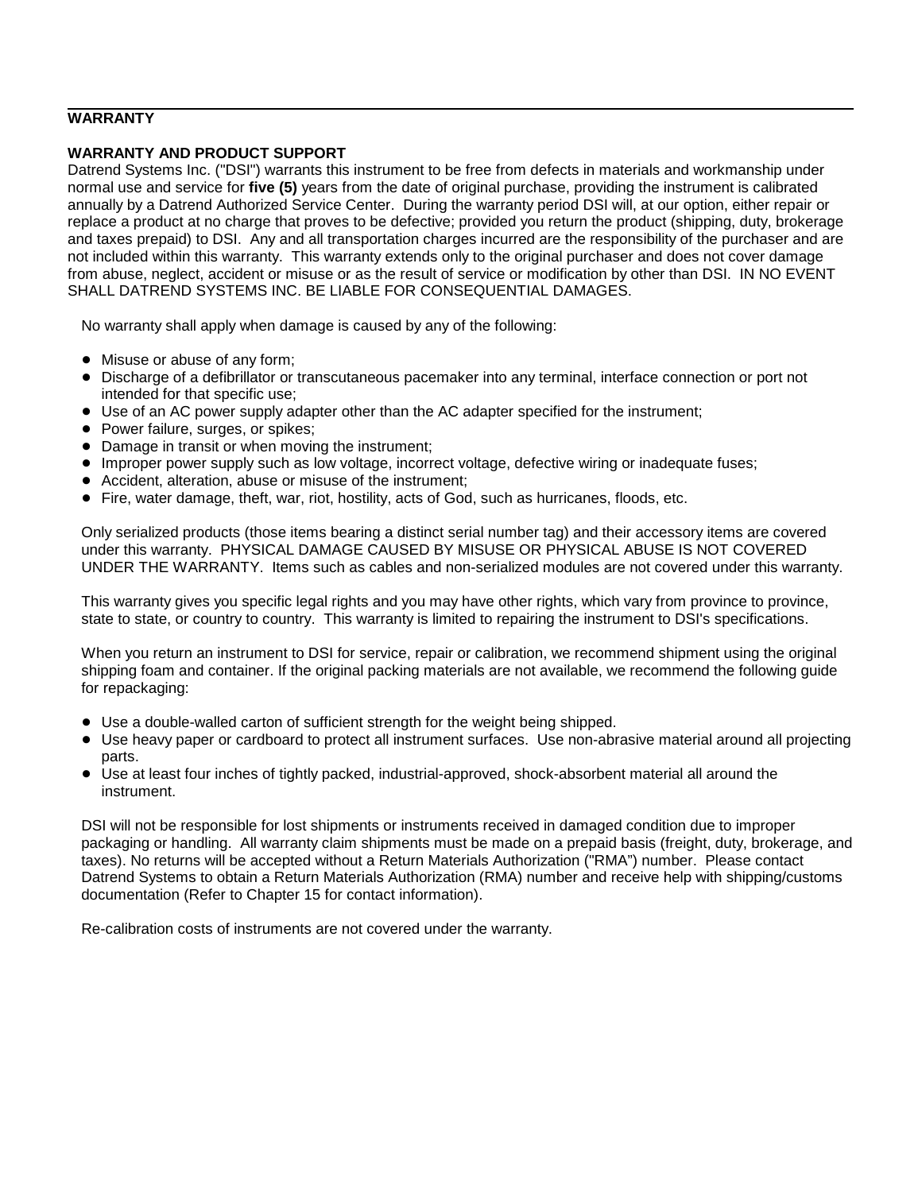## WARRANTY

### WARRANTY AND PRODUCT SUPPORT

Datrend Systems Inc. ("DSI") warrants this instrument to be free from defects in materials and workmanship under normal use and service for **five (5)** years from the date of original purchase, providing the instrument is calibrated annually by a Datrend Authorized Service Center. During the warranty period DSI will, at our option, either repair or replace a product at no charge that proves to be defective; provided you return the product (shipping, duty, brokerage and taxes prepaid) to DSI. Any and all transportation charges incurred are the responsibility of the purchaser and are not included within this warranty. This warranty extends only to the original purchaser and does not cover damage from abuse, neglect, accident or misuse or as the result of service or modification by other than DSI. IN NO EVENT SHALL DATREND SYSTEMS INC. BE LIABLE FOR CONSEQUENTIAL DAMAGES.

No warranty shall apply when damage is caused by any of the following:

- Misuse or abuse of any form;
- Discharge of a defibrillator or transcutaneous pacemaker into any terminal, interface connection or port not intended for that specific use;
- Use of an AC power supply adapter other than the AC adapter specified for the instrument;
- Power failure, surges, or spikes;
- Damage in transit or when moving the instrument;
- Improper power supply such as low voltage, incorrect voltage, defective wiring or inadequate fuses;
- Accident, alteration, abuse or misuse of the instrument;
- Fire, water damage, theft, war, riot, hostility, acts of God, such as hurricanes, floods, etc.

Only serialized products (those items bearing a distinct serial number tag) and their accessory items are covered under this warranty. PHYSICAL DAMAGE CAUSED BY MISUSE OR PHYSICAL ABUSE IS NOT COVERED UNDER THE WARRANTY. Items such as cables and non-serialized modules are not covered under this warranty.

This warranty gives you specific legal rights and you may have other rights, which vary from province to province, state to state, or country to country. This warranty is limited to repairing the instrument to DSI's specifications.

When you return an instrument to DSI for service, repair or calibration, we recommend shipment using the original shipping foam and container. If the original packing materials are not available, we recommend the following guide for repackaging:

- Use a double-walled carton of sufficient strength for the weight being shipped.
- Use heavy paper or cardboard to protect all instrument surfaces. Use non-abrasive material around all projecting parts.
- Use at least four inches of tightly packed, industrial-approved, shock-absorbent material all around the instrument.

DSI will not be responsible for lost shipments or instruments received in damaged condition due to improper packaging or handling. All warranty claim shipments must be made on a prepaid basis (freight, duty, brokerage, and taxes). No returns will be accepted without a Return Materials Authorization ("RMA") number. Please contact Datrend Systems to obtain a Return Materials Authorization (RMA) number and receive help with shipping/customs documentation (Refer to Chapter 15 for contact information).

Re-calibration costs of instruments are not covered under the warranty.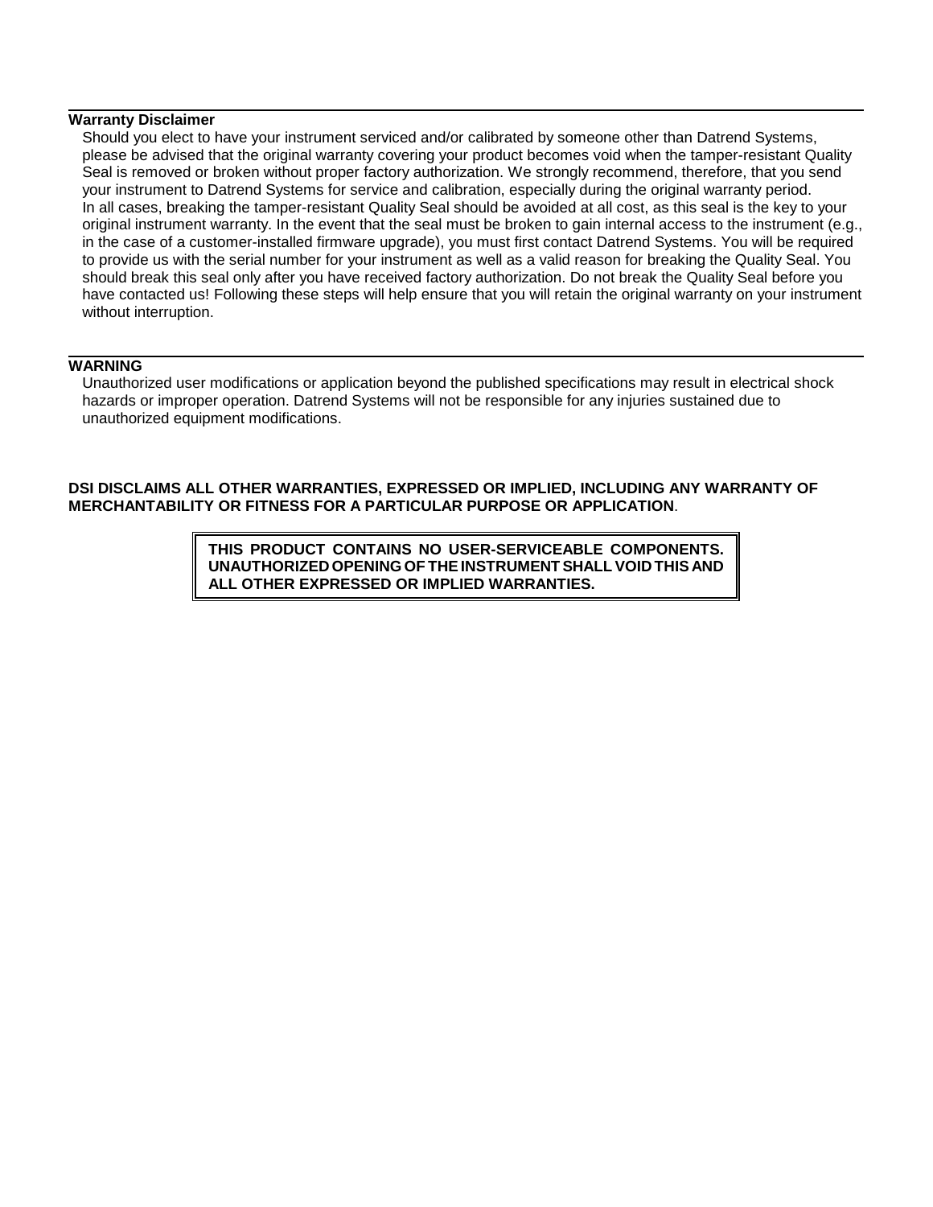## Warranty Disclaimer

Should you elect to have your instrument serviced and/or calibrated by someone other than Datrend Systems, please be advised that the original warranty covering your product becomes void when the tamper-resistant Quality Seal is removed or broken without proper factory authorization. We strongly recommend, therefore, that you send your instrument to Datrend Systems for service and calibration, especially during the original warranty period. In all cases, breaking the tamper-resistant Quality Seal should be avoided at all cost, as this seal is the key to your original instrument warranty. In the event that the seal must be broken to gain internal access to the instrument (e.g., in the case of a customer-installed firmware upgrade), you must first contact Datrend Systems. You will be required to provide us with the serial number for your instrument as well as a valid reason for breaking the Quality Seal. You should break this seal only after you have received factory authorization. Do not break the Quality Seal before you have contacted us! Following these steps will help ensure that you will retain the original warranty on your instrument without interruption.

## WARNING

Unauthorized user modifications or application beyond the published specifications may result in electrical shock hazards or improper operation. Datrend Systems will not be responsible for any injuries sustained due to unauthorized equipment modifications.

**DSI DISCLAIMS ALL OTHER WARRANTIES, EXPRESSED OR IMPLIED, INCLUDING ANY WARRANTY OF MERCHANTABILITY OR FITNESS FOR A PARTICULAR PURPOSE OR APPLICATION**.

**THIS PRODUCT CONTAINS NO USER-SERVICEABLE COMPONENTS. UNAUTHORIZED OPENING OF THE INSTRUMENT SHALL VOID THIS AND ALL OTHER EXPRESSED OR IMPLIED WARRANTIES.**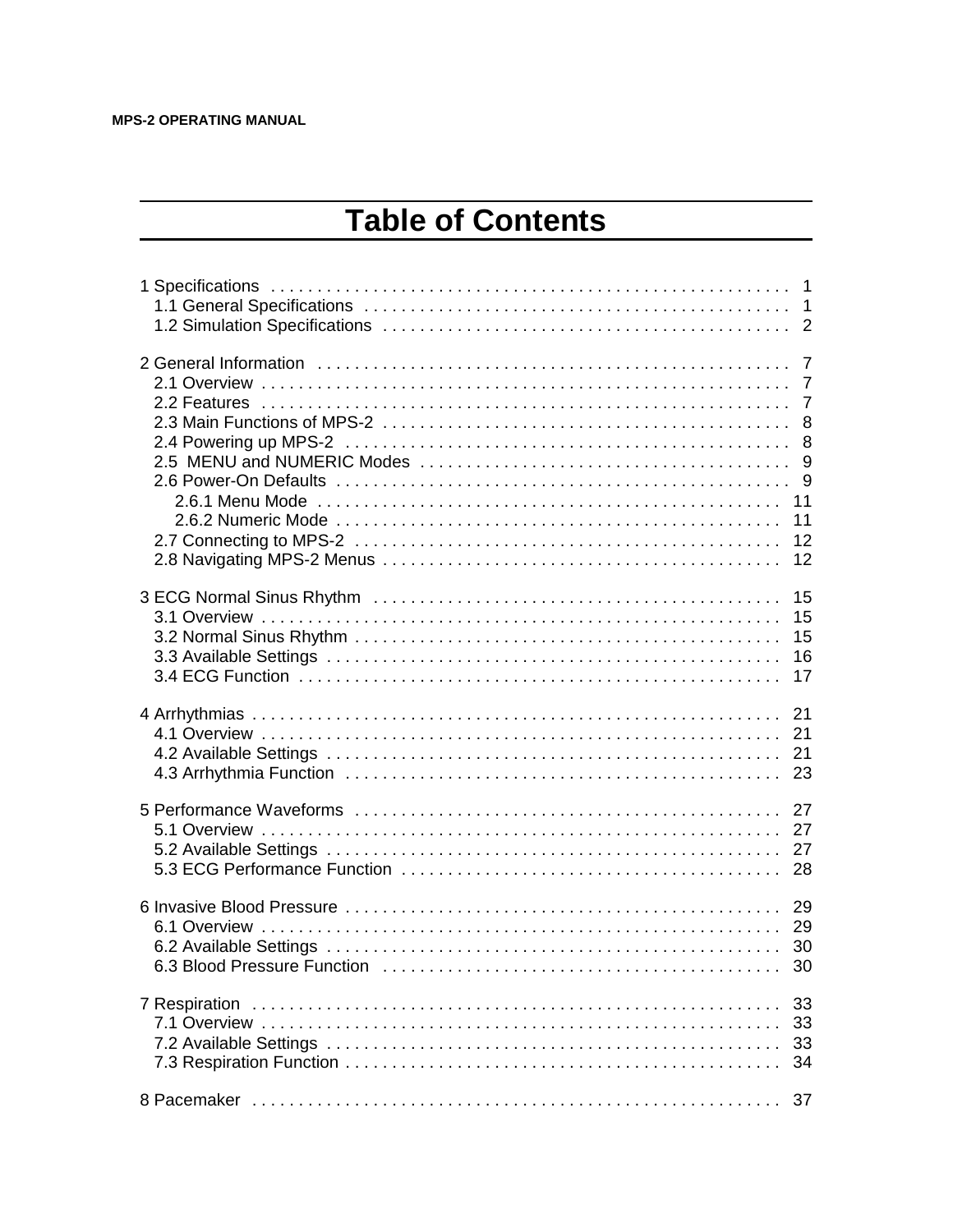# Table of Contents

1 Specifications . . . . . . . . . . . . . . . . . . . . . . . . . . . . . . . . . . . . . . . . . . . . . . . . . . . . . . . 1
- 1.1 General Specifications . . . . . . . . . . . . . . . . . . . . . . . . . . . . . . . . . . . . . . . . . . . . . 1
- 1.2 Simulation Specifications . . . . . . . . . . . . . . . . . . . . . . . . . . . . . . . . . . . . . . . . . . . 2

2 General Information . . . . . . . . . . . . . . . . . . . . . . . . . . . . . . . . . . . . . . . . . . . . . . . . . . . 7
- 2.1 Overview . . . . . . . . . . . . . . . . . . . . . . . . . . . . . . . . . . . . . . . . . . . . . . . . . . . . . . . . 7
- 2.2 Features . . . . . . . . . . . . . . . . . . . . . . . . . . . . . . . . . . . . . . . . . . . . . . . . . . . . . . . . 7
- 2.3 Main Functions of MPS-2 . . . . . . . . . . . . . . . . . . . . . . . . . . . . . . . . . . . . . . . . . . . 8
- 2.4 Powering up MPS-2 . . . . . . . . . . . . . . . . . . . . . . . . . . . . . . . . . . . . . . . . . . . . . . . 8
- 2.5 MENU and NUMERIC Modes . . . . . . . . . . . . . . . . . . . . . . . . . . . . . . . . . . . . . . . 9
- 2.6 Power-On Defaults . . . . . . . . . . . . . . . . . . . . . . . . . . . . . . . . . . . . . . . . . . . . . . . . . 9
  - 2.6.1 Menu Mode . . . . . . . . . . . . . . . . . . . . . . . . . . . . . . . . . . . . . . . . . . . . . . . . . . 11
  - 2.6.2 Numeric Mode . . . . . . . . . . . . . . . . . . . . . . . . . . . . . . . . . . . . . . . . . . . . . . . . 11
- 2.7 Connecting to MPS-2 . . . . . . . . . . . . . . . . . . . . . . . . . . . . . . . . . . . . . . . . . . . . . . 12
- 2.8 Navigating MPS-2 Menus . . . . . . . . . . . . . . . . . . . . . . . . . . . . . . . . . . . . . . . . . . . 12

3 ECG Normal Sinus Rhythm . . . . . . . . . . . . . . . . . . . . . . . . . . . . . . . . . . . . . . . . . . . . 15
- 3.1 Overview . . . . . . . . . . . . . . . . . . . . . . . . . . . . . . . . . . . . . . . . . . . . . . . . . . . . . . . . 15
- 3.2 Normal Sinus Rhythm . . . . . . . . . . . . . . . . . . . . . . . . . . . . . . . . . . . . . . . . . . . . . . 15
- 3.3 Available Settings . . . . . . . . . . . . . . . . . . . . . . . . . . . . . . . . . . . . . . . . . . . . . . . . . 16
- 3.4 ECG Function . . . . . . . . . . . . . . . . . . . . . . . . . . . . . . . . . . . . . . . . . . . . . . . . . . . . 17

4 Arrhythmias . . . . . . . . . . . . . . . . . . . . . . . . . . . . . . . . . . . . . . . . . . . . . . . . . . . . . . . . . 21
- 4.1 Overview . . . . . . . . . . . . . . . . . . . . . . . . . . . . . . . . . . . . . . . . . . . . . . . . . . . . . . . . 21
- 4.2 Available Settings . . . . . . . . . . . . . . . . . . . . . . . . . . . . . . . . . . . . . . . . . . . . . . . . . 21
- 4.3 Arrhythmia Function . . . . . . . . . . . . . . . . . . . . . . . . . . . . . . . . . . . . . . . . . . . . . . . 23

5 Performance Waveforms . . . . . . . . . . . . . . . . . . . . . . . . . . . . . . . . . . . . . . . . . . . . . . 27
- 5.1 Overview . . . . . . . . . . . . . . . . . . . . . . . . . . . . . . . . . . . . . . . . . . . . . . . . . . . . . . . . 27
- 5.2 Available Settings . . . . . . . . . . . . . . . . . . . . . . . . . . . . . . . . . . . . . . . . . . . . . . . . . 27
- 5.3 ECG Performance Function . . . . . . . . . . . . . . . . . . . . . . . . . . . . . . . . . . . . . . . . . 28

6 Invasive Blood Pressure . . . . . . . . . . . . . . . . . . . . . . . . . . . . . . . . . . . . . . . . . . . . . . . 29
- 6.1 Overview . . . . . . . . . . . . . . . . . . . . . . . . . . . . . . . . . . . . . . . . . . . . . . . . . . . . . . . . 29
- 6.2 Available Settings . . . . . . . . . . . . . . . . . . . . . . . . . . . . . . . . . . . . . . . . . . . . . . . . . 30
- 6.3 Blood Pressure Function . . . . . . . . . . . . . . . . . . . . . . . . . . . . . . . . . . . . . . . . . . . 30

7 Respiration . . . . . . . . . . . . . . . . . . . . . . . . . . . . . . . . . . . . . . . . . . . . . . . . . . . . . . . . . 33
- 7.1 Overview . . . . . . . . . . . . . . . . . . . . . . . . . . . . . . . . . . . . . . . . . . . . . . . . . . . . . . . . 33
- 7.2 Available Settings . . . . . . . . . . . . . . . . . . . . . . . . . . . . . . . . . . . . . . . . . . . . . . . . . 33
- 7.3 Respiration Function . . . . . . . . . . . . . . . . . . . . . . . . . . . . . . . . . . . . . . . . . . . . . . . 34

8 Pacemaker . . . . . . . . . . . . . . . . . . . . . . . . . . . . . . . . . . . . . . . . . . . . . . . . . . . . . . . . . 37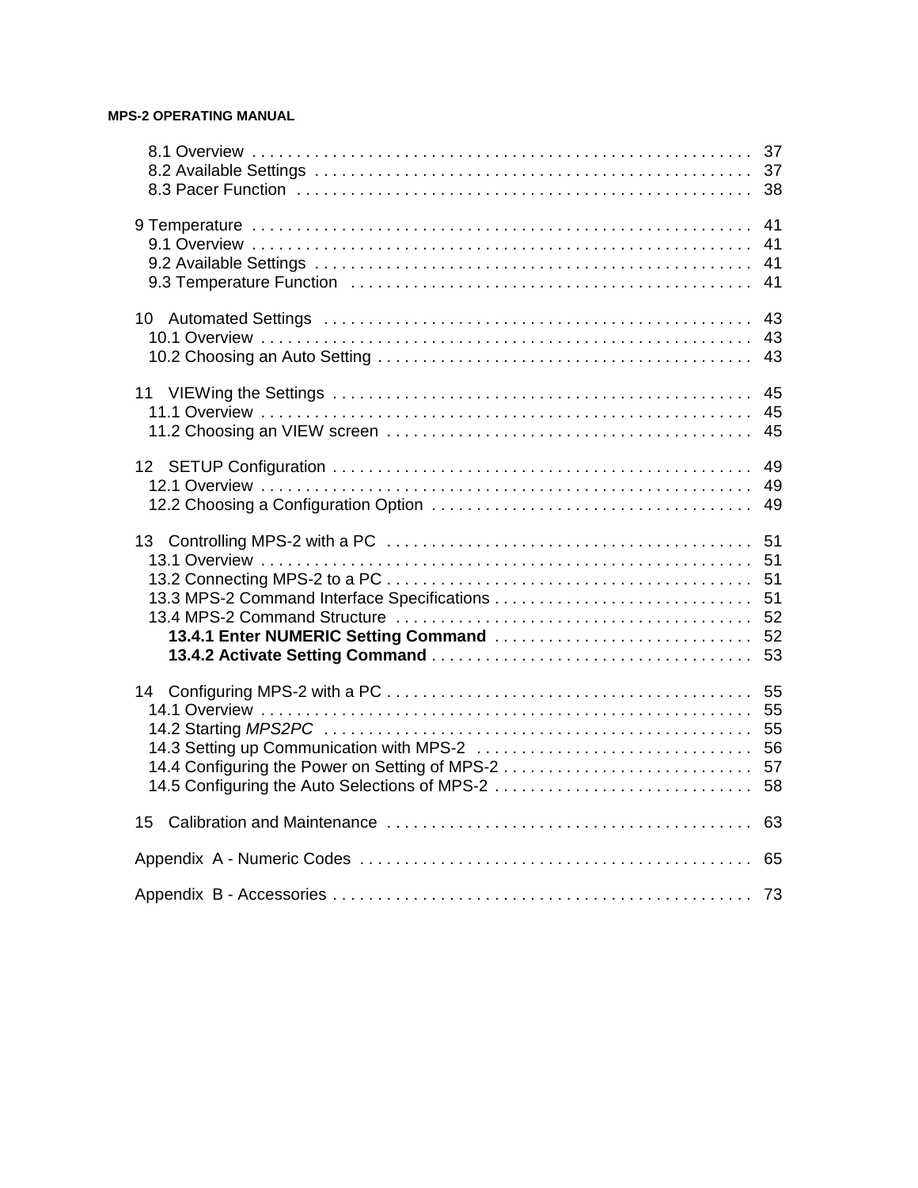8.1 Overview . . . . . . . . . . . . . . . . . . . . . . . . . . . . . . . . . . . . . . . . . . . . . . . . . . . . . . 37
8.2 Available Settings . . . . . . . . . . . . . . . . . . . . . . . . . . . . . . . . . . . . . . . . . . . . . . . . . 37
8.3 Pacer Function . . . . . . . . . . . . . . . . . . . . . . . . . . . . . . . . . . . . . . . . . . . . . . . . . . . 38

9 Temperature . . . . . . . . . . . . . . . . . . . . . . . . . . . . . . . . . . . . . . . . . . . . . . . . . . . . . . 41
9.1 Overview . . . . . . . . . . . . . . . . . . . . . . . . . . . . . . . . . . . . . . . . . . . . . . . . . . . . . . 41
9.2 Available Settings . . . . . . . . . . . . . . . . . . . . . . . . . . . . . . . . . . . . . . . . . . . . . . . . . 41
9.3 Temperature Function . . . . . . . . . . . . . . . . . . . . . . . . . . . . . . . . . . . . . . . . . . . . . 41

10 Automated Settings . . . . . . . . . . . . . . . . . . . . . . . . . . . . . . . . . . . . . . . . . . . . . . . . 43
10.1 Overview . . . . . . . . . . . . . . . . . . . . . . . . . . . . . . . . . . . . . . . . . . . . . . . . . . . . . 43
10.2 Choosing an Auto Setting . . . . . . . . . . . . . . . . . . . . . . . . . . . . . . . . . . . . . . . . . . 43

11 VIEWing the Settings . . . . . . . . . . . . . . . . . . . . . . . . . . . . . . . . . . . . . . . . . . . . . . . 45
11.1 Overview . . . . . . . . . . . . . . . . . . . . . . . . . . . . . . . . . . . . . . . . . . . . . . . . . . . . . 45
11.2 Choosing an VIEW screen . . . . . . . . . . . . . . . . . . . . . . . . . . . . . . . . . . . . . . . . . 45

12 SETUP Configuration . . . . . . . . . . . . . . . . . . . . . . . . . . . . . . . . . . . . . . . . . . . . . . . 49
12.1 Overview . . . . . . . . . . . . . . . . . . . . . . . . . . . . . . . . . . . . . . . . . . . . . . . . . . . . . 49
12.2 Choosing a Configuration Option . . . . . . . . . . . . . . . . . . . . . . . . . . . . . . . . . . . . 49

13 Controlling MPS-2 with a PC . . . . . . . . . . . . . . . . . . . . . . . . . . . . . . . . . . . . . . . . . 51
13.1 Overview . . . . . . . . . . . . . . . . . . . . . . . . . . . . . . . . . . . . . . . . . . . . . . . . . . . . . 51
13.2 Connecting MPS-2 to a PC . . . . . . . . . . . . . . . . . . . . . . . . . . . . . . . . . . . . . . . . . 51
13.3 MPS-2 Command Interface Specifications . . . . . . . . . . . . . . . . . . . . . . . . . . . . . 51
13.4 MPS-2 Command Structure . . . . . . . . . . . . . . . . . . . . . . . . . . . . . . . . . . . . . . . . 52
**13.4.1 Enter NUMERIC Setting Command** . . . . . . . . . . . . . . . . . . . . . . . . . . . . 52
**13.4.2 Activate Setting Command** . . . . . . . . . . . . . . . . . . . . . . . . . . . . . . . . . . . . 53

14 Configuring MPS-2 with a PC . . . . . . . . . . . . . . . . . . . . . . . . . . . . . . . . . . . . . . . . . 55
14.1 Overview . . . . . . . . . . . . . . . . . . . . . . . . . . . . . . . . . . . . . . . . . . . . . . . . . . . . . 55
14.2 Starting *MPS2PC* . . . . . . . . . . . . . . . . . . . . . . . . . . . . . . . . . . . . . . . . . . . . . . . 55
14.3 Setting up Communication with MPS-2 . . . . . . . . . . . . . . . . . . . . . . . . . . . . . . . 56
14.4 Configuring the Power on Setting of MPS-2 . . . . . . . . . . . . . . . . . . . . . . . . . . . . 57
14.5 Configuring the Auto Selections of MPS-2 . . . . . . . . . . . . . . . . . . . . . . . . . . . . . 58

15 Calibration and Maintenance . . . . . . . . . . . . . . . . . . . . . . . . . . . . . . . . . . . . . . . . . 63

Appendix A - Numeric Codes . . . . . . . . . . . . . . . . . . . . . . . . . . . . . . . . . . . . . . . . . . . . 65

Appendix B - Accessories . . . . . . . . . . . . . . . . . . . . . . . . . . . . . . . . . . . . . . . . . . . . . . . 73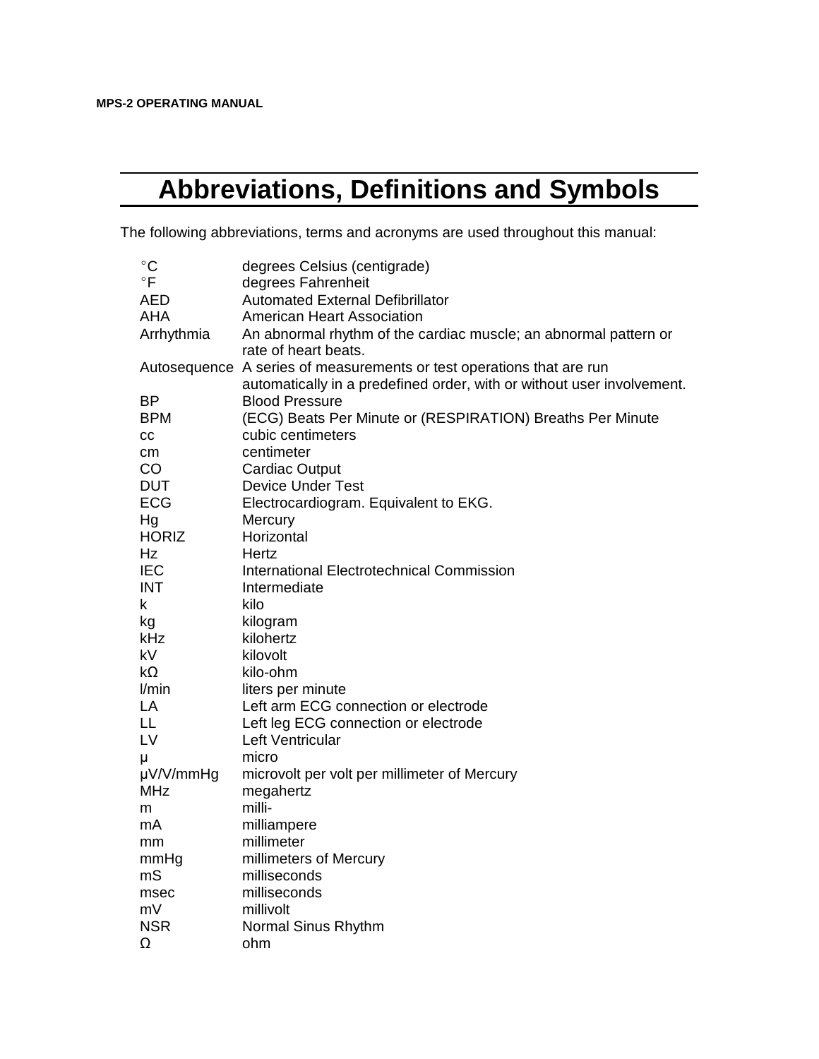# Abbreviations, Definitions and Symbols

The following abbreviations, terms and acronyms are used throughout this manual:

| | |
|---|---|
| °C | degrees Celsius (centigrade) |
| °F | degrees Fahrenheit |
| AED | Automated External Defibrillator |
| AHA | American Heart Association |
| Arrhythmia | An abnormal rhythm of the cardiac muscle; an abnormal pattern or rate of heart beats. |
| Autosequence | A series of measurements or test operations that are run automatically in a predefined order, with or without user involvement. |
| BP | Blood Pressure |
| BPM | (ECG) Beats Per Minute or (RESPIRATION) Breaths Per Minute |
| cc | cubic centimeters |
| cm | centimeter |
| CO | Cardiac Output |
| DUT | Device Under Test |
| ECG | Electrocardiogram. Equivalent to EKG. |
| Hg | Mercury |
| HORIZ | Horizontal |
| Hz | Hertz |
| IEC | International Electrotechnical Commission |
| INT | Intermediate |
| k | kilo |
| kg | kilogram |
| kHz | kilohertz |
| kV | kilovolt |
| kΩ | kilo-ohm |
| l/min | liters per minute |
| LA | Left arm ECG connection or electrode |
| LL | Left leg ECG connection or electrode |
| LV | Left Ventricular |
| μ | micro |
| μV/V/mmHg | microvolt per volt per millimeter of Mercury |
| MHz | megahertz |
| m | milli- |
| mA | milliampere |
| mm | millimeter |
| mmHg | millimeters of Mercury |
| mS | milliseconds |
| msec | milliseconds |
| mV | millivolt |
| NSR | Normal Sinus Rhythm |
| Ω | ohm |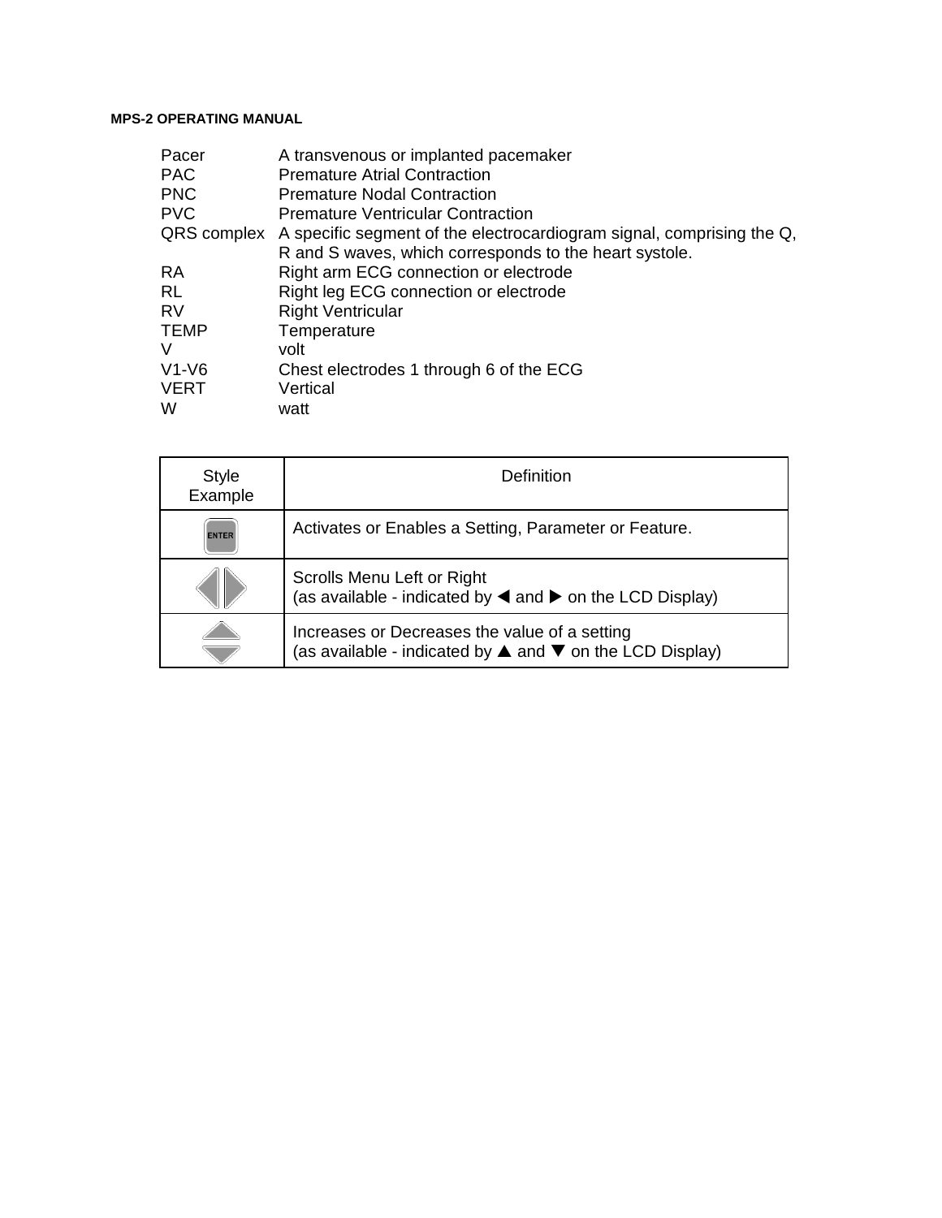| | |
|---|---|
| Pacer | A transvenous or implanted pacemaker |
| PAC | Premature Atrial Contraction |
| PNC | Premature Nodal Contraction |
| PVC | Premature Ventricular Contraction |
| QRS complex | A specific segment of the electrocardiogram signal, comprising the Q, R and S waves, which corresponds to the heart systole. |
| RA | Right arm ECG connection or electrode |
| RL | Right leg ECG connection or electrode |
| RV | Right Ventricular |
| TEMP | Temperature |
| V | volt |
| V1-V6 | Chest electrodes 1 through 6 of the ECG |
| VERT | Vertical |
| W | watt |

| Style Example | Definition |
|---|---|
| ENTER | Activates or Enables a Setting, Parameter or Feature. |
| ◀ ▶ | Scrolls Menu Left or Right<br>(as available - indicated by ◀ and ▶ on the LCD Display) |
| ▲ ▼ | Increases or Decreases the value of a setting<br>(as available - indicated by ▲ and ▼ on the LCD Display) |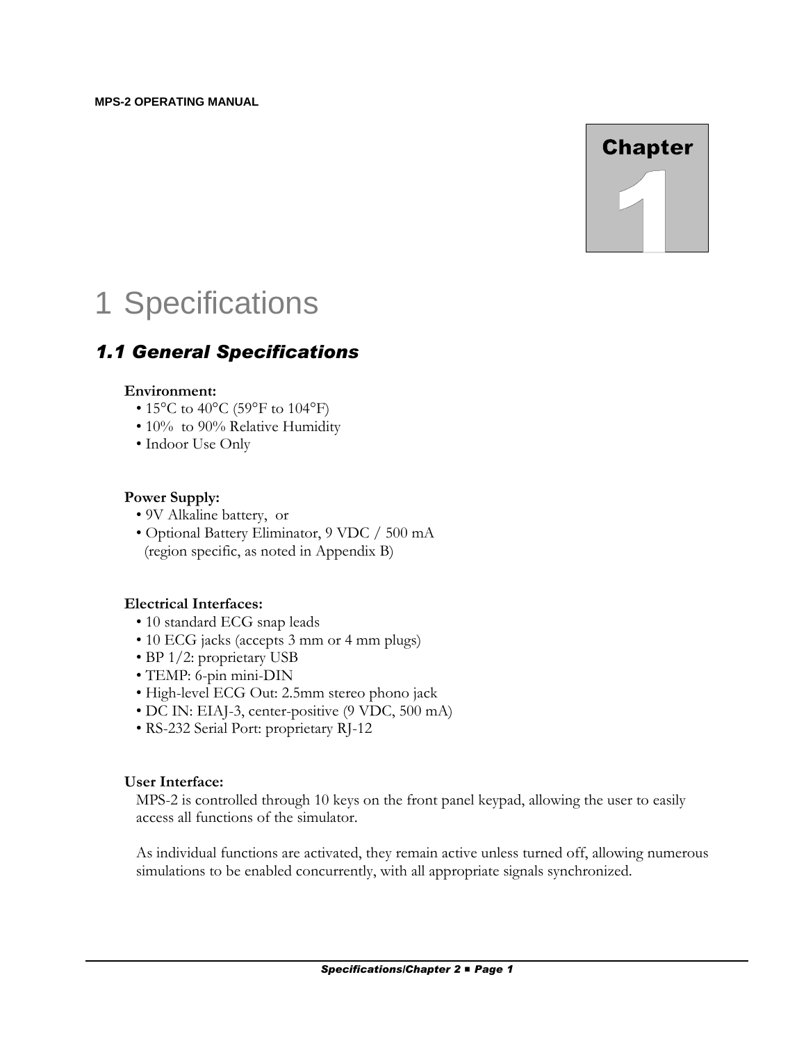Chapter 1

# 1 Specifications

## 1.1 General Specifications

**Environment:**

- 15°C to 40°C (59°F to 104°F)
- 10%  to 90% Relative Humidity
- Indoor Use Only

**Power Supply:**

- 9V Alkaline battery,  or
- Optional Battery Eliminator, 9 VDC / 500 mA (region specific, as noted in Appendix B)

**Electrical Interfaces:**

- 10 standard ECG snap leads
- 10 ECG jacks (accepts 3 mm or 4 mm plugs)
- BP 1/2: proprietary USB
- TEMP: 6-pin mini-DIN
- High-level ECG Out: 2.5mm stereo phono jack
- DC IN: EIAJ-3, center-positive (9 VDC, 500 mA)
- RS-232 Serial Port: proprietary RJ-12

**User Interface:**

MPS-2 is controlled through 10 keys on the front panel keypad, allowing the user to easily access all functions of the simulator.

As individual functions are activated, they remain active unless turned off, allowing numerous simulations to be enabled concurrently, with all appropriate signals synchronized.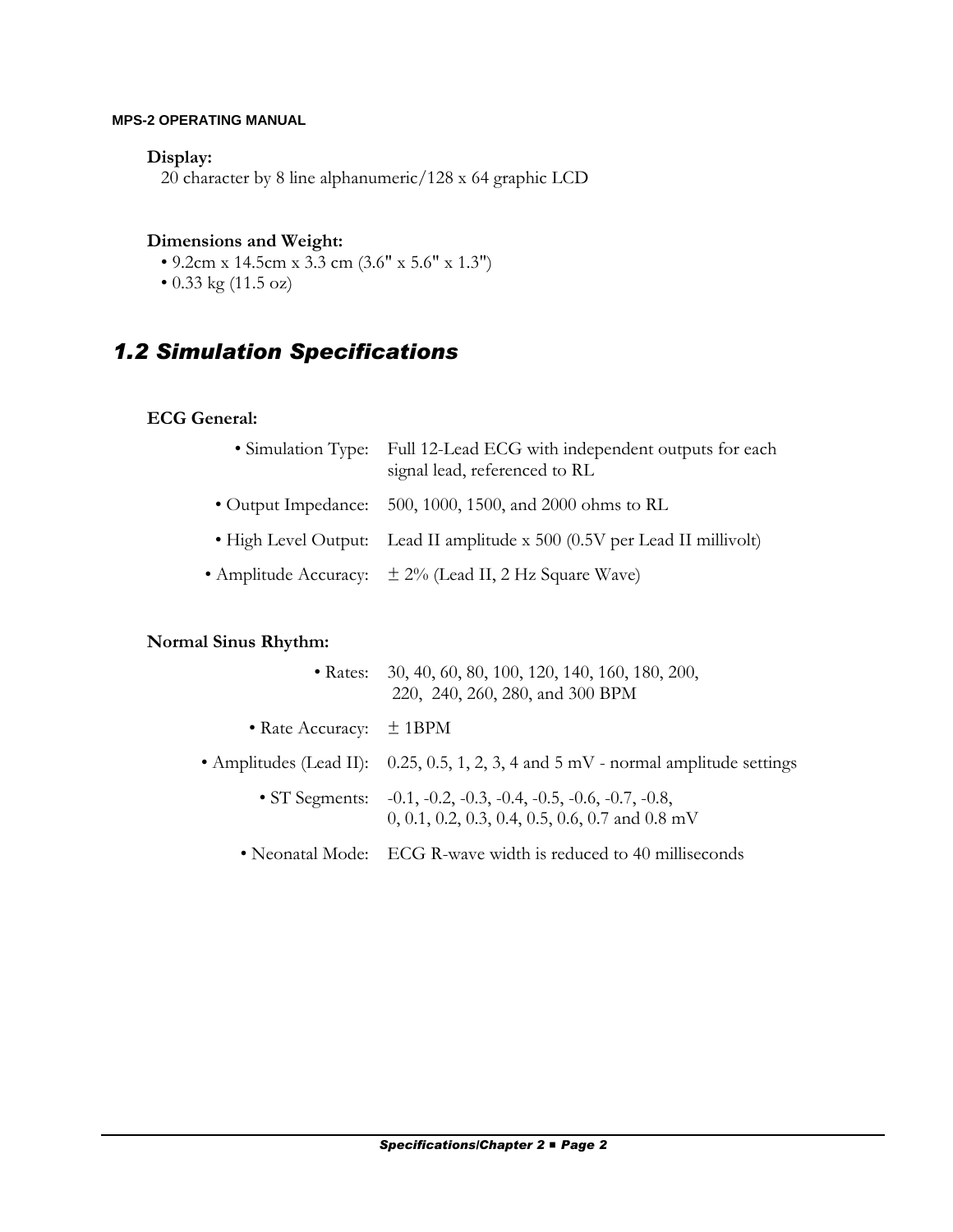**Display:**

20 character by 8 line alphanumeric/128 x 64 graphic LCD

**Dimensions and Weight:**

- 9.2cm x 14.5cm x 3.3 cm (3.6" x 5.6" x 1.3")
- 0.33 kg (11.5 oz)

## *1.2 Simulation Specifications*

**ECG General:**

- Simulation Type: Full 12-Lead ECG with independent outputs for each signal lead, referenced to RL
- Output Impedance: 500, 1000, 1500, and 2000 ohms to RL
- High Level Output: Lead II amplitude x 500 (0.5V per Lead II millivolt)
- Amplitude Accuracy: ± 2% (Lead II, 2 Hz Square Wave)

**Normal Sinus Rhythm:**

- Rates: 30, 40, 60, 80, 100, 120, 140, 160, 180, 200, 220, 240, 260, 280, and 300 BPM
- Rate Accuracy: ± 1BPM
- Amplitudes (Lead II): 0.25, 0.5, 1, 2, 3, 4 and 5 mV - normal amplitude settings
- ST Segments: -0.1, -0.2, -0.3, -0.4, -0.5, -0.6, -0.7, -0.8, 0, 0.1, 0.2, 0.3, 0.4, 0.5, 0.6, 0.7 and 0.8 mV
- Neonatal Mode: ECG R-wave width is reduced to 40 milliseconds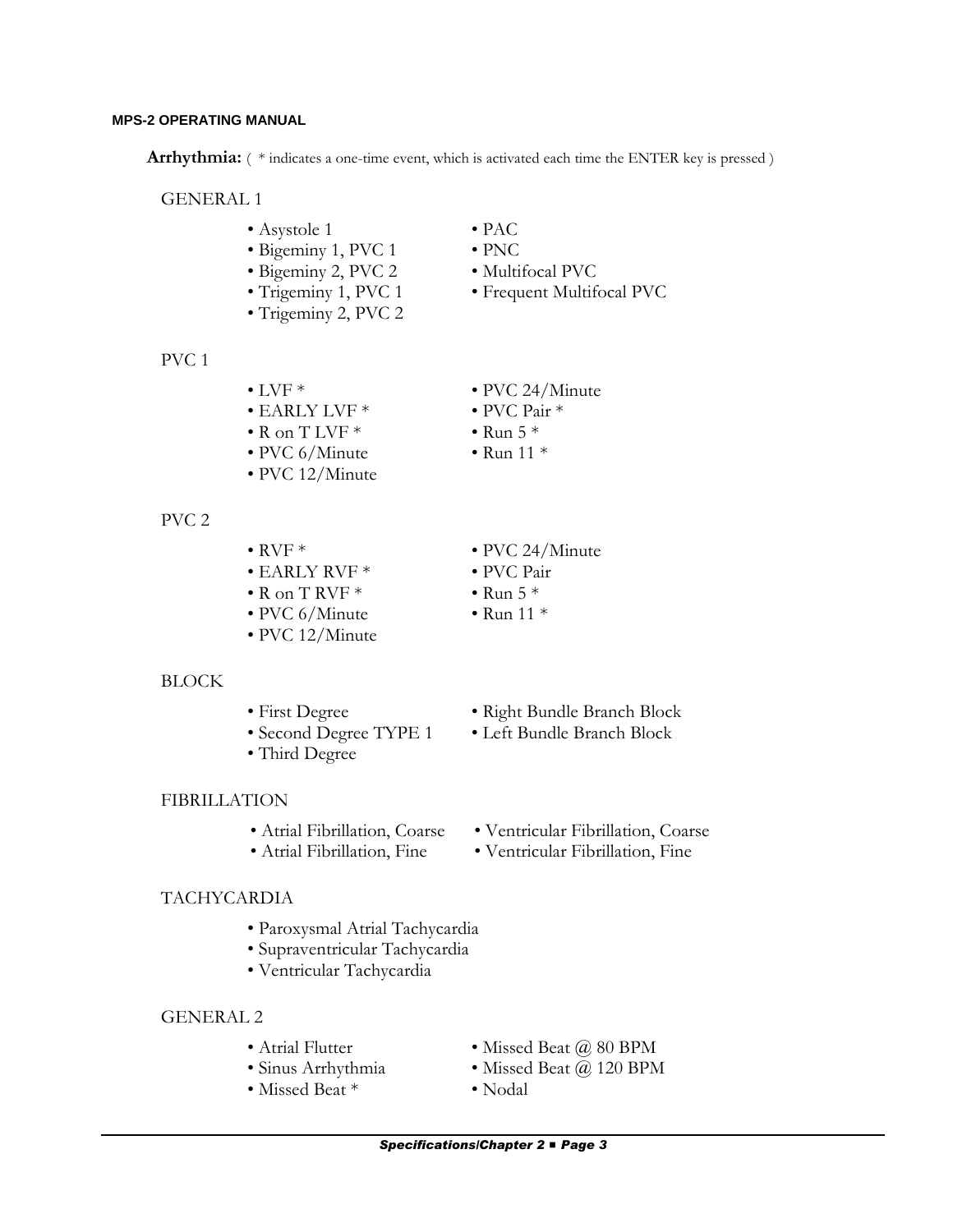**Arrhythmia:** ( * indicates a one-time event, which is activated each time the ENTER key is pressed )

GENERAL 1

- Asystole 1
- Bigeminy 1, PVC 1
- Bigeminy 2, PVC 2
- Trigeminy 1, PVC 1
- Trigeminy 2, PVC 2
- PAC
- PNC
- Multifocal PVC
- Frequent Multifocal PVC

PVC 1

- LVF *
- EARLY LVF *
- R on T LVF *
- PVC 6/Minute
- PVC 12/Minute
- PVC 24/Minute
- PVC Pair *
- Run 5 *
- Run 11 *

PVC 2

- RVF *
- EARLY RVF *
- R on T RVF *
- PVC 6/Minute
- PVC 12/Minute
- PVC 24/Minute
- PVC Pair
- Run 5 *
- Run 11 *

BLOCK

- First Degree
- Second Degree TYPE 1
- Third Degree
- Right Bundle Branch Block
- Left Bundle Branch Block

FIBRILLATION

- Atrial Fibrillation, Coarse
- Atrial Fibrillation, Fine
- Ventricular Fibrillation, Coarse
- Ventricular Fibrillation, Fine

TACHYCARDIA

- Paroxysmal Atrial Tachycardia
- Supraventricular Tachycardia
- Ventricular Tachycardia

GENERAL 2

- Atrial Flutter
- Sinus Arrhythmia
- Missed Beat *
- Missed Beat @ 80 BPM
- Missed Beat @ 120 BPM
- Nodal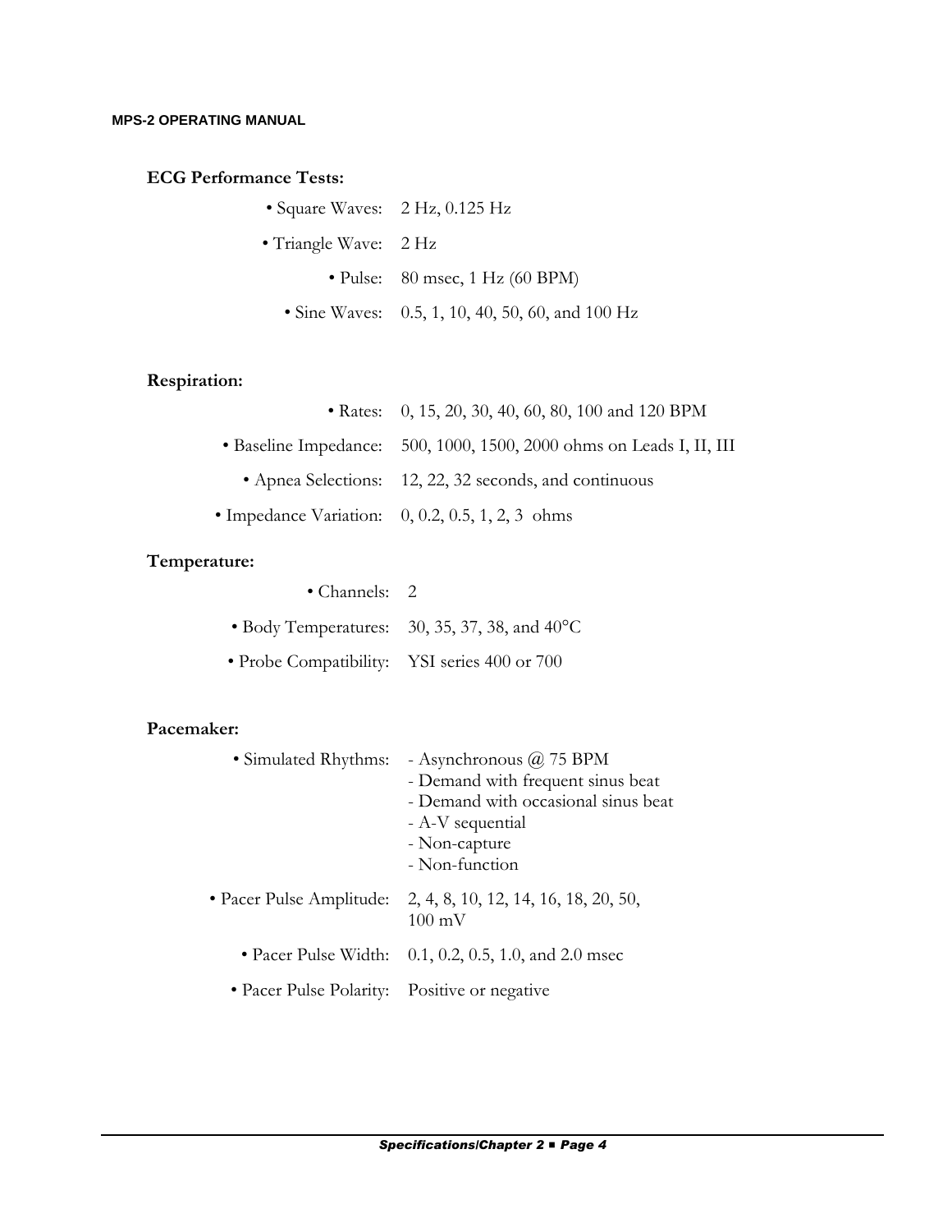### ECG Performance Tests:

- Square Waves: 2 Hz, 0.125 Hz
- Triangle Wave: 2 Hz
- Pulse: 80 msec, 1 Hz (60 BPM)
- Sine Waves: 0.5, 1, 10, 40, 50, 60, and 100 Hz

### Respiration:

- Rates: 0, 15, 20, 30, 40, 60, 80, 100 and 120 BPM
- Baseline Impedance: 500, 1000, 1500, 2000 ohms on Leads I, II, III
- Apnea Selections: 12, 22, 32 seconds, and continuous
- Impedance Variation: 0, 0.2, 0.5, 1, 2, 3 ohms

### Temperature:

- Channels: 2
- Body Temperatures: 30, 35, 37, 38, and 40°C
- Probe Compatibility: YSI series 400 or 700

### Pacemaker:

- Simulated Rhythms:
  - Asynchronous @ 75 BPM
  - Demand with frequent sinus beat
  - Demand with occasional sinus beat
  - A-V sequential
  - Non-capture
  - Non-function
- Pacer Pulse Amplitude: 2, 4, 8, 10, 12, 14, 16, 18, 20, 50, 100 mV
- Pacer Pulse Width: 0.1, 0.2, 0.5, 1.0, and 2.0 msec
- Pacer Pulse Polarity: Positive or negative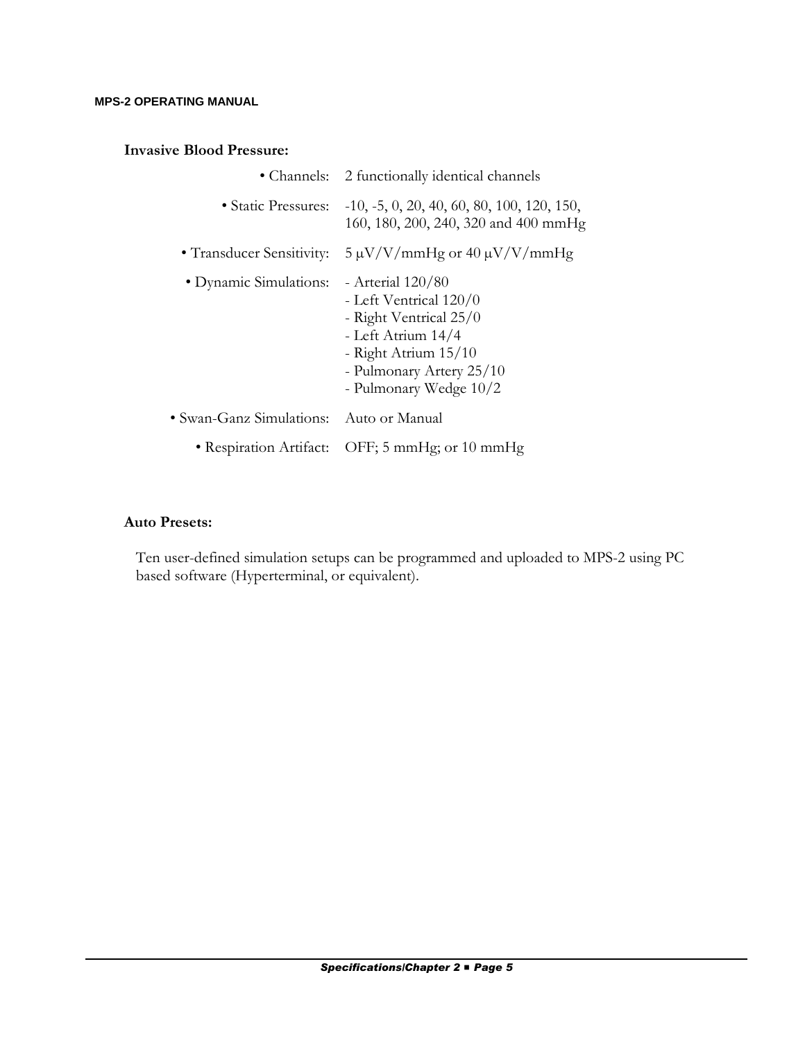**Invasive Blood Pressure:**

| | |
|---|---|
| • Channels: | 2 functionally identical channels |
| • Static Pressures: | -10, -5, 0, 20, 40, 60, 80, 100, 120, 150, 160, 180, 200, 240, 320 and 400 mmHg |
| • Transducer Sensitivity: | 5 μV/V/mmHg or 40 μV/V/mmHg |
| • Dynamic Simulations: | - Arterial 120/80<br>- Left Ventrical 120/0<br>- Right Ventrical 25/0<br>- Left Atrium 14/4<br>- Right Atrium 15/10<br>- Pulmonary Artery 25/10<br>- Pulmonary Wedge 10/2 |
| • Swan-Ganz Simulations: | Auto or Manual |
| • Respiration Artifact: | OFF; 5 mmHg; or 10 mmHg |

**Auto Presets:**

Ten user-defined simulation setups can be programmed and uploaded to MPS-2 using PC based software (Hyperterminal, or equivalent).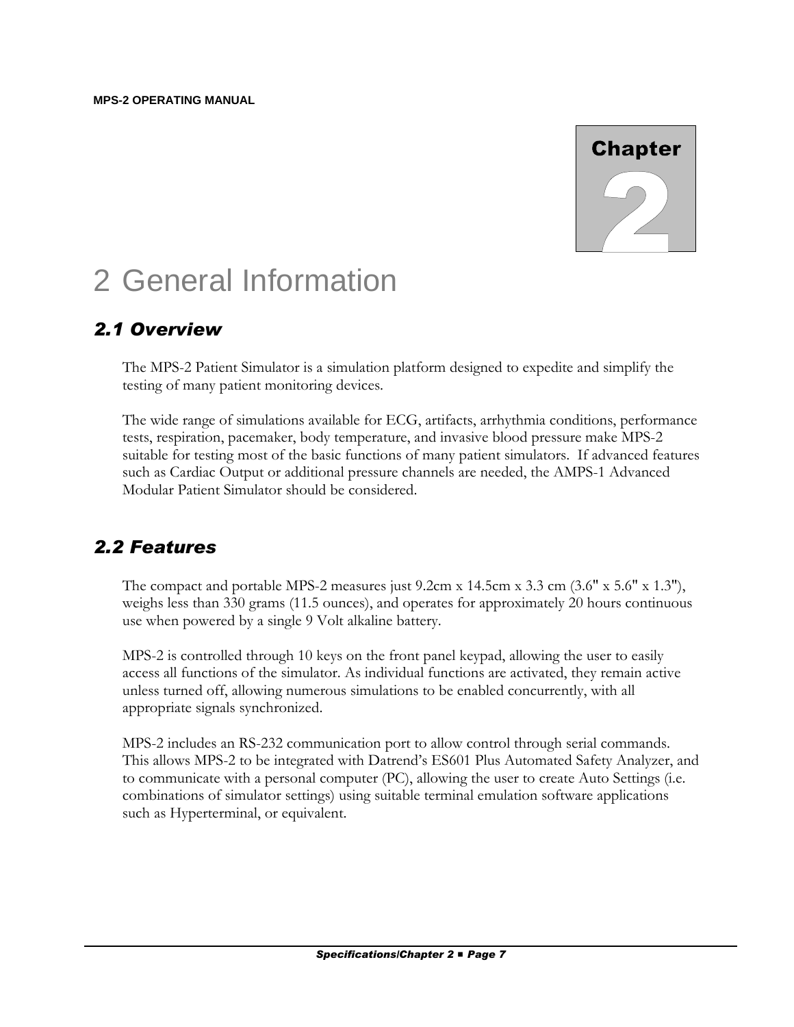# 2 General Information

## 2.1 Overview

The MPS-2 Patient Simulator is a simulation platform designed to expedite and simplify the testing of many patient monitoring devices.

The wide range of simulations available for ECG, artifacts, arrhythmia conditions, performance tests, respiration, pacemaker, body temperature, and invasive blood pressure make MPS-2 suitable for testing most of the basic functions of many patient simulators. If advanced features such as Cardiac Output or additional pressure channels are needed, the AMPS-1 Advanced Modular Patient Simulator should be considered.

## 2.2 Features

The compact and portable MPS-2 measures just 9.2cm x 14.5cm x 3.3 cm (3.6" x 5.6" x 1.3"), weighs less than 330 grams (11.5 ounces), and operates for approximately 20 hours continuous use when powered by a single 9 Volt alkaline battery.

MPS-2 is controlled through 10 keys on the front panel keypad, allowing the user to easily access all functions of the simulator. As individual functions are activated, they remain active unless turned off, allowing numerous simulations to be enabled concurrently, with all appropriate signals synchronized.

MPS-2 includes an RS-232 communication port to allow control through serial commands. This allows MPS-2 to be integrated with Datrend's ES601 Plus Automated Safety Analyzer, and to communicate with a personal computer (PC), allowing the user to create Auto Settings (i.e. combinations of simulator settings) using suitable terminal emulation software applications such as Hyperterminal, or equivalent.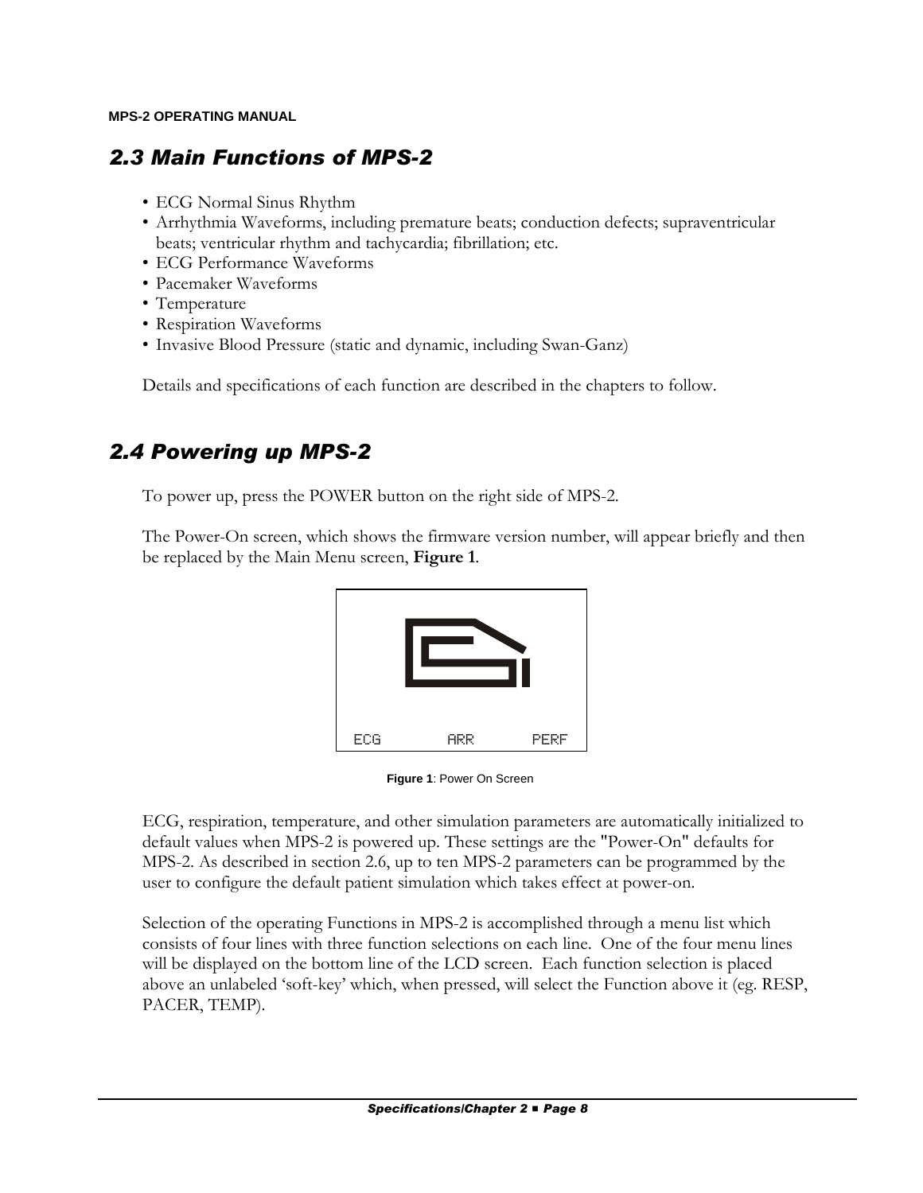## 2.3 Main Functions of MPS-2

- ECG Normal Sinus Rhythm
- Arrhythmia Waveforms, including premature beats; conduction defects; supraventricular beats; ventricular rhythm and tachycardia; fibrillation; etc.
- ECG Performance Waveforms
- Pacemaker Waveforms
- Temperature
- Respiration Waveforms
- Invasive Blood Pressure (static and dynamic, including Swan-Ganz)

Details and specifications of each function are described in the chapters to follow.

## 2.4 Powering up MPS-2

To power up, press the POWER button on the right side of MPS-2.

The Power-On screen, which shows the firmware version number, will appear briefly and then be replaced by the Main Menu screen, **Figure 1**.

ECG ARR PERF

**Figure 1**: Power On Screen

ECG, respiration, temperature, and other simulation parameters are automatically initialized to default values when MPS-2 is powered up. These settings are the "Power-On" defaults for MPS-2. As described in section 2.6, up to ten MPS-2 parameters can be programmed by the user to configure the default patient simulation which takes effect at power-on.

Selection of the operating Functions in MPS-2 is accomplished through a menu list which consists of four lines with three function selections on each line. One of the four menu lines will be displayed on the bottom line of the LCD screen. Each function selection is placed above an unlabeled 'soft-key' which, when pressed, will select the Function above it (eg. RESP, PACER, TEMP).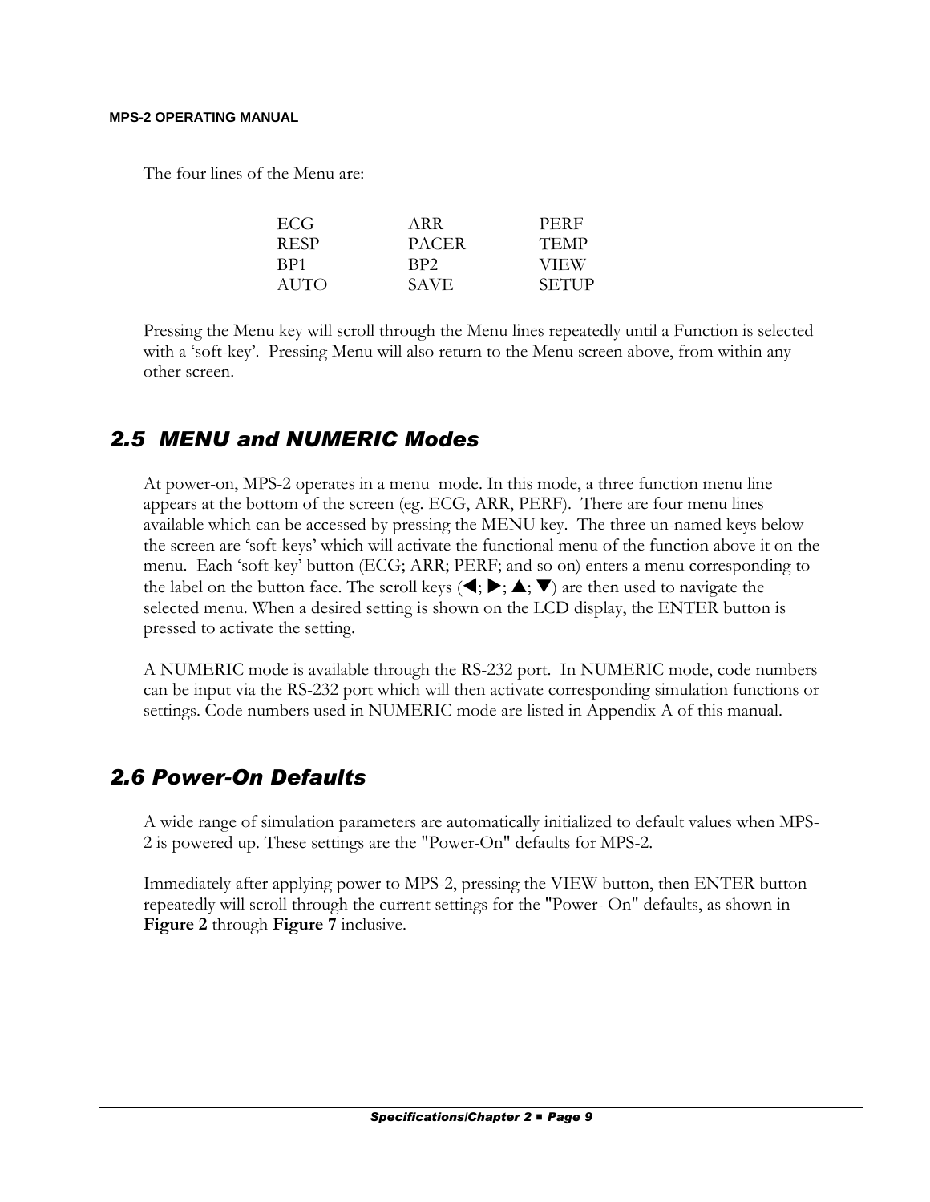The four lines of the Menu are:

| | | |
|---|---|---|
| ECG | ARR | PERF |
| RESP | PACER | TEMP |
| BP1 | BP2 | VIEW |
| AUTO | SAVE | SETUP |

Pressing the Menu key will scroll through the Menu lines repeatedly until a Function is selected with a 'soft-key'. Pressing Menu will also return to the Menu screen above, from within any other screen.

## *2.5 MENU and NUMERIC Modes*

At power-on, MPS-2 operates in a menu mode. In this mode, a three function menu line appears at the bottom of the screen (eg. ECG, ARR, PERF). There are four menu lines available which can be accessed by pressing the MENU key. The three un-named keys below the screen are 'soft-keys' which will activate the functional menu of the function above it on the menu. Each 'soft-key' button (ECG; ARR; PERF; and so on) enters a menu corresponding to the label on the button face. The scroll keys (◀; ▶; ▲; ▼) are then used to navigate the selected menu. When a desired setting is shown on the LCD display, the ENTER button is pressed to activate the setting.

A NUMERIC mode is available through the RS-232 port. In NUMERIC mode, code numbers can be input via the RS-232 port which will then activate corresponding simulation functions or settings. Code numbers used in NUMERIC mode are listed in Appendix A of this manual.

## *2.6 Power-On Defaults*

A wide range of simulation parameters are automatically initialized to default values when MPS-2 is powered up. These settings are the "Power-On" defaults for MPS-2.

Immediately after applying power to MPS-2, pressing the VIEW button, then ENTER button repeatedly will scroll through the current settings for the "Power- On" defaults, as shown in **Figure 2** through **Figure 7** inclusive.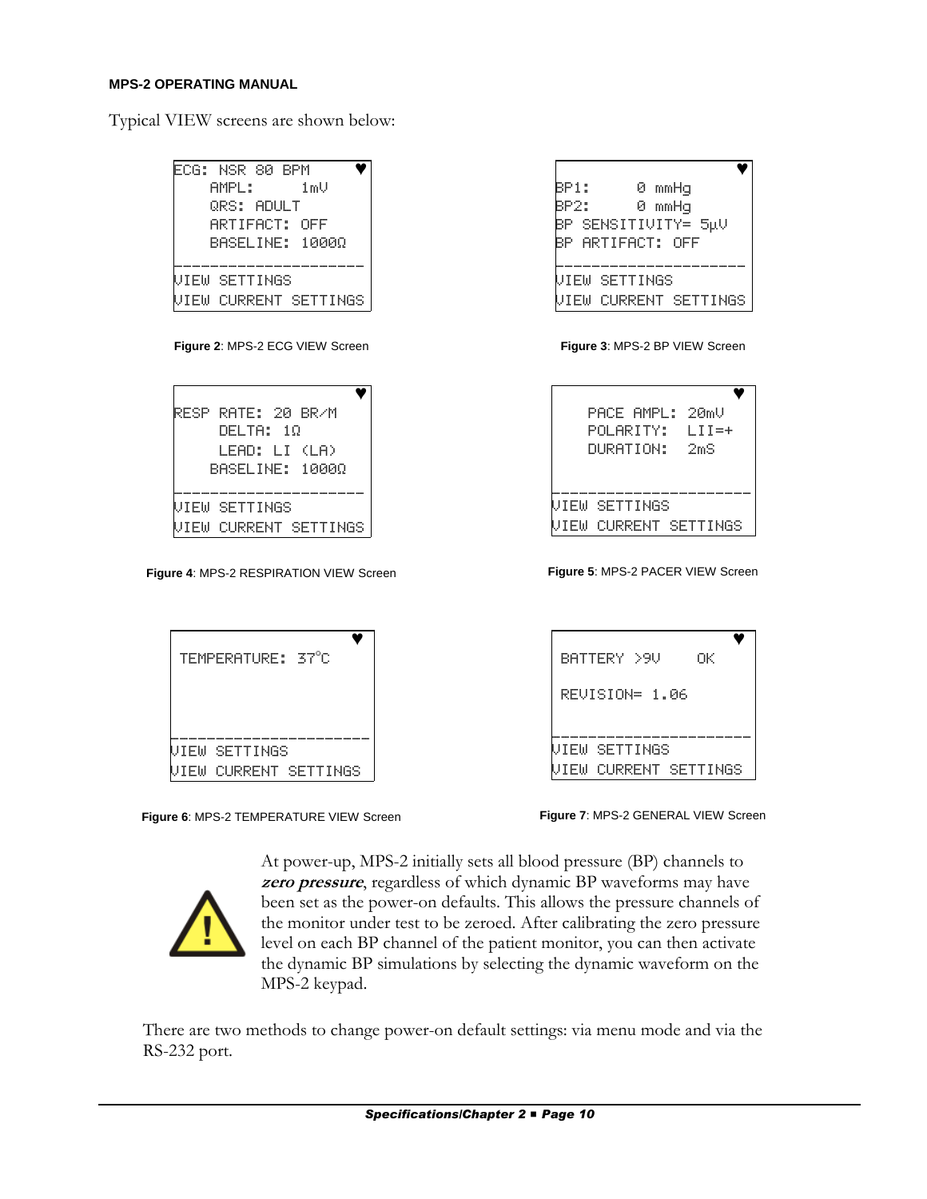Typical VIEW screens are shown below:

```
ECG: NSR 80 BPM              ♥
    AMPL:      1mV
    QRS: ADULT
    ARTIFACT: OFF
    BASELINE: 1000Ω
----------------------
VIEW SETTINGS
VIEW CURRENT SETTINGS
```

**Figure 2**: MPS-2 ECG VIEW Screen

```
                             ♥
BP1:      0 mmHg
BP2:      0 mmHg
BP SENSITIVITY= 5µV
BP ARTIFACT: OFF
----------------------
VIEW SETTINGS
VIEW CURRENT SETTINGS
```

**Figure 3**: MPS-2 BP VIEW Screen

```
                             ♥
RESP RATE: 20 BR/M
     DELTA: 1Ω
     LEAD: LI (LA)
    BASELINE: 1000Ω
----------------------
VIEW SETTINGS
VIEW CURRENT SETTINGS
```

**Figure 4**: MPS-2 RESPIRATION VIEW Screen

```
                             ♥
    PACE AMPL: 20mV
    POLARITY:  LII=+
    DURATION:  2mS

----------------------
VIEW SETTINGS
VIEW CURRENT SETTINGS
```

**Figure 5**: MPS-2 PACER VIEW Screen

```
                             ♥
 TEMPERATURE: 37°C



----------------------
VIEW SETTINGS
VIEW CURRENT SETTINGS
```

**Figure 6**: MPS-2 TEMPERATURE VIEW Screen

```
                             ♥
 BATTERY >9V    OK

 REVISION= 1.06

----------------------
VIEW SETTINGS
VIEW CURRENT SETTINGS
```

**Figure 7**: MPS-2 GENERAL VIEW Screen

At power-up, MPS-2 initially sets all blood pressure (BP) channels to ***zero pressure***, regardless of which dynamic BP waveforms may have been set as the power-on defaults. This allows the pressure channels of the monitor under test to be zeroed. After calibrating the zero pressure level on each BP channel of the patient monitor, you can then activate the dynamic BP simulations by selecting the dynamic waveform on the MPS-2 keypad.

There are two methods to change power-on default settings: via menu mode and via the RS-232 port.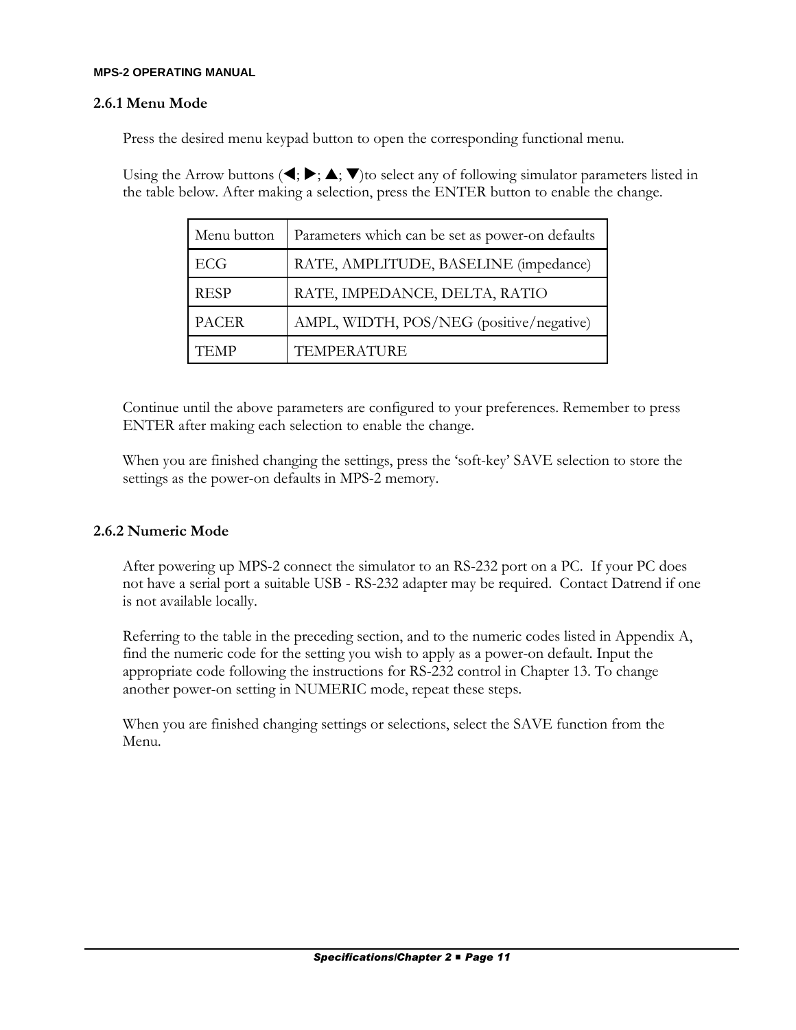### 2.6.1 Menu Mode

Press the desired menu keypad button to open the corresponding functional menu.

Using the Arrow buttons (◀; ▶; ▲; ▼)to select any of following simulator parameters listed in the table below. After making a selection, press the ENTER button to enable the change.

| Menu button | Parameters which can be set as power-on defaults |
|---|---|
| ECG | RATE, AMPLITUDE, BASELINE (impedance) |
| RESP | RATE, IMPEDANCE, DELTA, RATIO |
| PACER | AMPL, WIDTH, POS/NEG (positive/negative) |
| TEMP | TEMPERATURE |

Continue until the above parameters are configured to your preferences. Remember to press ENTER after making each selection to enable the change.

When you are finished changing the settings, press the 'soft-key' SAVE selection to store the settings as the power-on defaults in MPS-2 memory.

### 2.6.2 Numeric Mode

After powering up MPS-2 connect the simulator to an RS-232 port on a PC. If your PC does not have a serial port a suitable USB - RS-232 adapter may be required. Contact Datrend if one is not available locally.

Referring to the table in the preceding section, and to the numeric codes listed in Appendix A, find the numeric code for the setting you wish to apply as a power-on default. Input the appropriate code following the instructions for RS-232 control in Chapter 13. To change another power-on setting in NUMERIC mode, repeat these steps.

When you are finished changing settings or selections, select the SAVE function from the Menu.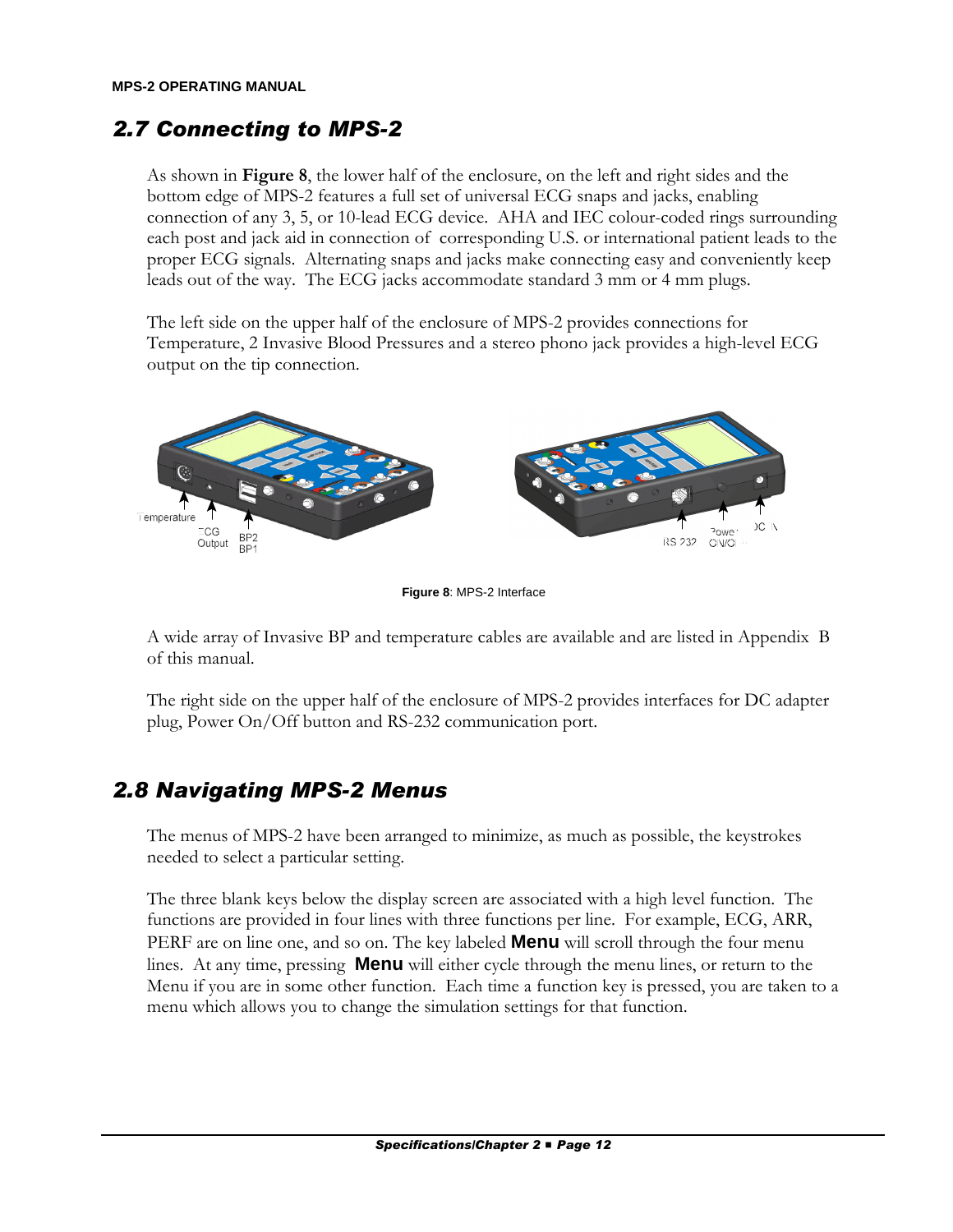## 2.7 Connecting to MPS-2

As shown in **Figure 8**, the lower half of the enclosure, on the left and right sides and the bottom edge of MPS-2 features a full set of universal ECG snaps and jacks, enabling connection of any 3, 5, or 10-lead ECG device. AHA and IEC colour-coded rings surrounding each post and jack aid in connection of corresponding U.S. or international patient leads to the proper ECG signals. Alternating snaps and jacks make connecting easy and conveniently keep leads out of the way. The ECG jacks accommodate standard 3 mm or 4 mm plugs.

The left side on the upper half of the enclosure of MPS-2 provides connections for Temperature, 2 Invasive Blood Pressures and a stereo phono jack provides a high-level ECG output on the tip connection.

**Figure 8**: MPS-2 Interface

A wide array of Invasive BP and temperature cables are available and are listed in Appendix B of this manual.

The right side on the upper half of the enclosure of MPS-2 provides interfaces for DC adapter plug, Power On/Off button and RS-232 communication port.

## 2.8 Navigating MPS-2 Menus

The menus of MPS-2 have been arranged to minimize, as much as possible, the keystrokes needed to select a particular setting.

The three blank keys below the display screen are associated with a high level function. The functions are provided in four lines with three functions per line. For example, ECG, ARR, PERF are on line one, and so on. The key labeled **Menu** will scroll through the four menu lines. At any time, pressing **Menu** will either cycle through the menu lines, or return to the Menu if you are in some other function. Each time a function key is pressed, you are taken to a menu which allows you to change the simulation settings for that function.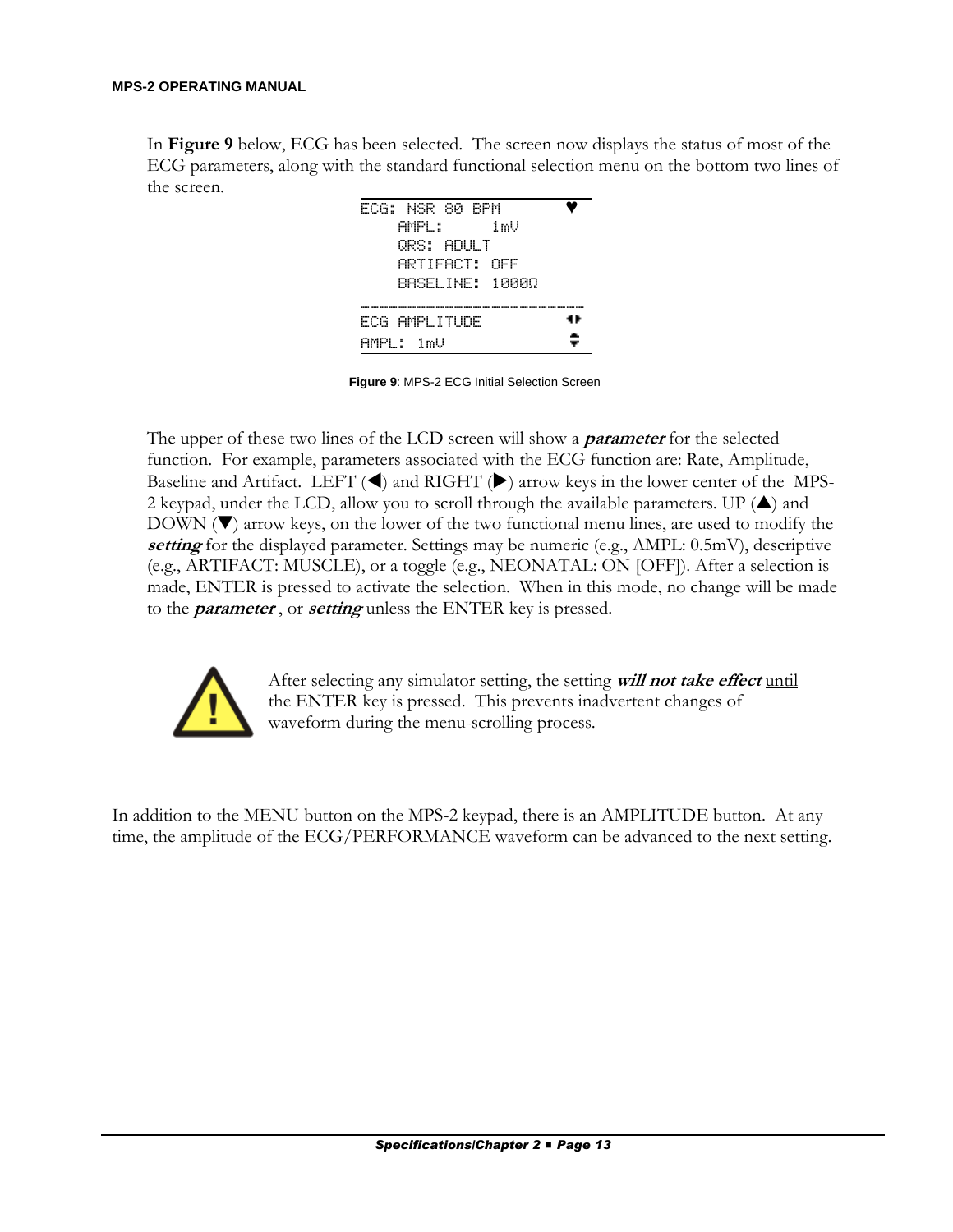In **Figure 9** below, ECG has been selected. The screen now displays the status of most of the ECG parameters, along with the standard functional selection menu on the bottom two lines of the screen.

```
ECG: NSR 80 BPM              ♥
    AMPL:      1mV
    QRS: ADULT
    ARTIFACT: OFF
    BASELINE: 1000Ω
-----------------------------
ECG AMPLITUDE               ◄►
AMPL: 1mV                   ▲▼
```

**Figure 9**: MPS-2 ECG Initial Selection Screen

The upper of these two lines of the LCD screen will show a ***parameter*** for the selected function. For example, parameters associated with the ECG function are: Rate, Amplitude, Baseline and Artifact. LEFT (◀) and RIGHT (▶) arrow keys in the lower center of the MPS-2 keypad, under the LCD, allow you to scroll through the available parameters. UP (▲) and DOWN (▼) arrow keys, on the lower of the two functional menu lines, are used to modify the ***setting*** for the displayed parameter. Settings may be numeric (e.g., AMPL: 0.5mV), descriptive (e.g., ARTIFACT: MUSCLE), or a toggle (e.g., NEONATAL: ON [OFF]). After a selection is made, ENTER is pressed to activate the selection. When in this mode, no change will be made to the ***parameter***, or ***setting*** unless the ENTER key is pressed.

> ⚠ After selecting any simulator setting, the setting ***will not take effect*** until the ENTER key is pressed. This prevents inadvertent changes of waveform during the menu-scrolling process.

In addition to the MENU button on the MPS-2 keypad, there is an AMPLITUDE button. At any time, the amplitude of the ECG/PERFORMANCE waveform can be advanced to the next setting.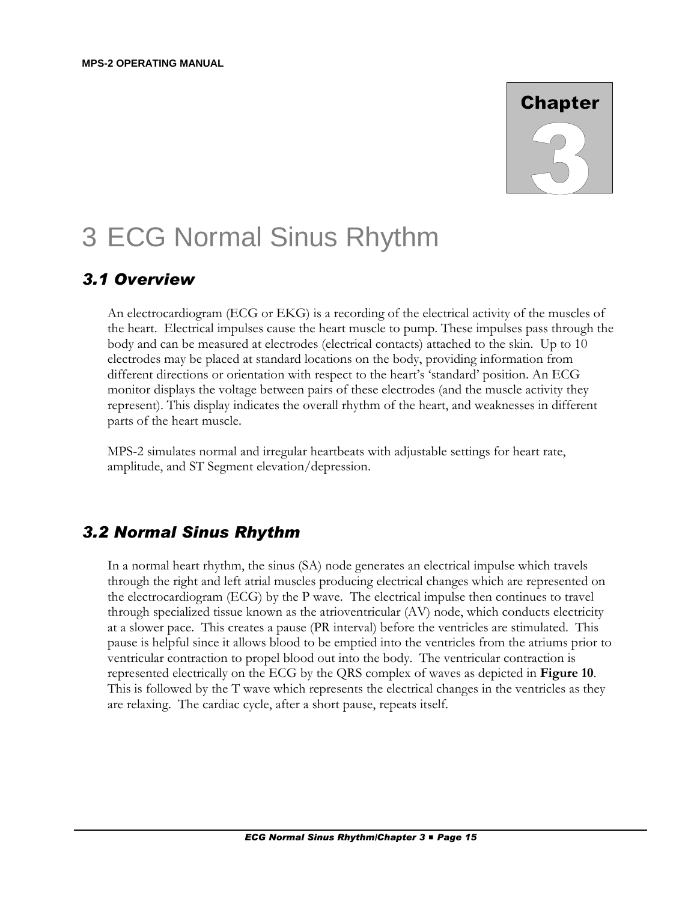# 3 ECG Normal Sinus Rhythm

## 3.1 Overview

An electrocardiogram (ECG or EKG) is a recording of the electrical activity of the muscles of the heart. Electrical impulses cause the heart muscle to pump. These impulses pass through the body and can be measured at electrodes (electrical contacts) attached to the skin. Up to 10 electrodes may be placed at standard locations on the body, providing information from different directions or orientation with respect to the heart's 'standard' position. An ECG monitor displays the voltage between pairs of these electrodes (and the muscle activity they represent). This display indicates the overall rhythm of the heart, and weaknesses in different parts of the heart muscle.

MPS-2 simulates normal and irregular heartbeats with adjustable settings for heart rate, amplitude, and ST Segment elevation/depression.

## 3.2 Normal Sinus Rhythm

In a normal heart rhythm, the sinus (SA) node generates an electrical impulse which travels through the right and left atrial muscles producing electrical changes which are represented on the electrocardiogram (ECG) by the P wave. The electrical impulse then continues to travel through specialized tissue known as the atrioventricular (AV) node, which conducts electricity at a slower pace. This creates a pause (PR interval) before the ventricles are stimulated. This pause is helpful since it allows blood to be emptied into the ventricles from the atriums prior to ventricular contraction to propel blood out into the body. The ventricular contraction is represented electrically on the ECG by the QRS complex of waves as depicted in **Figure 10**. This is followed by the T wave which represents the electrical changes in the ventricles as they are relaxing. The cardiac cycle, after a short pause, repeats itself.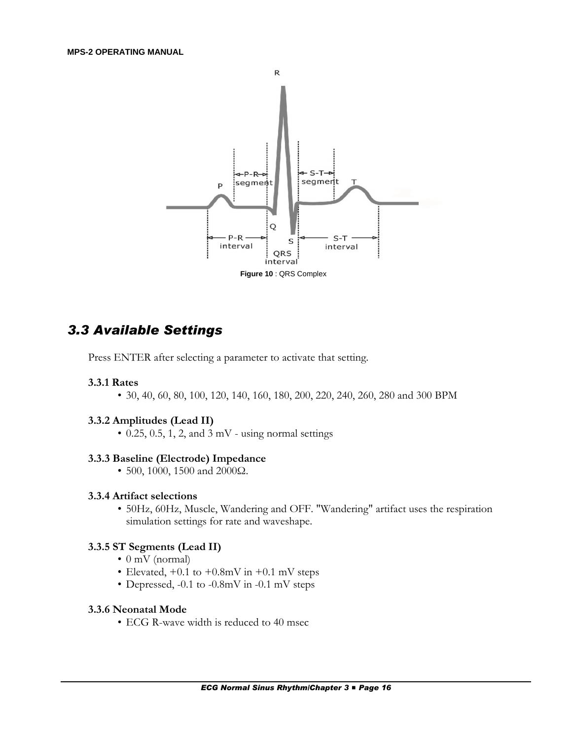**Figure 10** : QRS Complex

## *3.3 Available Settings*

Press ENTER after selecting a parameter to activate that setting.

#### 3.3.1 Rates

- 30, 40, 60, 80, 100, 120, 140, 160, 180, 200, 220, 240, 260, 280 and 300 BPM

#### 3.3.2 Amplitudes (Lead II)

- 0.25, 0.5, 1, 2, and 3 mV - using normal settings

#### 3.3.3 Baseline (Electrode) Impedance

- 500, 1000, 1500 and 2000Ω.

#### 3.3.4 Artifact selections

- 50Hz, 60Hz, Muscle, Wandering and OFF. "Wandering" artifact uses the respiration simulation settings for rate and waveshape.

#### 3.3.5 ST Segments (Lead II)

- 0 mV (normal)
- Elevated, +0.1 to +0.8mV in +0.1 mV steps
- Depressed, -0.1 to -0.8mV in -0.1 mV steps

#### 3.3.6 Neonatal Mode

- ECG R-wave width is reduced to 40 msec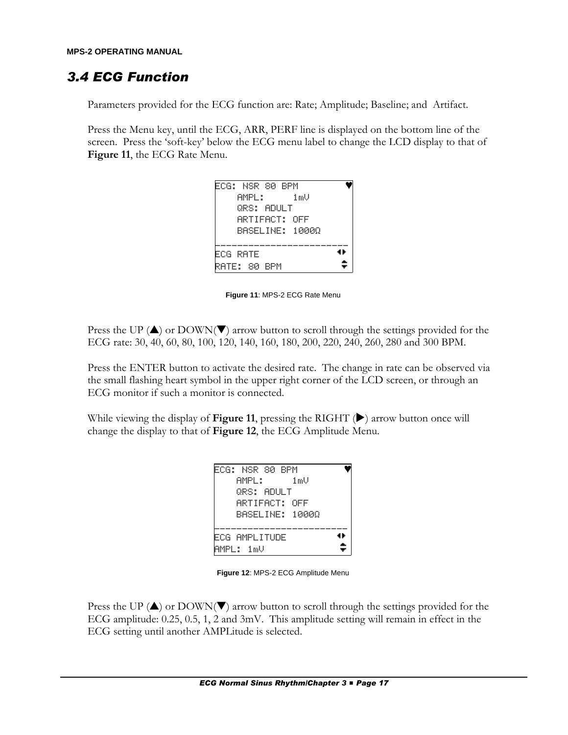## 3.4 ECG Function

Parameters provided for the ECG function are: Rate; Amplitude; Baseline; and Artifact.

Press the Menu key, until the ECG, ARR, PERF line is displayed on the bottom line of the screen. Press the 'soft-key' below the ECG menu label to change the LCD display to that of **Figure 11**, the ECG Rate Menu.

```
ECG: NSR 80 BPM          ♥
    AMPL:      1mV
    QRS: ADULT
    ARTIFACT: OFF
    BASELINE: 1000Ω
--------------------------
ECG RATE                ◀▶
RATE: 80 BPM            ▲▼
```

**Figure 11**: MPS-2 ECG Rate Menu

Press the UP (▲) or DOWN(▼) arrow button to scroll through the settings provided for the ECG rate: 30, 40, 60, 80, 100, 120, 140, 160, 180, 200, 220, 240, 260, 280 and 300 BPM.

Press the ENTER button to activate the desired rate. The change in rate can be observed via the small flashing heart symbol in the upper right corner of the LCD screen, or through an ECG monitor if such a monitor is connected.

While viewing the display of **Figure 11**, pressing the RIGHT (▶) arrow button once will change the display to that of **Figure 12**, the ECG Amplitude Menu.

```
ECG: NSR 80 BPM          ♥
    AMPL:      1mV
    QRS: ADULT
    ARTIFACT: OFF
    BASELINE: 1000Ω
--------------------------
ECG AMPLITUDE           ◀▶
AMPL: 1mV               ▲▼
```

**Figure 12**: MPS-2 ECG Amplitude Menu

Press the UP (▲) or DOWN(▼) arrow button to scroll through the settings provided for the ECG amplitude: 0.25, 0.5, 1, 2 and 3mV. This amplitude setting will remain in effect in the ECG setting until another AMPLitude is selected.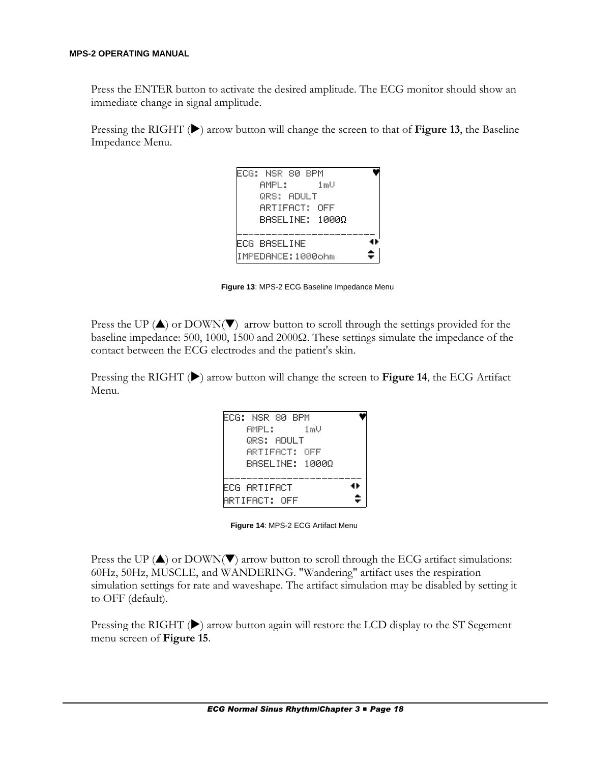Press the ENTER button to activate the desired amplitude. The ECG monitor should show an immediate change in signal amplitude.

Pressing the RIGHT (▶) arrow button will change the screen to that of **Figure 13**, the Baseline Impedance Menu.

```
ECG: NSR 80 BPM              ♥
    AMPL:      1mV
    QRS: ADULT
    ARTIFACT: OFF
    BASELINE: 1000Ω
_____________________________
ECG BASELINE                ◂▸
IMPEDANCE:1000ohm           ⇕
```

**Figure 13**: MPS-2 ECG Baseline Impedance Menu

Press the UP (▲) or DOWN(▼) arrow button to scroll through the settings provided for the baseline impedance: 500, 1000, 1500 and 2000Ω. These settings simulate the impedance of the contact between the ECG electrodes and the patient's skin.

Pressing the RIGHT (▶) arrow button will change the screen to **Figure 14**, the ECG Artifact Menu.

```
ECG: NSR 80 BPM              ♥
    AMPL:      1mV
    QRS: ADULT
    ARTIFACT: OFF
    BASELINE: 1000Ω
_____________________________
ECG ARTIFACT                ◂▸
ARTIFACT: OFF               ⇕
```

**Figure 14**: MPS-2 ECG Artifact Menu

Press the UP (▲) or DOWN(▼) arrow button to scroll through the ECG artifact simulations: 60Hz, 50Hz, MUSCLE, and WANDERING. "Wandering" artifact uses the respiration simulation settings for rate and waveshape. The artifact simulation may be disabled by setting it to OFF (default).

Pressing the RIGHT (▶) arrow button again will restore the LCD display to the ST Segement menu screen of **Figure 15**.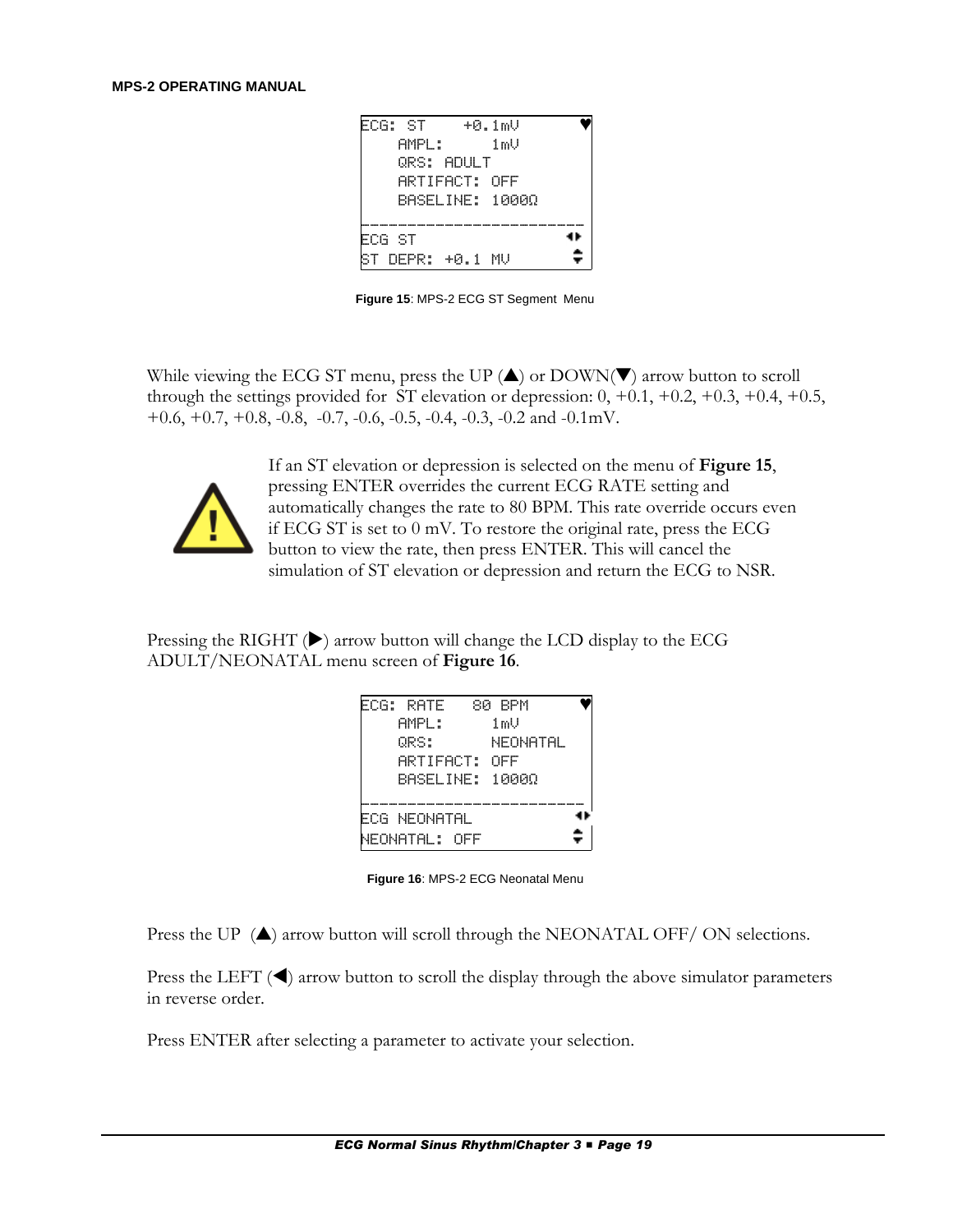```
ECG: ST    +0.1mV        ♥
    AMPL:      1mV
    QRS: ADULT
    ARTIFACT: OFF
    BASELINE: 1000Ω
--------------------------
ECG ST                  ◄►
ST DEPR: +0.1 MV        ▲▼
```

**Figure 15**: MPS-2 ECG ST Segment Menu

While viewing the ECG ST menu, press the UP (▲) or DOWN(▼) arrow button to scroll through the settings provided for ST elevation or depression: 0, +0.1, +0.2, +0.3, +0.4, +0.5, +0.6, +0.7, +0.8, -0.8, -0.7, -0.6, -0.5, -0.4, -0.3, -0.2 and -0.1mV.

If an ST elevation or depression is selected on the menu of **Figure 15**, pressing ENTER overrides the current ECG RATE setting and automatically changes the rate to 80 BPM. This rate override occurs even if ECG ST is set to 0 mV. To restore the original rate, press the ECG button to view the rate, then press ENTER. This will cancel the simulation of ST elevation or depression and return the ECG to NSR.

Pressing the RIGHT (▶) arrow button will change the LCD display to the ECG ADULT/NEONATAL menu screen of **Figure 16**.

```
ECG: RATE   80 BPM       ♥
    AMPL:      1mV
    QRS:       NEONATAL
    ARTIFACT: OFF
    BASELINE: 1000Ω
--------------------------
ECG NEONATAL            ◄►
NEONATAL: OFF           ▲▼
```

**Figure 16**: MPS-2 ECG Neonatal Menu

Press the UP (▲) arrow button will scroll through the NEONATAL OFF/ ON selections.

Press the LEFT (◀) arrow button to scroll the display through the above simulator parameters in reverse order.

Press ENTER after selecting a parameter to activate your selection.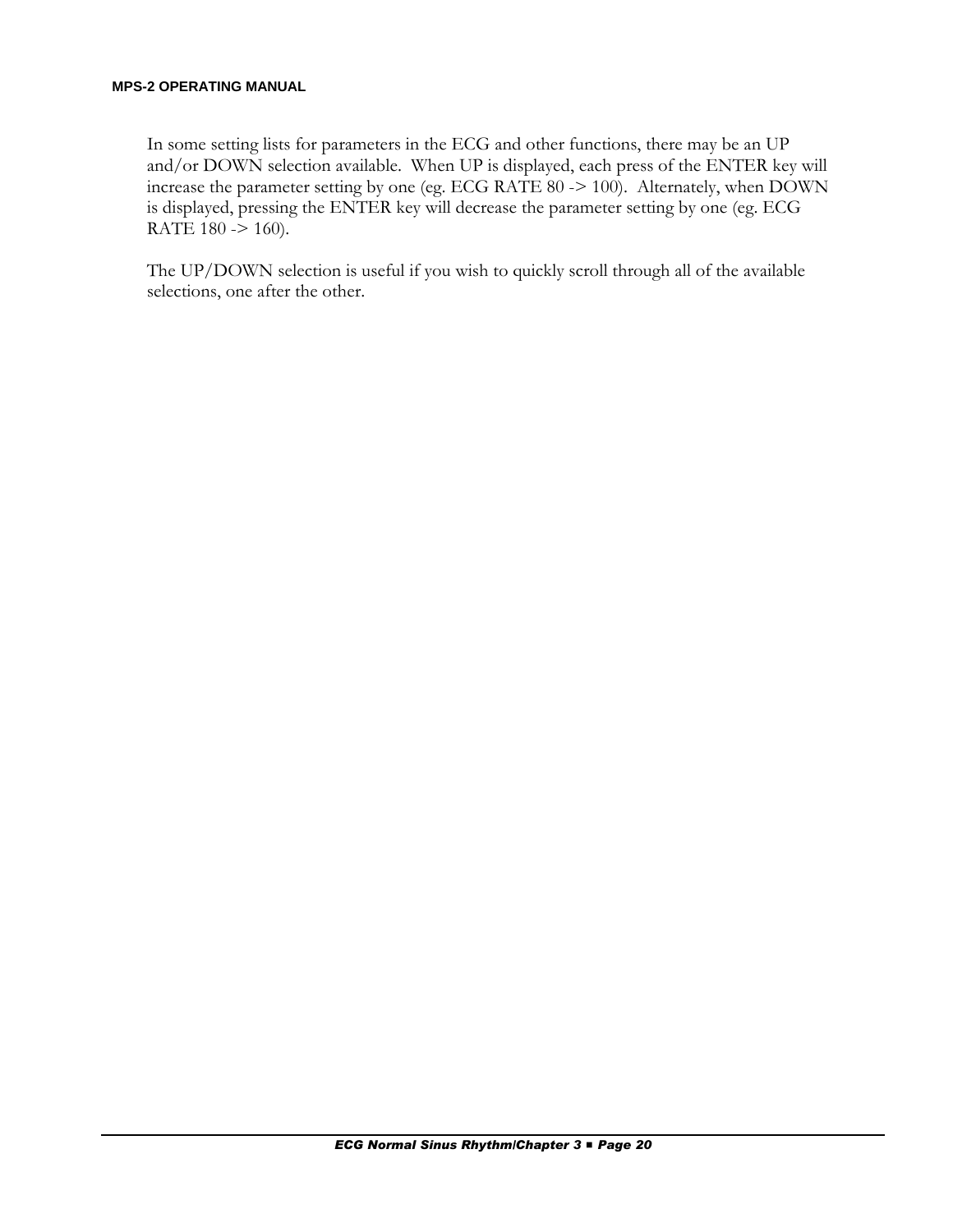In some setting lists for parameters in the ECG and other functions, there may be an UP and/or DOWN selection available. When UP is displayed, each press of the ENTER key will increase the parameter setting by one (eg. ECG RATE 80 -> 100). Alternately, when DOWN is displayed, pressing the ENTER key will decrease the parameter setting by one (eg. ECG RATE 180 -> 160).

The UP/DOWN selection is useful if you wish to quickly scroll through all of the available selections, one after the other.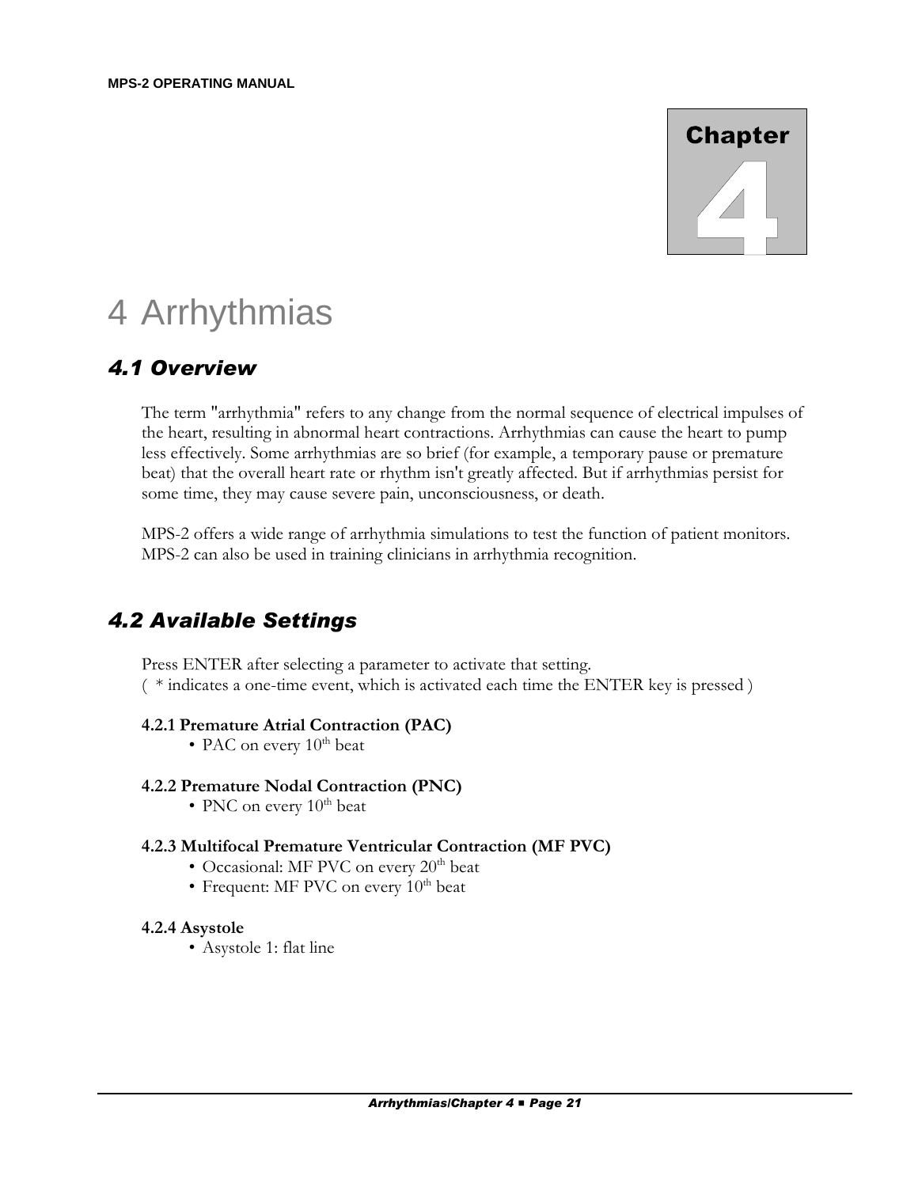# 4 Arrhythmias

## 4.1 Overview

The term "arrhythmia" refers to any change from the normal sequence of electrical impulses of the heart, resulting in abnormal heart contractions. Arrhythmias can cause the heart to pump less effectively. Some arrhythmias are so brief (for example, a temporary pause or premature beat) that the overall heart rate or rhythm isn't greatly affected. But if arrhythmias persist for some time, they may cause severe pain, unconsciousness, or death.

MPS-2 offers a wide range of arrhythmia simulations to test the function of patient monitors. MPS-2 can also be used in training clinicians in arrhythmia recognition.

## 4.2 Available Settings

Press ENTER after selecting a parameter to activate that setting.
( * indicates a one-time event, which is activated each time the ENTER key is pressed )

### 4.2.1 Premature Atrial Contraction (PAC)

- PAC on every $10^{th}$ beat

### 4.2.2 Premature Nodal Contraction (PNC)

- PNC on every $10^{th}$ beat

### 4.2.3 Multifocal Premature Ventricular Contraction (MF PVC)

- Occasional: MF PVC on every $20^{th}$ beat
- Frequent: MF PVC on every $10^{th}$ beat

### 4.2.4 Asystole

- Asystole 1: flat line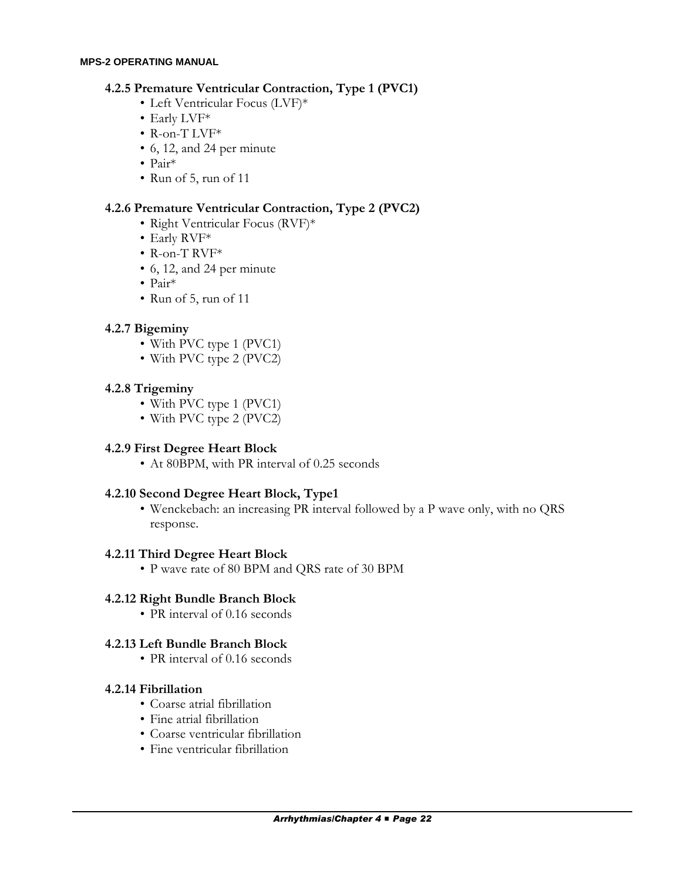### 4.2.5 Premature Ventricular Contraction, Type 1 (PVC1)

- Left Ventricular Focus (LVF)*
- Early LVF*
- R-on-T LVF*
- 6, 12, and 24 per minute
- Pair*
- Run of 5, run of 11

### 4.2.6 Premature Ventricular Contraction, Type 2 (PVC2)

- Right Ventricular Focus (RVF)*
- Early RVF*
- R-on-T RVF*
- 6, 12, and 24 per minute
- Pair*
- Run of 5, run of 11

### 4.2.7 Bigeminy

- With PVC type 1 (PVC1)
- With PVC type 2 (PVC2)

### 4.2.8 Trigeminy

- With PVC type 1 (PVC1)
- With PVC type 2 (PVC2)

### 4.2.9 First Degree Heart Block

- At 80BPM, with PR interval of 0.25 seconds

### 4.2.10 Second Degree Heart Block, Type1

- Wenckebach: an increasing PR interval followed by a P wave only, with no QRS response.

### 4.2.11 Third Degree Heart Block

- P wave rate of 80 BPM and QRS rate of 30 BPM

### 4.2.12 Right Bundle Branch Block

- PR interval of 0.16 seconds

### 4.2.13 Left Bundle Branch Block

- PR interval of 0.16 seconds

### 4.2.14 Fibrillation

- Coarse atrial fibrillation
- Fine atrial fibrillation
- Coarse ventricular fibrillation
- Fine ventricular fibrillation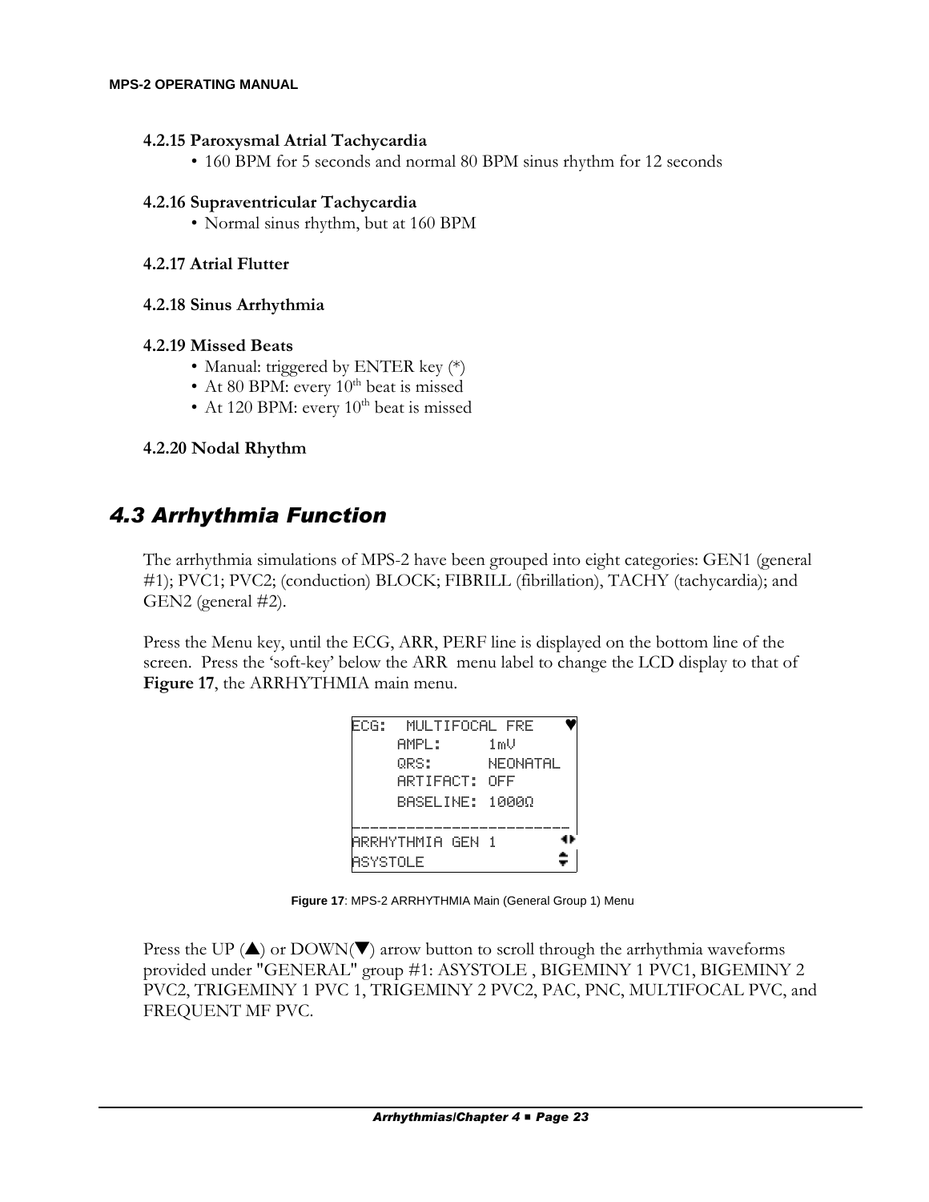#### 4.2.15 Paroxysmal Atrial Tachycardia

- 160 BPM for 5 seconds and normal 80 BPM sinus rhythm for 12 seconds

#### 4.2.16 Supraventricular Tachycardia

- Normal sinus rhythm, but at 160 BPM

#### 4.2.17 Atrial Flutter

#### 4.2.18 Sinus Arrhythmia

#### 4.2.19 Missed Beats

- Manual: triggered by ENTER key (*)
- At 80 BPM: every 10th beat is missed
- At 120 BPM: every 10th beat is missed

#### 4.2.20 Nodal Rhythm

## *4.3 Arrhythmia Function*

The arrhythmia simulations of MPS-2 have been grouped into eight categories: GEN1 (general #1); PVC1; PVC2; (conduction) BLOCK; FIBRILL (fibrillation), TACHY (tachycardia); and GEN2 (general #2).

Press the Menu key, until the ECG, ARR, PERF line is displayed on the bottom line of the screen. Press the 'soft-key' below the ARR menu label to change the LCD display to that of **Figure 17**, the ARRHYTHMIA main menu.

```
ECG:  MULTIFOCAL FRE    ♥
     AMPL:      1mV
     QRS:       NEONATAL
     ARTIFACT:  OFF
     BASELINE:  1000Ω
-------------------------
ARRHYTHMIA GEN 1       ◄►
ASYSTOLE               ▲▼
```

**Figure 17**: MPS-2 ARRHYTHMIA Main (General Group 1) Menu

Press the UP (▲) or DOWN(▼) arrow button to scroll through the arrhythmia waveforms provided under "GENERAL" group #1: ASYSTOLE , BIGEMINY 1 PVC1, BIGEMINY 2 PVC2, TRIGEMINY 1 PVC 1, TRIGEMINY 2 PVC2, PAC, PNC, MULTIFOCAL PVC, and FREQUENT MF PVC.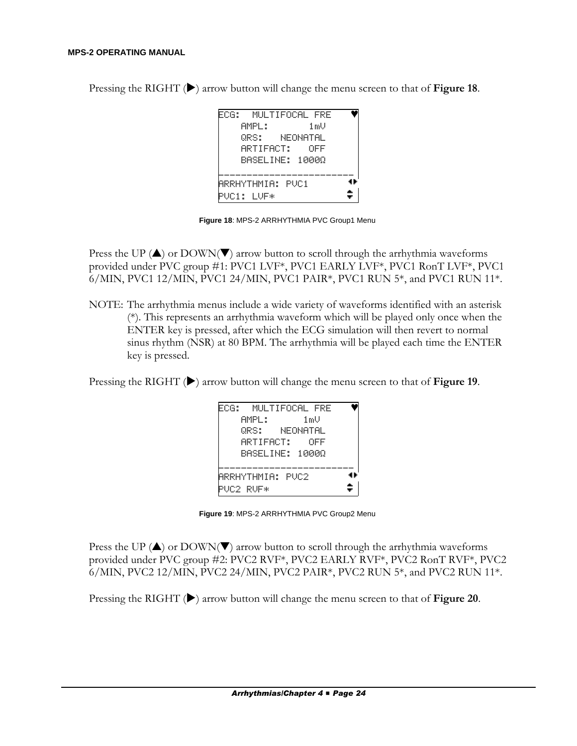Pressing the RIGHT (▶) arrow button will change the menu screen to that of **Figure 18**.

```
ECG:  MULTIFOCAL FRE     ♥
    AMPL:        1mV
    QRS:   NEONATAL
    ARTIFACT:    OFF
    BASELINE: 1000Ω
--------------------------
ARRHYTHMIA: PVC1        ◀▶
PVC1: LVF*              ▲▼
```

**Figure 18**: MPS-2 ARRHYTHMIA PVC Group1 Menu

Press the UP (▲) or DOWN(▼) arrow button to scroll through the arrhythmia waveforms provided under PVC group #1: PVC1 LVF*, PVC1 EARLY LVF*, PVC1 RonT LVF*, PVC1 6/MIN, PVC1 12/MIN, PVC1 24/MIN, PVC1 PAIR*, PVC1 RUN 5*, and PVC1 RUN 11*.

NOTE: The arrhythmia menus include a wide variety of waveforms identified with an asterisk (*). This represents an arrhythmia waveform which will be played only once when the ENTER key is pressed, after which the ECG simulation will then revert to normal sinus rhythm (NSR) at 80 BPM. The arrhythmia will be played each time the ENTER key is pressed.

Pressing the RIGHT (▶) arrow button will change the menu screen to that of **Figure 19**.

```
ECG:  MULTIFOCAL FRE     ♥
    AMPL:        1mV
    QRS:   NEONATAL
    ARTIFACT:    OFF
    BASELINE: 1000Ω
--------------------------
ARRHYTHMIA: PVC2        ◀▶
PVC2 RVF*               ▲▼
```

**Figure 19**: MPS-2 ARRHYTHMIA PVC Group2 Menu

Press the UP (▲) or DOWN(▼) arrow button to scroll through the arrhythmia waveforms provided under PVC group #2: PVC2 RVF*, PVC2 EARLY RVF*, PVC2 RonT RVF*, PVC2 6/MIN, PVC2 12/MIN, PVC2 24/MIN, PVC2 PAIR*, PVC2 RUN 5*, and PVC2 RUN 11*.

Pressing the RIGHT (▶) arrow button will change the menu screen to that of **Figure 20**.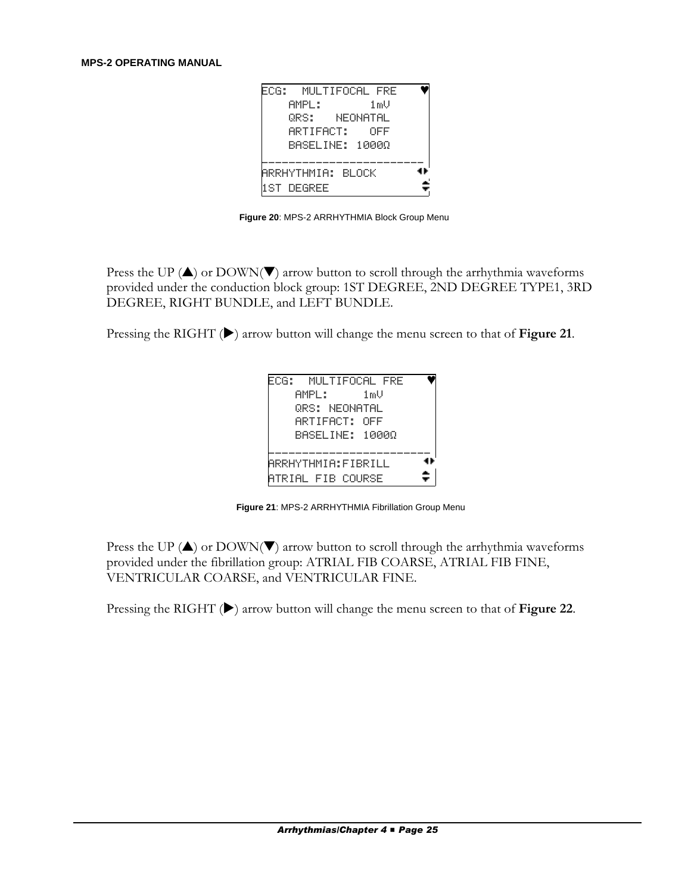```
ECG:  MULTIFOCAL FRE    ♥
    AMPL:        1mV
    QRS:   NEONATAL
    ARTIFACT:    OFF
    BASELINE: 1000Ω
------------------------
ARRHYTHMIA: BLOCK      ◄►
1ST DEGREE              ⇕
```

**Figure 20**: MPS-2 ARRHYTHMIA Block Group Menu

Press the UP (▲) or DOWN(▼) arrow button to scroll through the arrhythmia waveforms provided under the conduction block group: 1ST DEGREE, 2ND DEGREE TYPE1, 3RD DEGREE, RIGHT BUNDLE, and LEFT BUNDLE.

Pressing the RIGHT (▶) arrow button will change the menu screen to that of **Figure 21**.

```
ECG:  MULTIFOCAL FRE    ♥
    AMPL:      1mV
    QRS: NEONATAL
    ARTIFACT: OFF
    BASELINE: 1000Ω
------------------------
ARRHYTHMIA:FIBRILL     ◄►
ATRIAL FIB COURSE       ⇕
```

**Figure 21**: MPS-2 ARRHYTHMIA Fibrillation Group Menu

Press the UP (▲) or DOWN(▼) arrow button to scroll through the arrhythmia waveforms provided under the fibrillation group: ATRIAL FIB COARSE, ATRIAL FIB FINE, VENTRICULAR COARSE, and VENTRICULAR FINE.

Pressing the RIGHT (▶) arrow button will change the menu screen to that of **Figure 22**.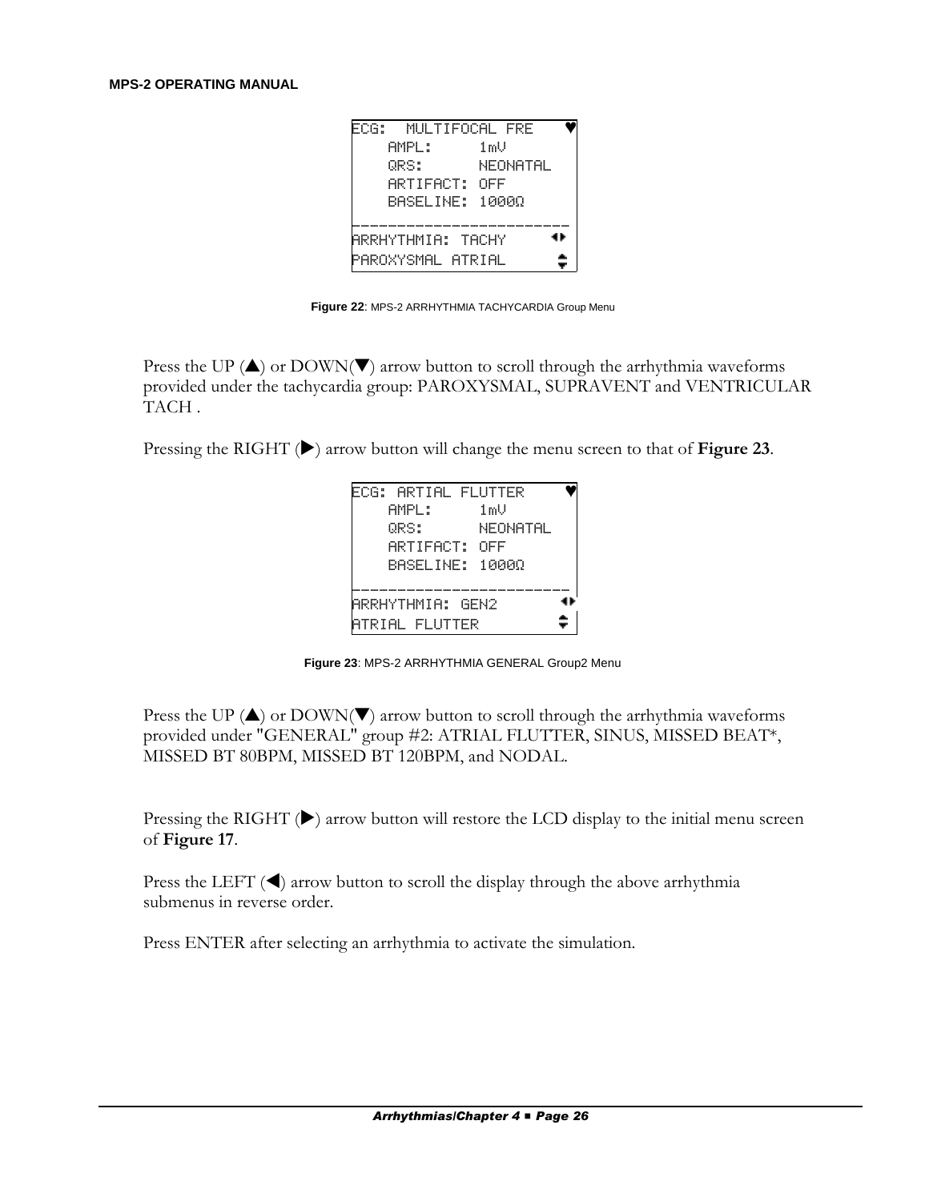```
ECG:  MULTIFOCAL FRE    ♥
    AMPL:      1mV
    QRS:       NEONATAL
    ARTIFACT: OFF
    BASELINE: 1000Ω
________________________
ARRHYTHMIA: TACHY      ◄►
PAROXYSMAL ATRIAL      ▲▼
```

**Figure 22**: MPS-2 ARRHYTHMIA TACHYCARDIA Group Menu

Press the UP (▲) or DOWN(▼) arrow button to scroll through the arrhythmia waveforms provided under the tachycardia group: PAROXYSMAL, SUPRAVENT and VENTRICULAR TACH .

Pressing the RIGHT (▶) arrow button will change the menu screen to that of **Figure 23**.

```
ECG: ARTIAL FLUTTER     ♥
    AMPL:      1mV
    QRS:       NEONATAL
    ARTIFACT: OFF
    BASELINE: 1000Ω
________________________
ARRHYTHMIA: GEN2       ◄►
ATRIAL FLUTTER         ▲▼
```

**Figure 23**: MPS-2 ARRHYTHMIA GENERAL Group2 Menu

Press the UP (▲) or DOWN(▼) arrow button to scroll through the arrhythmia waveforms provided under "GENERAL" group #2: ATRIAL FLUTTER, SINUS, MISSED BEAT*, MISSED BT 80BPM, MISSED BT 120BPM, and NODAL.

Pressing the RIGHT (▶) arrow button will restore the LCD display to the initial menu screen of **Figure 17**.

Press the LEFT (◀) arrow button to scroll the display through the above arrhythmia submenus in reverse order.

Press ENTER after selecting an arrhythmia to activate the simulation.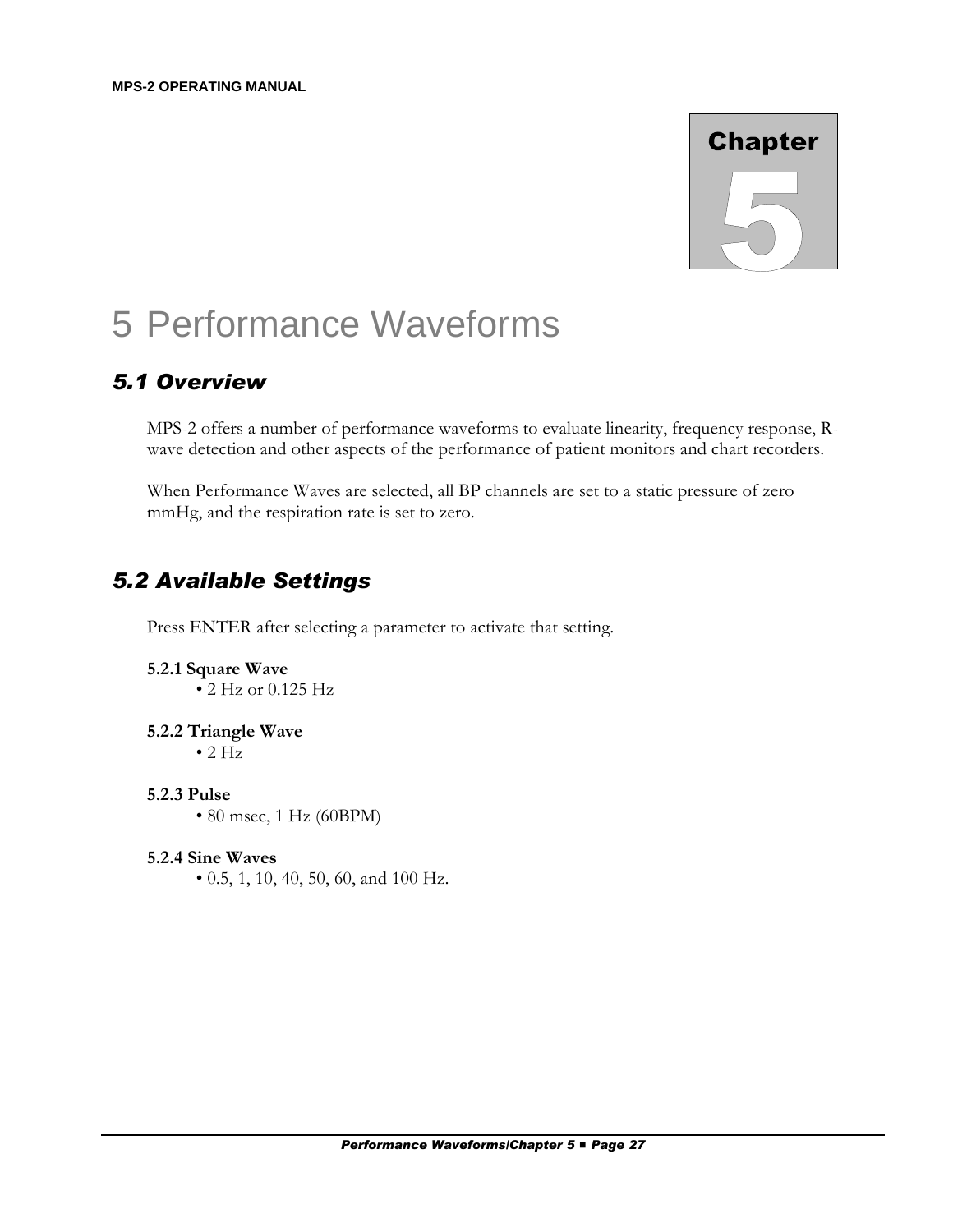Chapter 5

# 5 Performance Waveforms

## *5.1 Overview*

MPS-2 offers a number of performance waveforms to evaluate linearity, frequency response, R-wave detection and other aspects of the performance of patient monitors and chart recorders.

When Performance Waves are selected, all BP channels are set to a static pressure of zero mmHg, and the respiration rate is set to zero.

## *5.2 Available Settings*

Press ENTER after selecting a parameter to activate that setting.

**5.2.1 Square Wave**

- 2 Hz or 0.125 Hz

**5.2.2 Triangle Wave**

- 2 Hz

**5.2.3 Pulse**

- 80 msec, 1 Hz (60BPM)

**5.2.4 Sine Waves**

- 0.5, 1, 10, 40, 50, 60, and 100 Hz.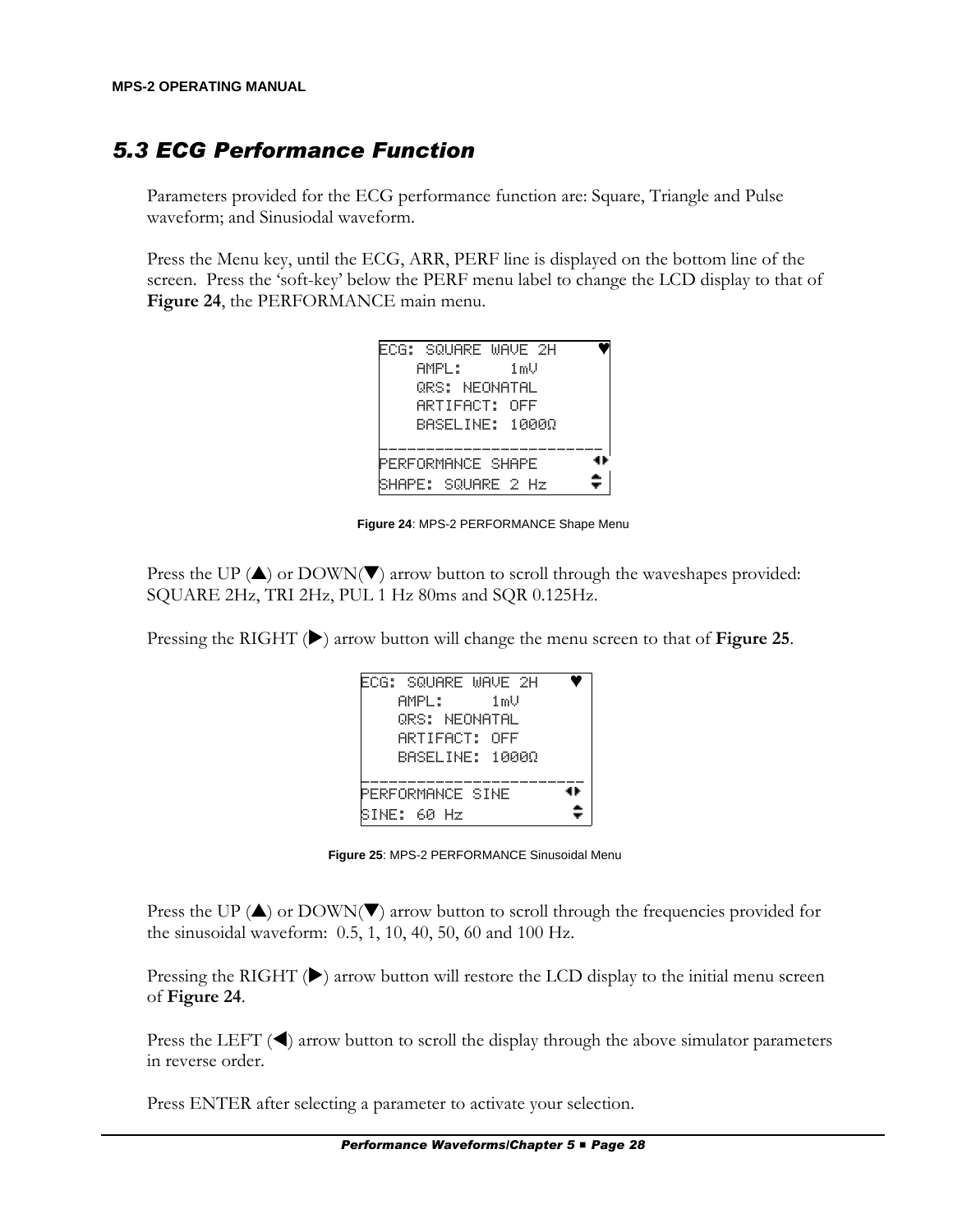## 5.3 ECG Performance Function

Parameters provided for the ECG performance function are: Square, Triangle and Pulse waveform; and Sinusiodal waveform.

Press the Menu key, until the ECG, ARR, PERF line is displayed on the bottom line of the screen. Press the 'soft-key' below the PERF menu label to change the LCD display to that of **Figure 24**, the PERFORMANCE main menu.

```
ECG: SQUARE WAVE 2H        ♥
    AMPL:      1mV
    QRS: NEONATAL
    ARTIFACT: OFF
    BASELINE: 1000Ω
-------------------------
PERFORMANCE SHAPE         ◄►
SHAPE: SQUARE 2 Hz        ▲▼
```

**Figure 24**: MPS-2 PERFORMANCE Shape Menu

Press the UP (▲) or DOWN(▼) arrow button to scroll through the waveshapes provided: SQUARE 2Hz, TRI 2Hz, PUL 1 Hz 80ms and SQR 0.125Hz.

Pressing the RIGHT (▶) arrow button will change the menu screen to that of **Figure 25**.

```
ECG: SQUARE WAVE 2H        ♥
    AMPL:      1mV
    QRS: NEONATAL
    ARTIFACT: OFF
    BASELINE: 1000Ω
-------------------------
PERFORMANCE SINE          ◄►
SINE: 60 Hz               ▲▼
```

**Figure 25**: MPS-2 PERFORMANCE Sinusoidal Menu

Press the UP (▲) or DOWN(▼) arrow button to scroll through the frequencies provided for the sinusoidal waveform: 0.5, 1, 10, 40, 50, 60 and 100 Hz.

Pressing the RIGHT (▶) arrow button will restore the LCD display to the initial menu screen of **Figure 24**.

Press the LEFT (◀) arrow button to scroll the display through the above simulator parameters in reverse order.

Press ENTER after selecting a parameter to activate your selection.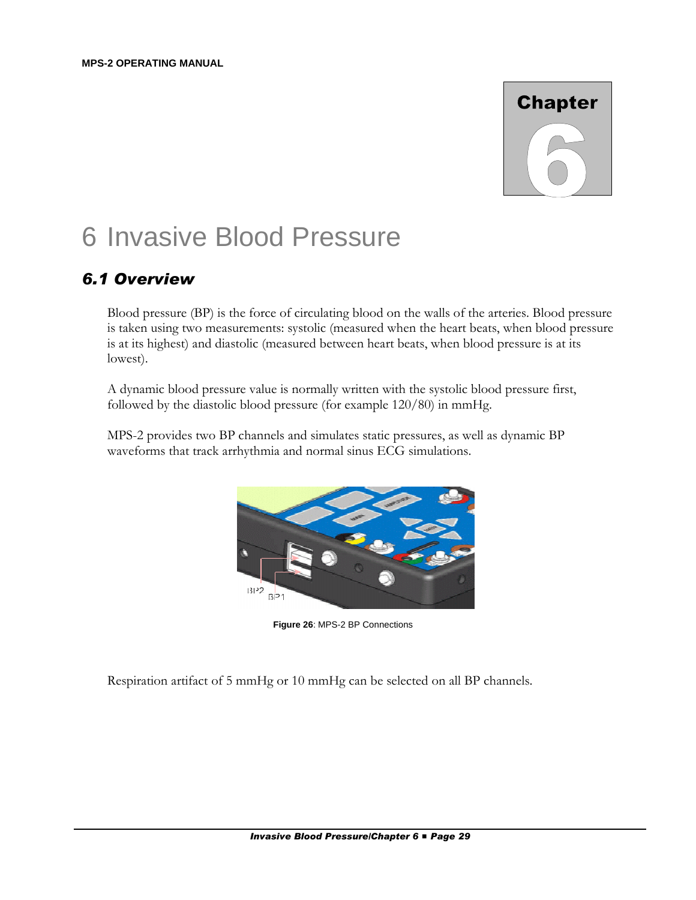# 6 Invasive Blood Pressure

## 6.1 Overview

Blood pressure (BP) is the force of circulating blood on the walls of the arteries. Blood pressure is taken using two measurements: systolic (measured when the heart beats, when blood pressure is at its highest) and diastolic (measured between heart beats, when blood pressure is at its lowest).

A dynamic blood pressure value is normally written with the systolic blood pressure first, followed by the diastolic blood pressure (for example 120/80) in mmHg.

MPS-2 provides two BP channels and simulates static pressures, as well as dynamic BP waveforms that track arrhythmia and normal sinus ECG simulations.

**Figure 26**: MPS-2 BP Connections

Respiration artifact of 5 mmHg or 10 mmHg can be selected on all BP channels.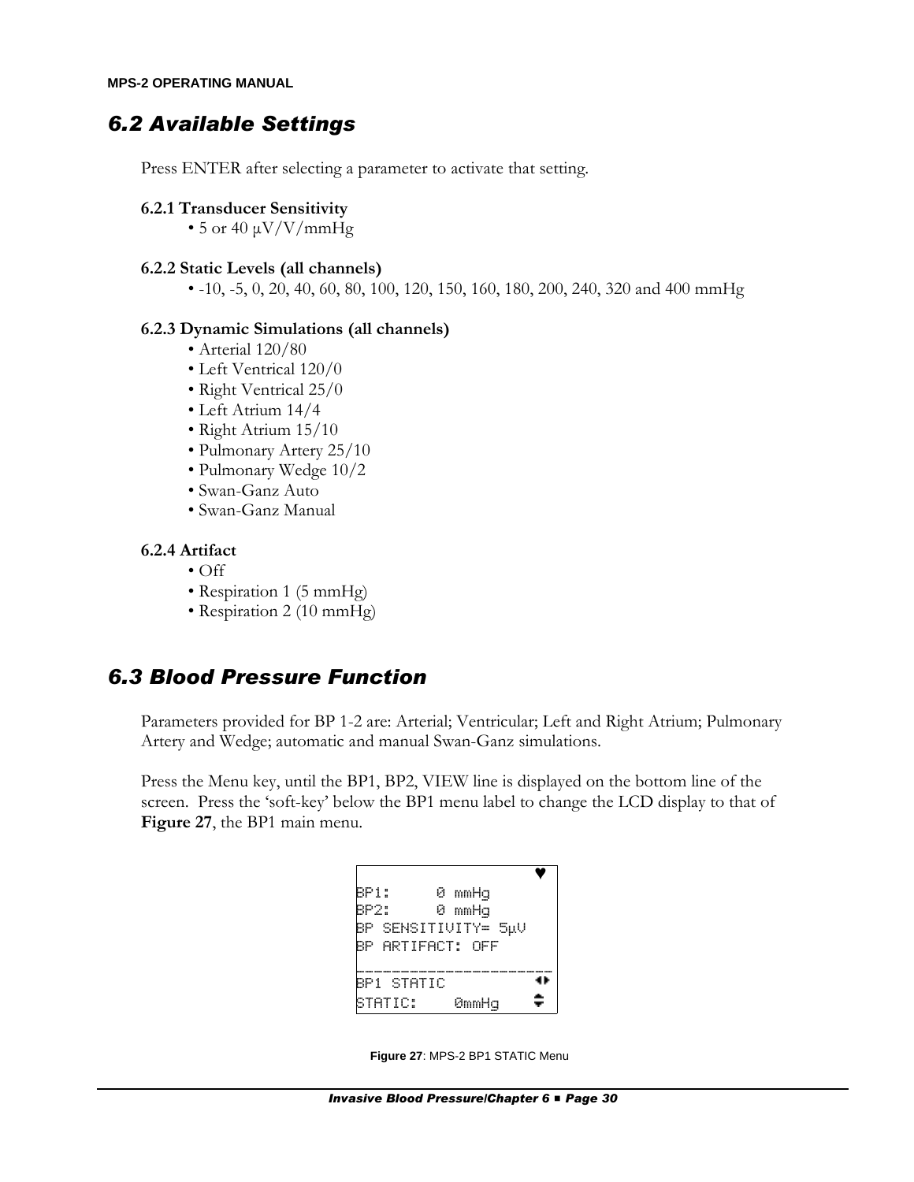## 6.2 Available Settings

Press ENTER after selecting a parameter to activate that setting.

**6.2.1 Transducer Sensitivity**

- 5 or 40 µV/V/mmHg

**6.2.2 Static Levels (all channels)**

- -10, -5, 0, 20, 40, 60, 80, 100, 120, 150, 160, 180, 200, 240, 320 and 400 mmHg

**6.2.3 Dynamic Simulations (all channels)**

- Arterial 120/80
- Left Ventrical 120/0
- Right Ventrical 25/0
- Left Atrium 14/4
- Right Atrium 15/10
- Pulmonary Artery 25/10
- Pulmonary Wedge 10/2
- Swan-Ganz Auto
- Swan-Ganz Manual

**6.2.4 Artifact**

- Off
- Respiration 1 (5 mmHg)
- Respiration 2 (10 mmHg)

## 6.3 Blood Pressure Function

Parameters provided for BP 1-2 are: Arterial; Ventricular; Left and Right Atrium; Pulmonary Artery and Wedge; automatic and manual Swan-Ganz simulations.

Press the Menu key, until the BP1, BP2, VIEW line is displayed on the bottom line of the screen. Press the 'soft-key' below the BP1 menu label to change the LCD display to that of **Figure 27**, the BP1 main menu.

```
                         ♥
BP1:      0 mmHg
BP2:      0 mmHg
BP SENSITIVITY= 5µV
BP ARTIFACT: OFF
------------------------
BP1 STATIC              ◄►
STATIC:     0mmHg       ▲▼
```

**Figure 27**: MPS-2 BP1 STATIC Menu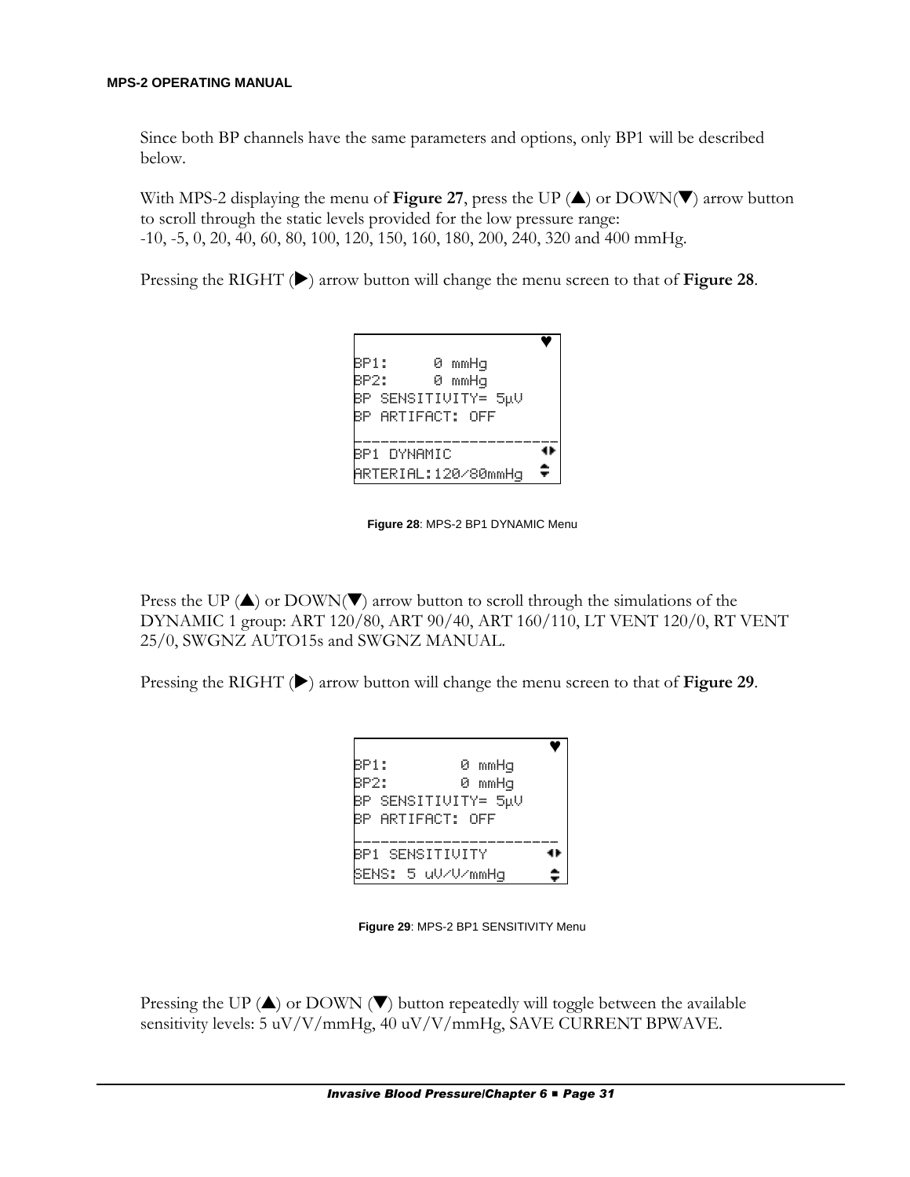Since both BP channels have the same parameters and options, only BP1 will be described below.

With MPS-2 displaying the menu of **Figure 27**, press the UP (▲) or DOWN(▼) arrow button to scroll through the static levels provided for the low pressure range:
-10, -5, 0, 20, 40, 60, 80, 100, 120, 150, 160, 180, 200, 240, 320 and 400 mmHg.

Pressing the RIGHT (▶) arrow button will change the menu screen to that of **Figure 28**.

```
                          ♥
BP1:      0 mmHg
BP2:      0 mmHg
BP SENSITIVITY= 5µV
BP ARTIFACT: OFF
_________________________
BP1 DYNAMIC              ◂▸
ARTERIAL:120/80mmHg      ⬍
```

**Figure 28**: MPS-2 BP1 DYNAMIC Menu

Press the UP (▲) or DOWN(▼) arrow button to scroll through the simulations of the DYNAMIC 1 group: ART 120/80, ART 90/40, ART 160/110, LT VENT 120/0, RT VENT 25/0, SWGNZ AUTO15s and SWGNZ MANUAL.

Pressing the RIGHT (▶) arrow button will change the menu screen to that of **Figure 29**.

```
                          ♥
BP1:         0 mmHg
BP2:         0 mmHg
BP SENSITIVITY= 5µV
BP ARTIFACT: OFF
_________________________
BP1 SENSITIVITY          ◂▸
SENS: 5 uV/V/mmHg        ⬍
```

**Figure 29**: MPS-2 BP1 SENSITIVITY Menu

Pressing the UP (▲) or DOWN (▼) button repeatedly will toggle between the available sensitivity levels: 5 uV/V/mmHg, 40 uV/V/mmHg, SAVE CURRENT BPWAVE.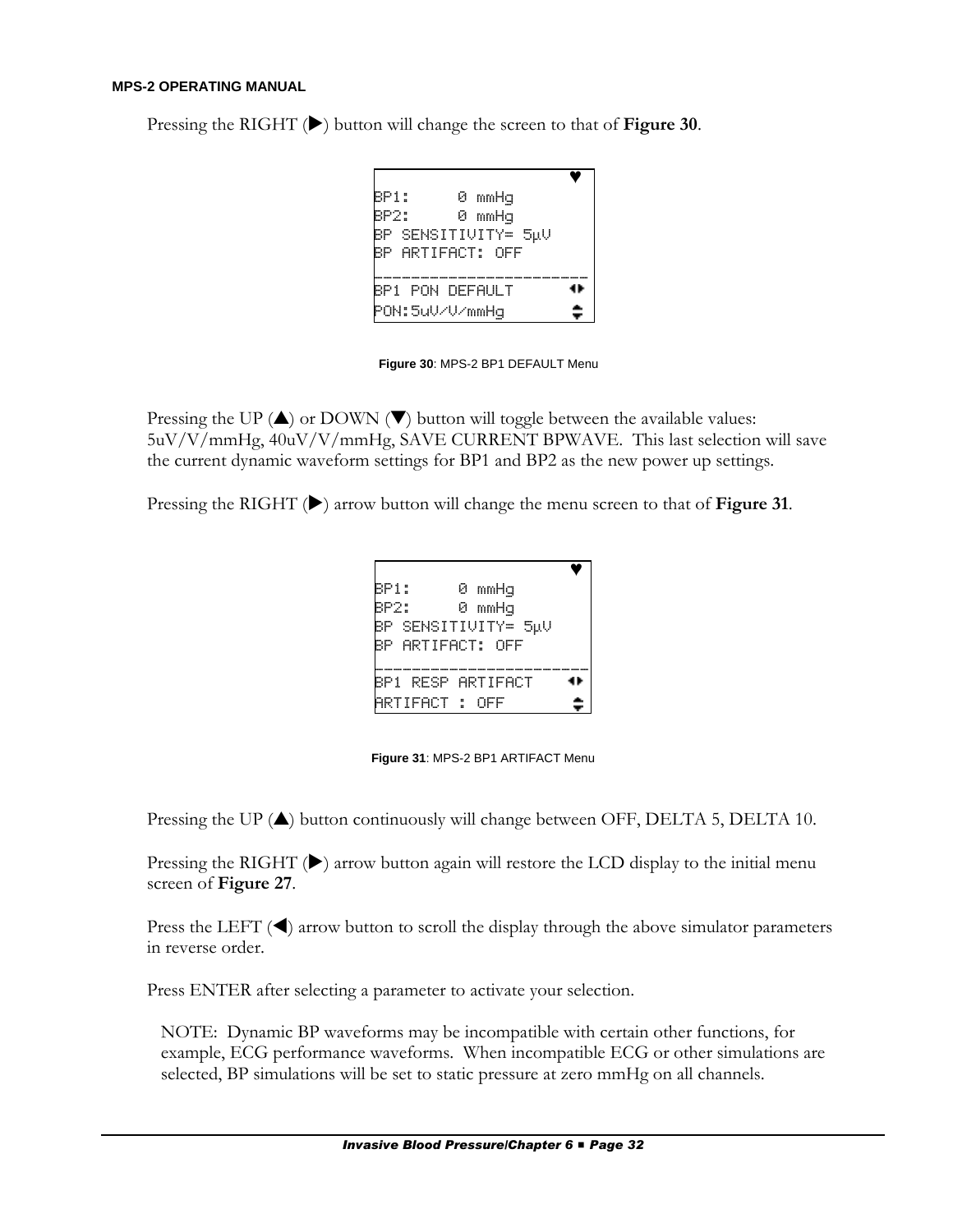Pressing the RIGHT (▶) button will change the screen to that of **Figure 30**.

```
                         ♥
BP1:      0 mmHg
BP2:      0 mmHg
BP SENSITIVITY= 5µV
BP ARTIFACT: OFF
_______________________
BP1 PON DEFAULT        ◀▶
PON:5uV/V/mmHg         ⇕
```

**Figure 30**: MPS-2 BP1 DEFAULT Menu

Pressing the UP (▲) or DOWN (▼) button will toggle between the available values: 5uV/V/mmHg, 40uV/V/mmHg, SAVE CURRENT BPWAVE. This last selection will save the current dynamic waveform settings for BP1 and BP2 as the new power up settings.

Pressing the RIGHT (▶) arrow button will change the menu screen to that of **Figure 31**.

```
                         ♥
BP1:      0 mmHg
BP2:      0 mmHg
BP SENSITIVITY= 5µV
BP ARTIFACT: OFF
_______________________
BP1 RESP ARTIFACT      ◀▶
ARTIFACT : OFF         ⇕
```

**Figure 31**: MPS-2 BP1 ARTIFACT Menu

Pressing the UP (▲) button continuously will change between OFF, DELTA 5, DELTA 10.

Pressing the RIGHT (▶) arrow button again will restore the LCD display to the initial menu screen of **Figure 27**.

Press the LEFT (◀) arrow button to scroll the display through the above simulator parameters in reverse order.

Press ENTER after selecting a parameter to activate your selection.

NOTE: Dynamic BP waveforms may be incompatible with certain other functions, for example, ECG performance waveforms. When incompatible ECG or other simulations are selected, BP simulations will be set to static pressure at zero mmHg on all channels.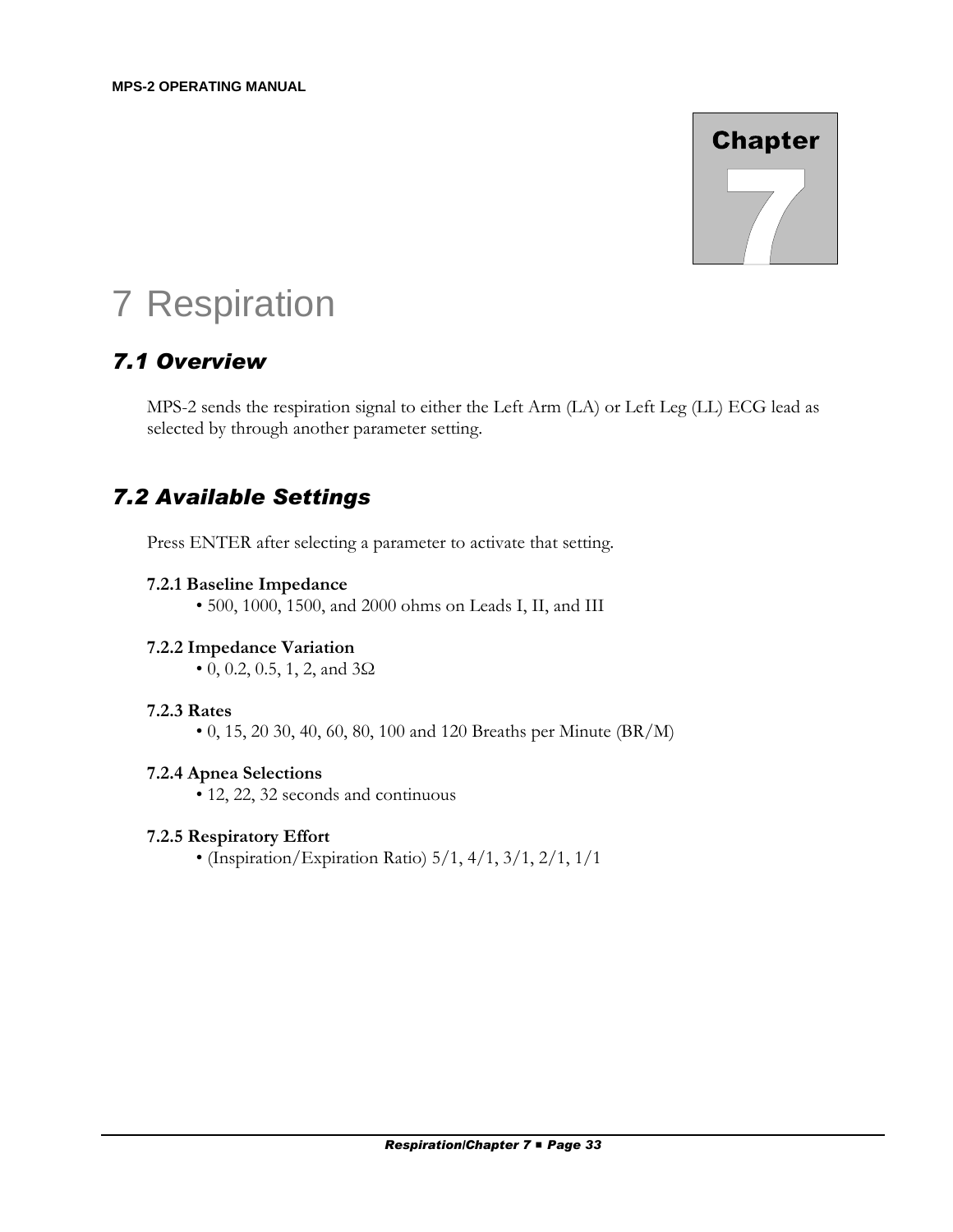# 7 Respiration

## 7.1 Overview

MPS-2 sends the respiration signal to either the Left Arm (LA) or Left Leg (LL) ECG lead as selected by through another parameter setting.

## 7.2 Available Settings

Press ENTER after selecting a parameter to activate that setting.

**7.2.1 Baseline Impedance**

- 500, 1000, 1500, and 2000 ohms on Leads I, II, and III

**7.2.2 Impedance Variation**

- 0, 0.2, 0.5, 1, 2, and 3Ω

**7.2.3 Rates**

- 0, 15, 20 30, 40, 60, 80, 100 and 120 Breaths per Minute (BR/M)

**7.2.4 Apnea Selections**

- 12, 22, 32 seconds and continuous

**7.2.5 Respiratory Effort**

- (Inspiration/Expiration Ratio) 5/1, 4/1, 3/1, 2/1, 1/1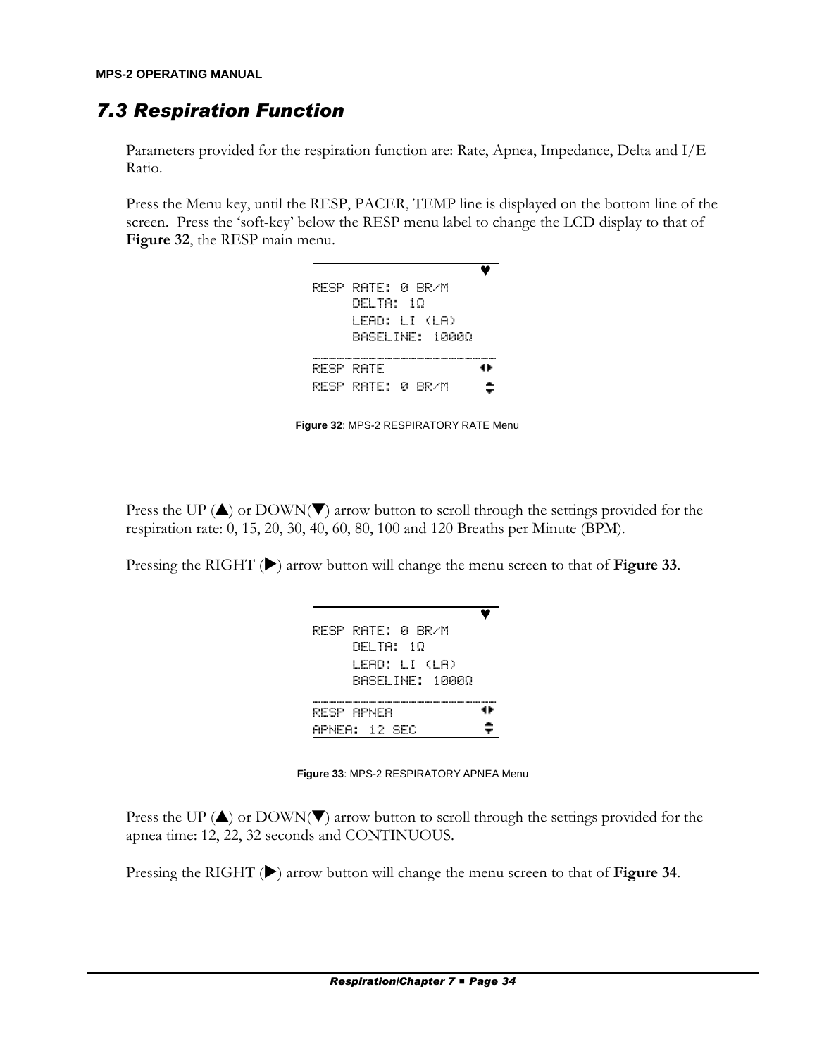## 7.3 Respiration Function

Parameters provided for the respiration function are: Rate, Apnea, Impedance, Delta and I/E Ratio.

Press the Menu key, until the RESP, PACER, TEMP line is displayed on the bottom line of the screen. Press the 'soft-key' below the RESP menu label to change the LCD display to that of **Figure 32**, the RESP main menu.

```
                        ♥
RESP RATE: 0 BR/M
     DELTA: 1Ω
     LEAD: LI (LA)
     BASELINE: 1000Ω
________________________
RESP RATE              ◄►
RESP RATE: 0 BR/M      ▲▼
```

**Figure 32**: MPS-2 RESPIRATORY RATE Menu

Press the UP (▲) or DOWN(▼) arrow button to scroll through the settings provided for the respiration rate: 0, 15, 20, 30, 40, 60, 80, 100 and 120 Breaths per Minute (BPM).

Pressing the RIGHT (▶) arrow button will change the menu screen to that of **Figure 33**.

```
                        ♥
RESP RATE: 0 BR/M
     DELTA: 1Ω
     LEAD: LI (LA)
     BASELINE: 1000Ω
________________________
RESP APNEA             ◄►
APNEA: 12 SEC          ▲▼
```

**Figure 33**: MPS-2 RESPIRATORY APNEA Menu

Press the UP (▲) or DOWN(▼) arrow button to scroll through the settings provided for the apnea time: 12, 22, 32 seconds and CONTINUOUS.

Pressing the RIGHT (▶) arrow button will change the menu screen to that of **Figure 34**.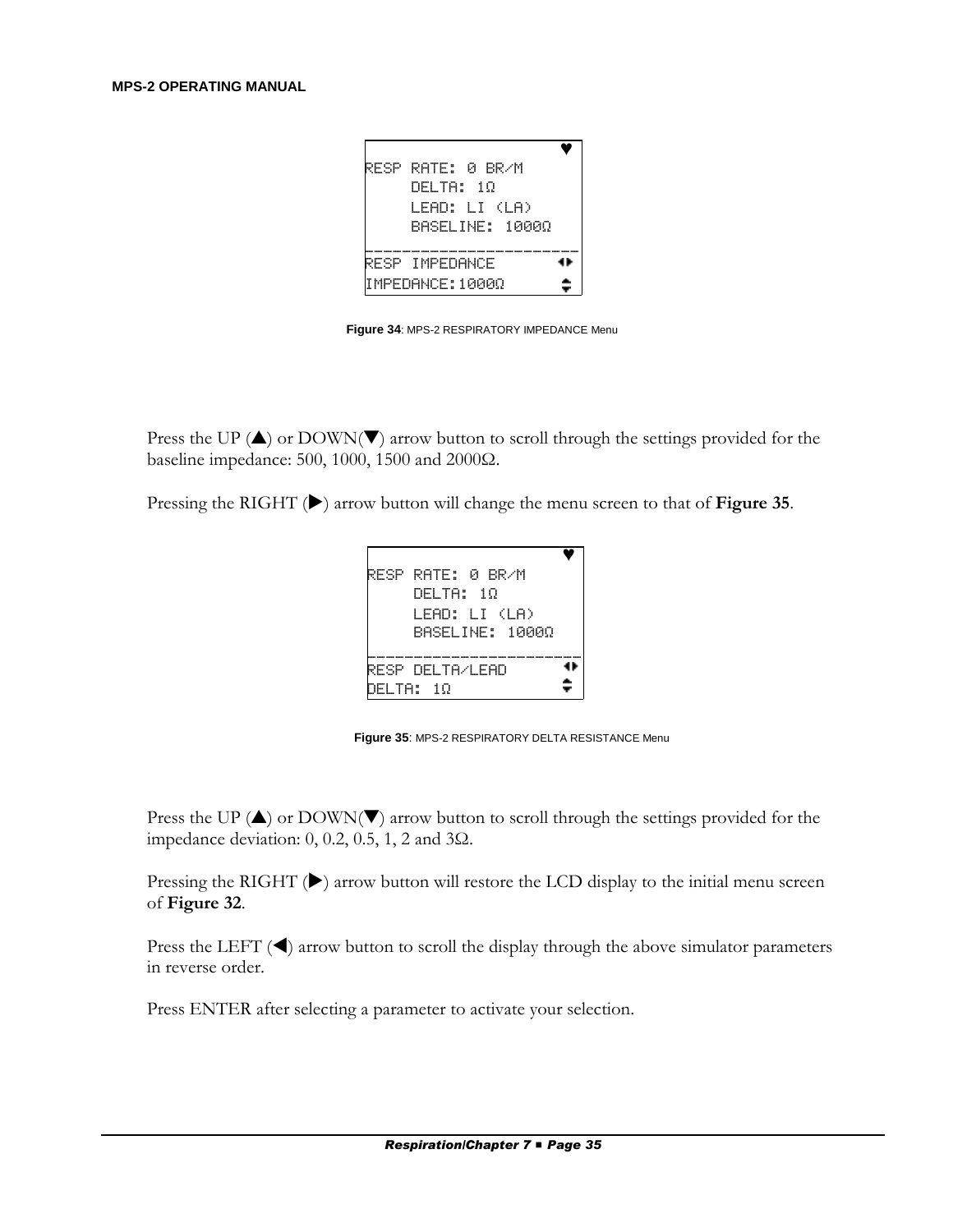```
                       ♥
RESP RATE: 0 BR/M
     DELTA: 1Ω
     LEAD: LI (LA)
     BASELINE: 1000Ω
------------------------
RESP IMPEDANCE        ◄►
IMPEDANCE:1000Ω       ▲▼
```

**Figure 34**: MPS-2 RESPIRATORY IMPEDANCE Menu

Press the UP (▲) or DOWN(▼) arrow button to scroll through the settings provided for the baseline impedance: 500, 1000, 1500 and 2000Ω.

Pressing the RIGHT (▶) arrow button will change the menu screen to that of **Figure 35**.

```
                       ♥
RESP RATE: 0 BR/M
     DELTA: 1Ω
     LEAD: LI (LA)
     BASELINE: 1000Ω
------------------------
RESP DELTA/LEAD       ◄►
DELTA: 1Ω             ▲▼
```

**Figure 35**: MPS-2 RESPIRATORY DELTA RESISTANCE Menu

Press the UP (▲) or DOWN(▼) arrow button to scroll through the settings provided for the impedance deviation: 0, 0.2, 0.5, 1, 2 and 3Ω.

Pressing the RIGHT (▶) arrow button will restore the LCD display to the initial menu screen of **Figure 32**.

Press the LEFT (◀) arrow button to scroll the display through the above simulator parameters in reverse order.

Press ENTER after selecting a parameter to activate your selection.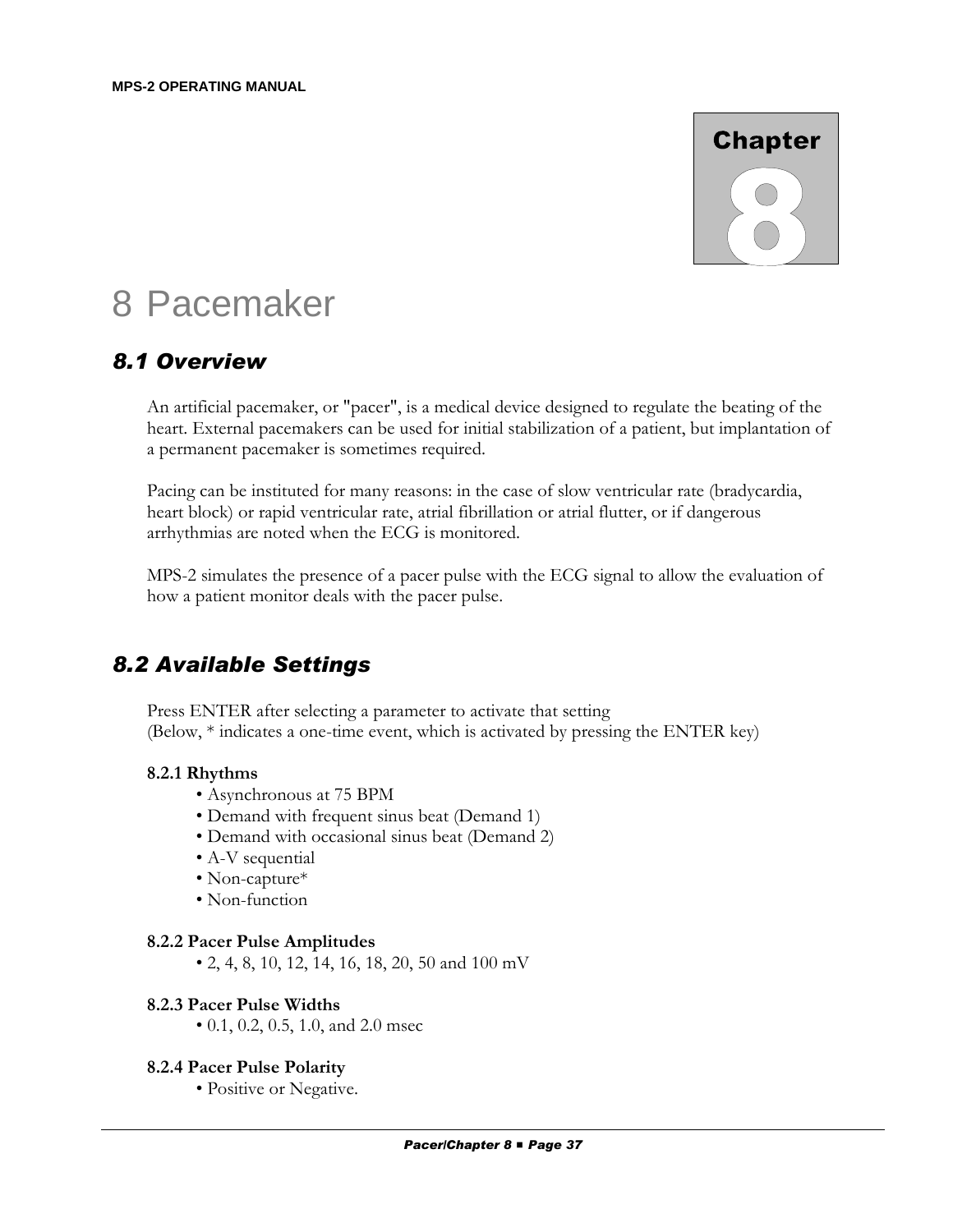# 8 Pacemaker

## 8.1 Overview

An artificial pacemaker, or "pacer", is a medical device designed to regulate the beating of the heart. External pacemakers can be used for initial stabilization of a patient, but implantation of a permanent pacemaker is sometimes required.

Pacing can be instituted for many reasons: in the case of slow ventricular rate (bradycardia, heart block) or rapid ventricular rate, atrial fibrillation or atrial flutter, or if dangerous arrhythmias are noted when the ECG is monitored.

MPS-2 simulates the presence of a pacer pulse with the ECG signal to allow the evaluation of how a patient monitor deals with the pacer pulse.

## 8.2 Available Settings

Press ENTER after selecting a parameter to activate that setting
(Below, * indicates a one-time event, which is activated by pressing the ENTER key)

**8.2.1 Rhythms**

- Asynchronous at 75 BPM
- Demand with frequent sinus beat (Demand 1)
- Demand with occasional sinus beat (Demand 2)
- A-V sequential
- Non-capture*
- Non-function

**8.2.2 Pacer Pulse Amplitudes**

- 2, 4, 8, 10, 12, 14, 16, 18, 20, 50 and 100 mV

**8.2.3 Pacer Pulse Widths**

- 0.1, 0.2, 0.5, 1.0, and 2.0 msec

**8.2.4 Pacer Pulse Polarity**

- Positive or Negative.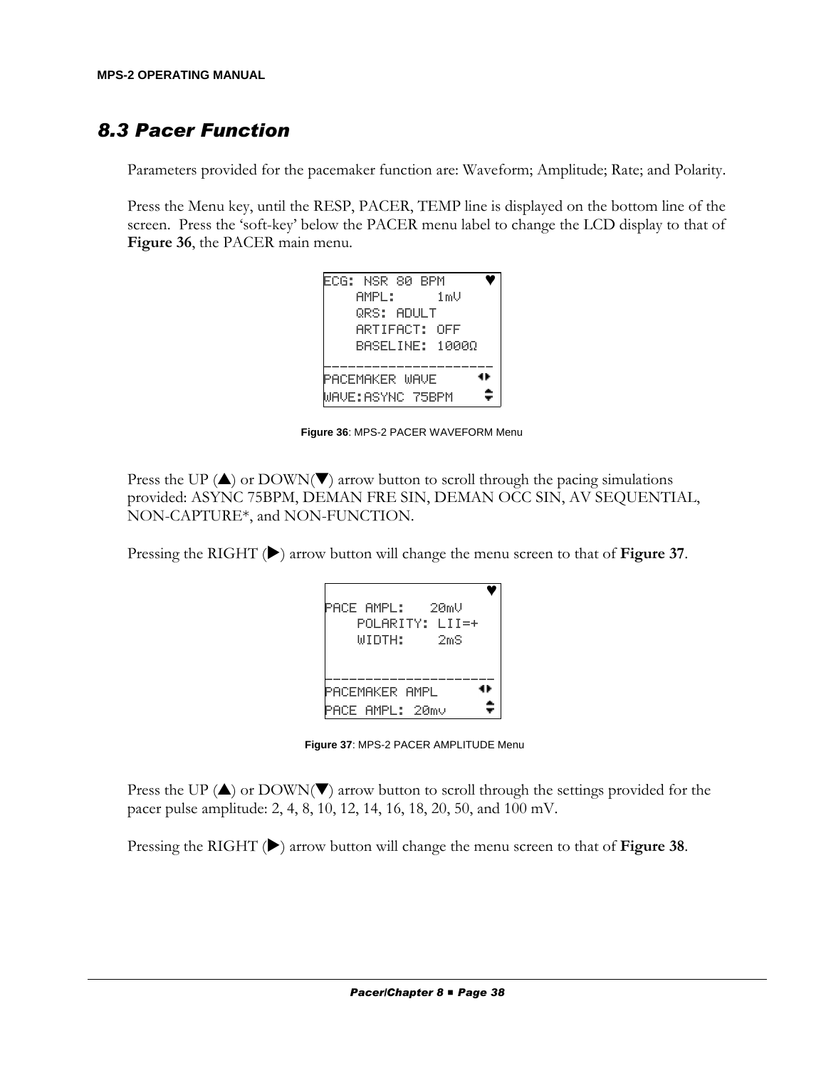## 8.3 Pacer Function

Parameters provided for the pacemaker function are: Waveform; Amplitude; Rate; and Polarity.

Press the Menu key, until the RESP, PACER, TEMP line is displayed on the bottom line of the screen. Press the 'soft-key' below the PACER menu label to change the LCD display to that of **Figure 36**, the PACER main menu.

```
ECG: NSR 80 BPM      ♥
    AMPL:      1mV
    QRS: ADULT
    ARTIFACT: OFF
    BASELINE: 1000Ω
---------------------
PACEMAKER WAVE      ◄►
WAVE:ASYNC 75BPM    ▲▼
```

**Figure 36**: MPS-2 PACER WAVEFORM Menu

Press the UP (▲) or DOWN(▼) arrow button to scroll through the pacing simulations provided: ASYNC 75BPM, DEMAN FRE SIN, DEMAN OCC SIN, AV SEQUENTIAL, NON-CAPTURE*, and NON-FUNCTION.

Pressing the RIGHT (▶) arrow button will change the menu screen to that of **Figure 37**.

```
                     ♥
PACE AMPL:    20mV
    POLARITY: LII=+
    WIDTH:     2mS

---------------------
PACEMAKER AMPL      ◄►
PACE AMPL: 20mv     ▲▼
```

**Figure 37**: MPS-2 PACER AMPLITUDE Menu

Press the UP (▲) or DOWN(▼) arrow button to scroll through the settings provided for the pacer pulse amplitude: 2, 4, 8, 10, 12, 14, 16, 18, 20, 50, and 100 mV.

Pressing the RIGHT (▶) arrow button will change the menu screen to that of **Figure 38**.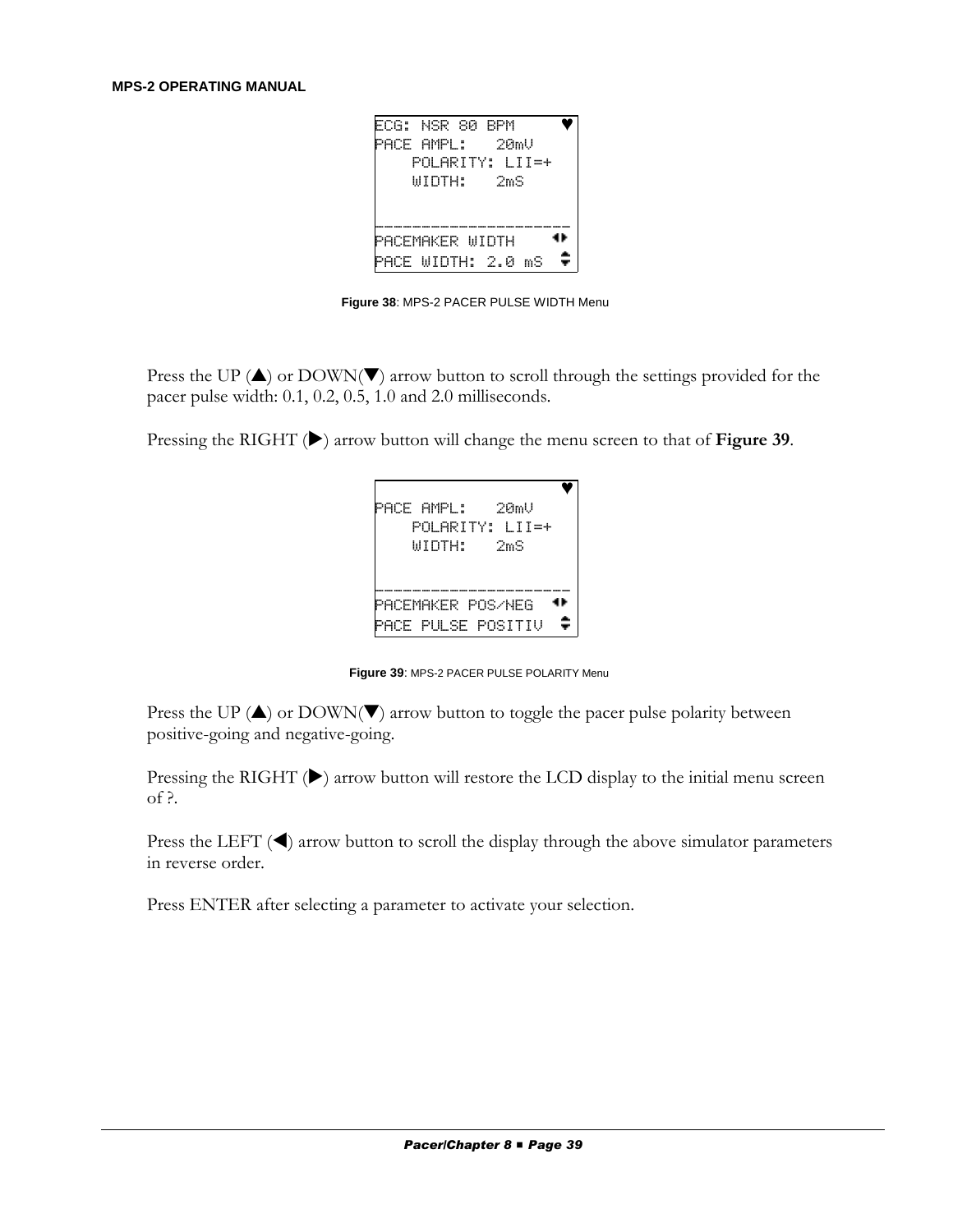```
ECG: NSR 80 BPM      ♥
PACE AMPL:    20mV
    POLARITY: LII=+
    WIDTH:    2mS

---------------------
PACEMAKER WIDTH     ◄►
PACE WIDTH: 2.0 mS  ⇕
```

**Figure 38**: MPS-2 PACER PULSE WIDTH Menu

Press the UP (▲) or DOWN(▼) arrow button to scroll through the settings provided for the pacer pulse width: 0.1, 0.2, 0.5, 1.0 and 2.0 milliseconds.

Pressing the RIGHT (▶) arrow button will change the menu screen to that of **Figure 39**.

```
                     ♥
PACE AMPL:    20mV
    POLARITY: LII=+
    WIDTH:    2mS

---------------------
PACEMAKER POS/NEG   ◄►
PACE PULSE POSITIV  ⇕
```

**Figure 39**: MPS-2 PACER PULSE POLARITY Menu

Press the UP (▲) or DOWN(▼) arrow button to toggle the pacer pulse polarity between positive-going and negative-going.

Pressing the RIGHT (▶) arrow button will restore the LCD display to the initial menu screen of ?.

Press the LEFT (◀) arrow button to scroll the display through the above simulator parameters in reverse order.

Press ENTER after selecting a parameter to activate your selection.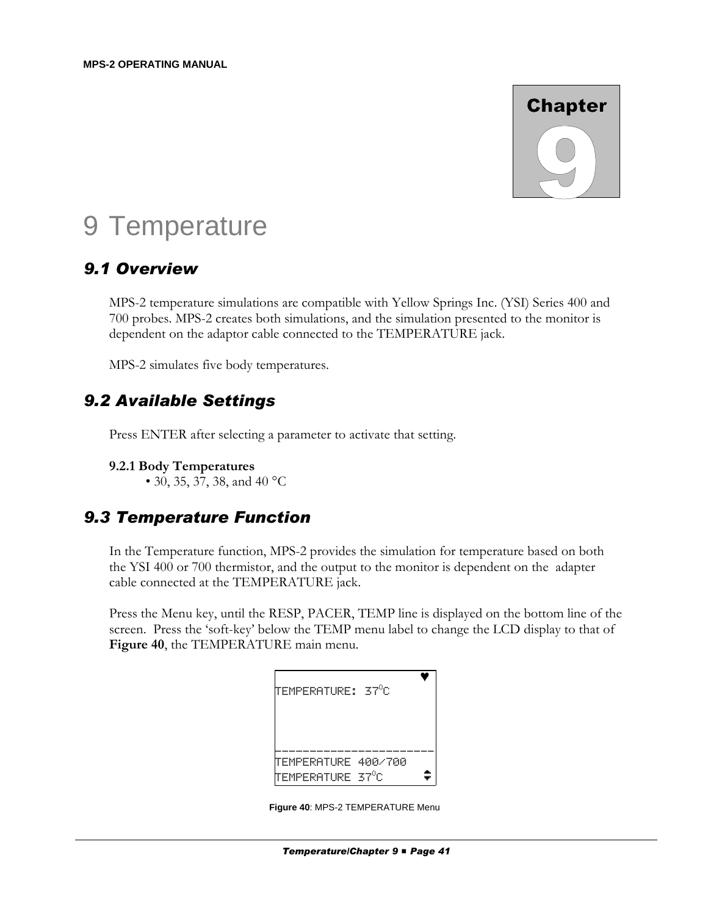Chapter 9

# 9 Temperature

## 9.1 Overview

MPS-2 temperature simulations are compatible with Yellow Springs Inc. (YSI) Series 400 and 700 probes. MPS-2 creates both simulations, and the simulation presented to the monitor is dependent on the adaptor cable connected to the TEMPERATURE jack.

MPS-2 simulates five body temperatures.

## 9.2 Available Settings

Press ENTER after selecting a parameter to activate that setting.

**9.2.1 Body Temperatures**

- 30, 35, 37, 38, and 40 °C

## 9.3 Temperature Function

In the Temperature function, MPS-2 provides the simulation for temperature based on both the YSI 400 or 700 thermistor, and the output to the monitor is dependent on the adapter cable connected at the TEMPERATURE jack.

Press the Menu key, until the RESP, PACER, TEMP line is displayed on the bottom line of the screen. Press the 'soft-key' below the TEMP menu label to change the LCD display to that of **Figure 40**, the TEMPERATURE main menu.

```
                           ♥
TEMPERATURE: 37°C



-------------------------
TEMPERATURE 400/700
TEMPERATURE 37°C         ⇕
```

**Figure 40**: MPS-2 TEMPERATURE Menu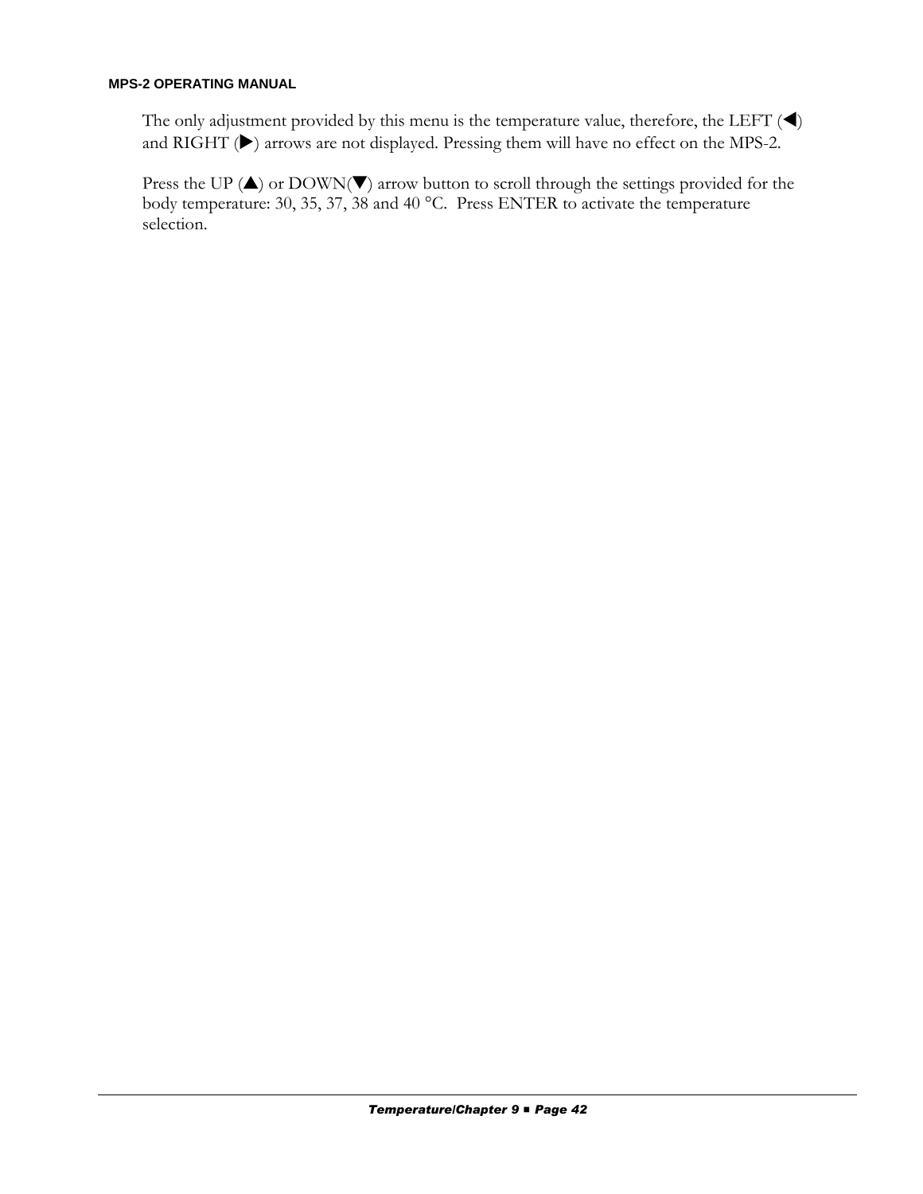The only adjustment provided by this menu is the temperature value, therefore, the LEFT (◀) and RIGHT (▶) arrows are not displayed. Pressing them will have no effect on the MPS-2.

Press the UP (▲) or DOWN(▼) arrow button to scroll through the settings provided for the body temperature: 30, 35, 37, 38 and 40 °C. Press ENTER to activate the temperature selection.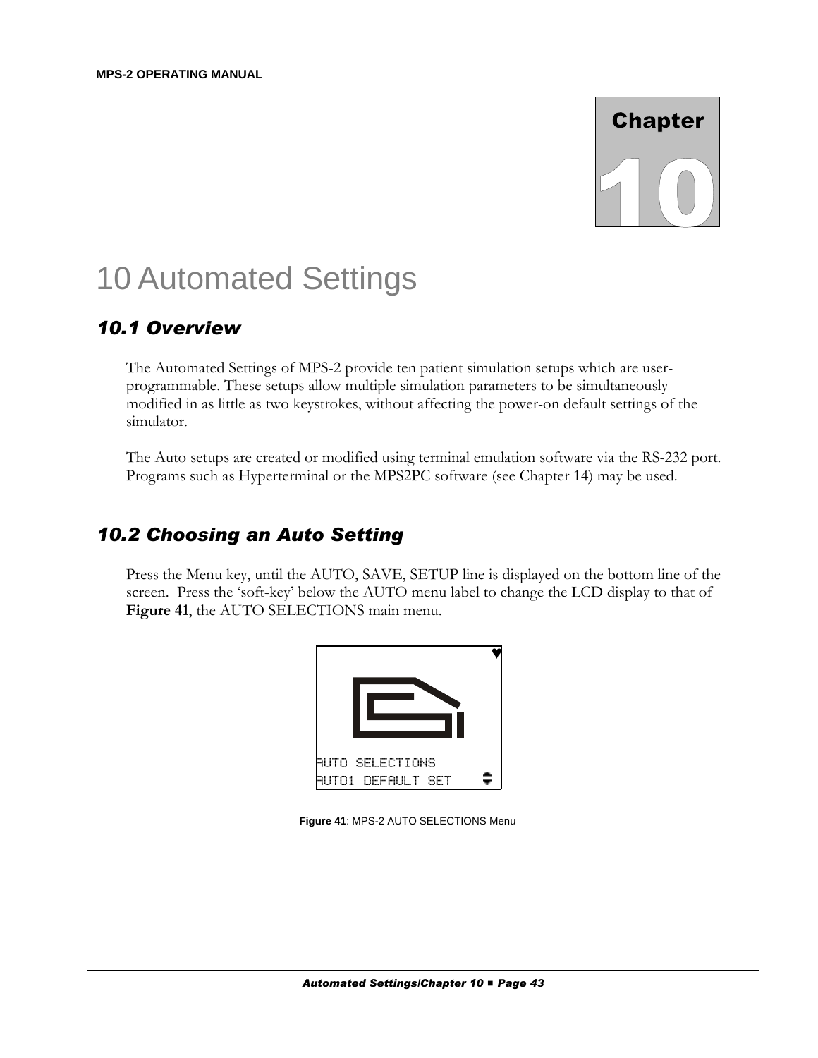# 10 Automated Settings

## 10.1 Overview

The Automated Settings of MPS-2 provide ten patient simulation setups which are user-programmable. These setups allow multiple simulation parameters to be simultaneously modified in as little as two keystrokes, without affecting the power-on default settings of the simulator.

The Auto setups are created or modified using terminal emulation software via the RS-232 port. Programs such as Hyperterminal or the MPS2PC software (see Chapter 14) may be used.

## 10.2 Choosing an Auto Setting

Press the Menu key, until the AUTO, SAVE, SETUP line is displayed on the bottom line of the screen. Press the 'soft-key' below the AUTO menu label to change the LCD display to that of **Figure 41**, the AUTO SELECTIONS main menu.

AUTO SELECTIONS
AUTO1 DEFAULT SET

**Figure 41**: MPS-2 AUTO SELECTIONS Menu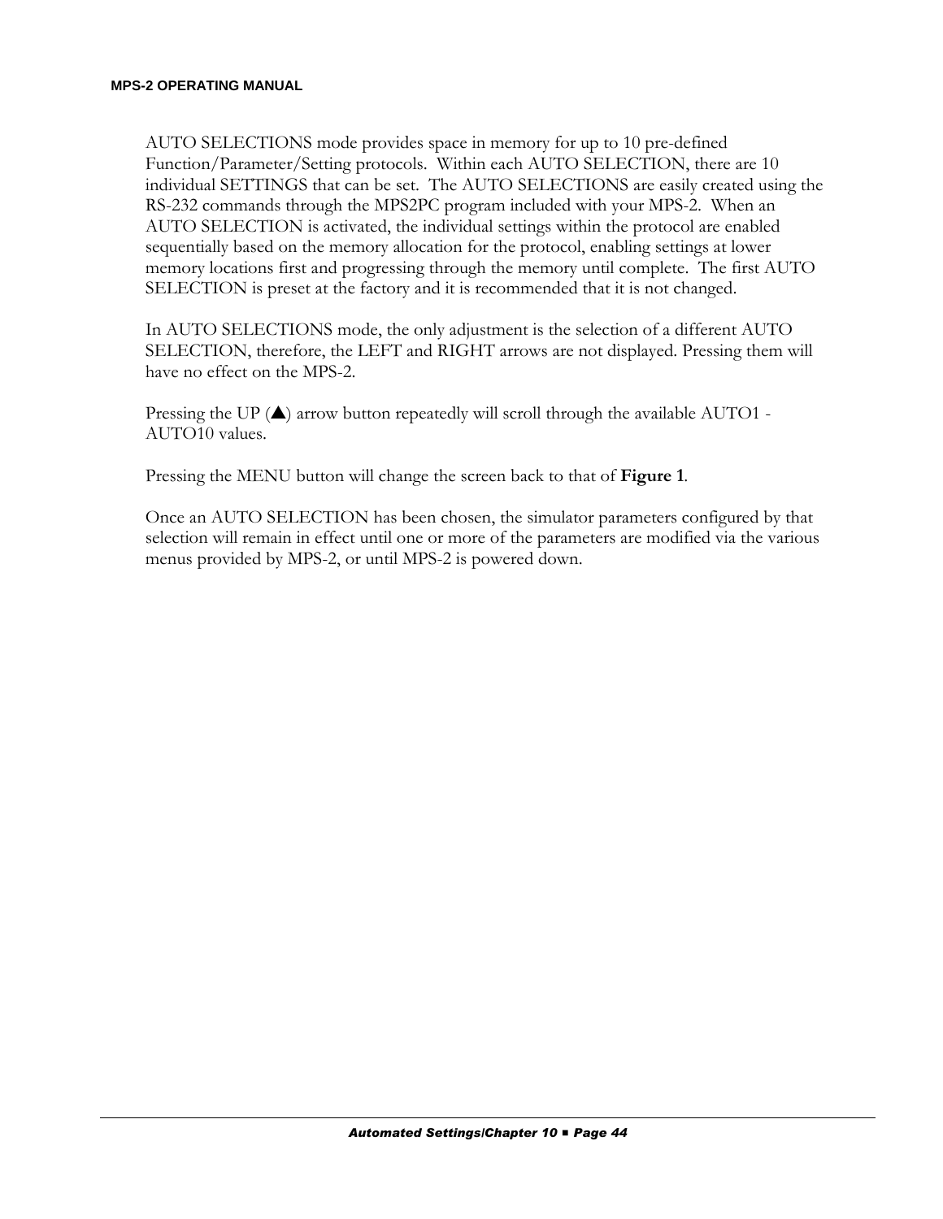AUTO SELECTIONS mode provides space in memory for up to 10 pre-defined Function/Parameter/Setting protocols. Within each AUTO SELECTION, there are 10 individual SETTINGS that can be set. The AUTO SELECTIONS are easily created using the RS-232 commands through the MPS2PC program included with your MPS-2. When an AUTO SELECTION is activated, the individual settings within the protocol are enabled sequentially based on the memory allocation for the protocol, enabling settings at lower memory locations first and progressing through the memory until complete. The first AUTO SELECTION is preset at the factory and it is recommended that it is not changed.

In AUTO SELECTIONS mode, the only adjustment is the selection of a different AUTO SELECTION, therefore, the LEFT and RIGHT arrows are not displayed. Pressing them will have no effect on the MPS-2.

Pressing the UP (▲) arrow button repeatedly will scroll through the available AUTO1 - AUTO10 values.

Pressing the MENU button will change the screen back to that of **Figure 1**.

Once an AUTO SELECTION has been chosen, the simulator parameters configured by that selection will remain in effect until one or more of the parameters are modified via the various menus provided by MPS-2, or until MPS-2 is powered down.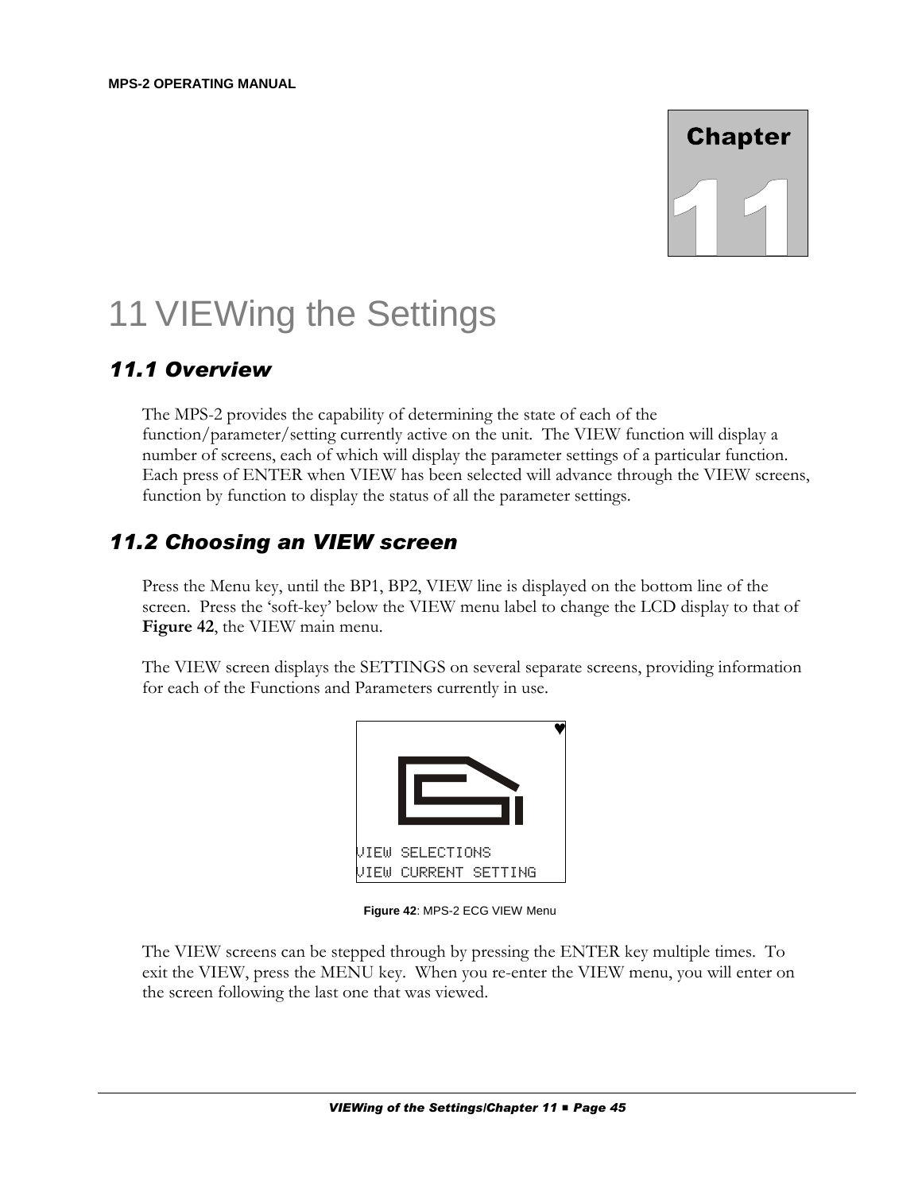Chapter 11

# 11 VIEWing the Settings

## 11.1 Overview

The MPS-2 provides the capability of determining the state of each of the function/parameter/setting currently active on the unit. The VIEW function will display a number of screens, each of which will display the parameter settings of a particular function. Each press of ENTER when VIEW has been selected will advance through the VIEW screens, function by function to display the status of all the parameter settings.

## 11.2 Choosing an VIEW screen

Press the Menu key, until the BP1, BP2, VIEW line is displayed on the bottom line of the screen. Press the 'soft-key' below the VIEW menu label to change the LCD display to that of **Figure 42**, the VIEW main menu.

The VIEW screen displays the SETTINGS on several separate screens, providing information for each of the Functions and Parameters currently in use.

```
VIEW SELECTIONS
VIEW CURRENT SETTING
```

**Figure 42**: MPS-2 ECG VIEW Menu

The VIEW screens can be stepped through by pressing the ENTER key multiple times. To exit the VIEW, press the MENU key. When you re-enter the VIEW menu, you will enter on the screen following the last one that was viewed.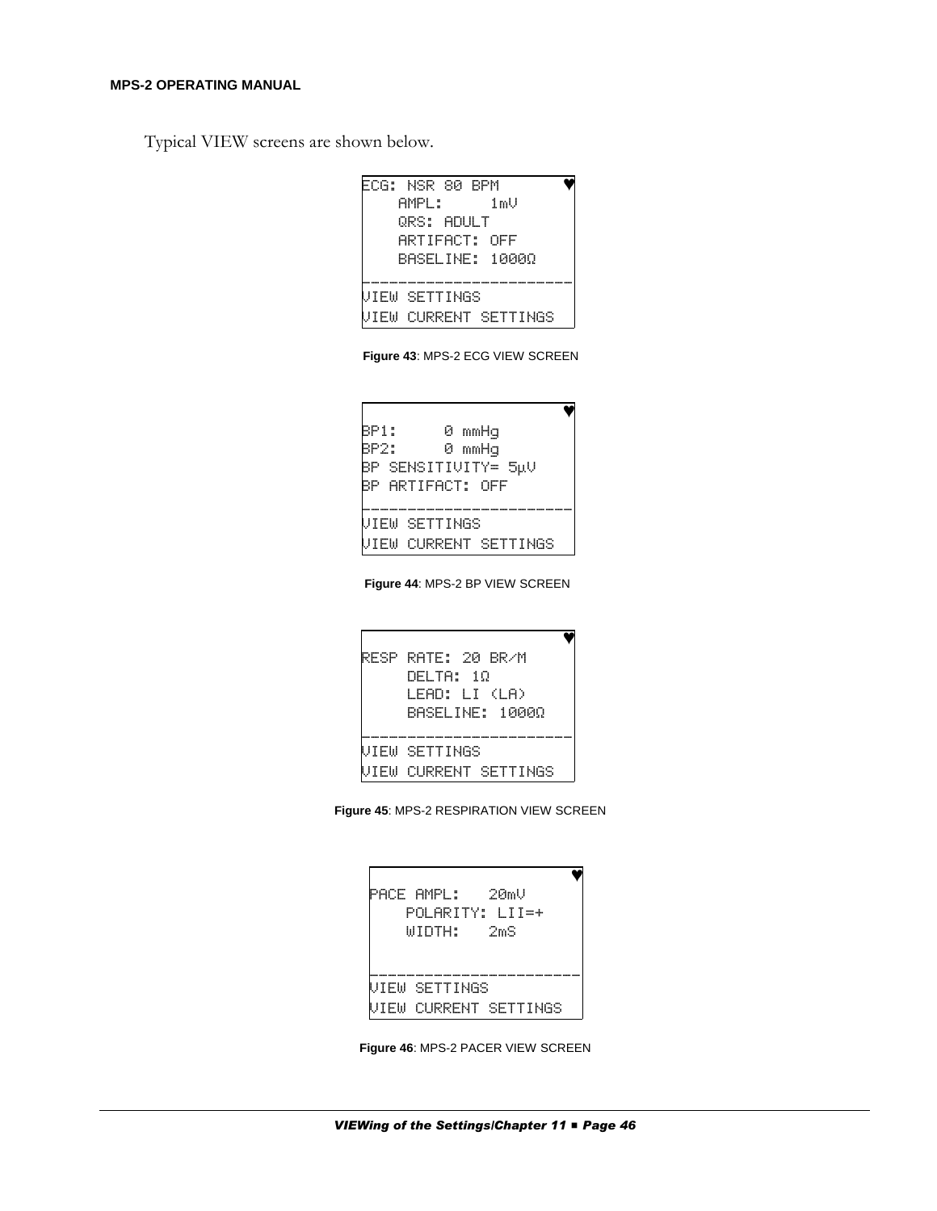Typical VIEW screens are shown below.

```
ECG: NSR 80 BPM              ♥
    AMPL:      1mV
    QRS: ADULT
    ARTIFACT: OFF
    BASELINE: 1000Ω
_______________________
VIEW SETTINGS
VIEW CURRENT SETTINGS
```

**Figure 43**: MPS-2 ECG VIEW SCREEN

```
                             ♥
BP1:      0 mmHg
BP2:      0 mmHg
BP SENSITIVITY= 5µV
BP ARTIFACT: OFF
_______________________
VIEW SETTINGS
VIEW CURRENT SETTINGS
```

**Figure 44**: MPS-2 BP VIEW SCREEN

```
                             ♥
RESP RATE: 20 BR/M
     DELTA: 1Ω
     LEAD: LI (LA)
     BASELINE: 1000Ω
_______________________
VIEW SETTINGS
VIEW CURRENT SETTINGS
```

**Figure 45**: MPS-2 RESPIRATION VIEW SCREEN

```
                             ♥
PACE AMPL:    20mV
    POLARITY: LII=+
    WIDTH:    2mS

_______________________
VIEW SETTINGS
VIEW CURRENT SETTINGS
```

**Figure 46**: MPS-2 PACER VIEW SCREEN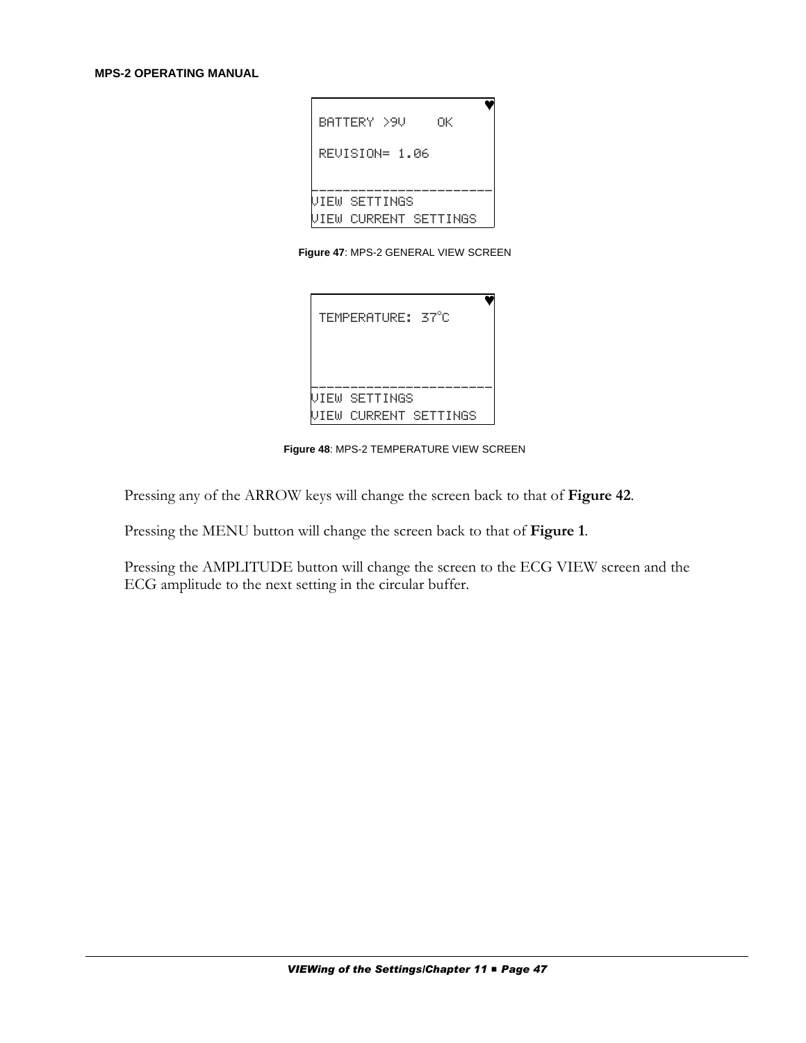```
                              ♥
 BATTERY >9V    OK

 REVISION= 1.06

-------------------------
VIEW SETTINGS
VIEW CURRENT SETTINGS
```

**Figure 47**: MPS-2 GENERAL VIEW SCREEN

```
                              ♥
 TEMPERATURE: 37°C



-------------------------
VIEW SETTINGS
VIEW CURRENT SETTINGS
```

**Figure 48**: MPS-2 TEMPERATURE VIEW SCREEN

Pressing any of the ARROW keys will change the screen back to that of **Figure 42**.

Pressing the MENU button will change the screen back to that of **Figure 1**.

Pressing the AMPLITUDE button will change the screen to the ECG VIEW screen and the ECG amplitude to the next setting in the circular buffer.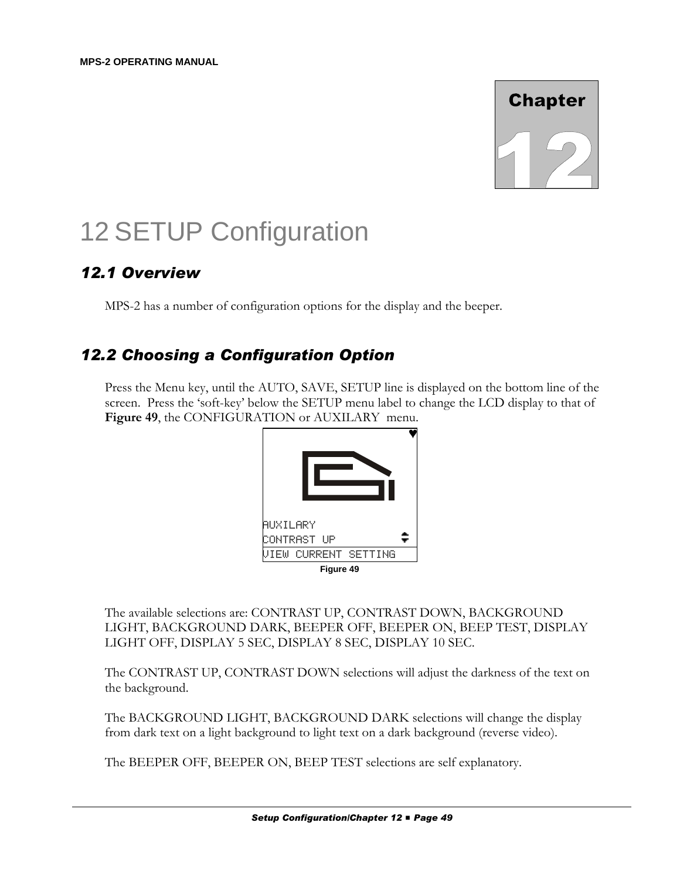# 12 SETUP Configuration

## 12.1 Overview

MPS-2 has a number of configuration options for the display and the beeper.

## 12.2 Choosing a Configuration Option

Press the Menu key, until the AUTO, SAVE, SETUP line is displayed on the bottom line of the screen. Press the 'soft-key' below the SETUP menu label to change the LCD display to that of **Figure 49**, the CONFIGURATION or AUXILARY menu.

Figure 49

The available selections are: CONTRAST UP, CONTRAST DOWN, BACKGROUND LIGHT, BACKGROUND DARK, BEEPER OFF, BEEPER ON, BEEP TEST, DISPLAY LIGHT OFF, DISPLAY 5 SEC, DISPLAY 8 SEC, DISPLAY 10 SEC.

The CONTRAST UP, CONTRAST DOWN selections will adjust the darkness of the text on the background.

The BACKGROUND LIGHT, BACKGROUND DARK selections will change the display from dark text on a light background to light text on a dark background (reverse video).

The BEEPER OFF, BEEPER ON, BEEP TEST selections are self explanatory.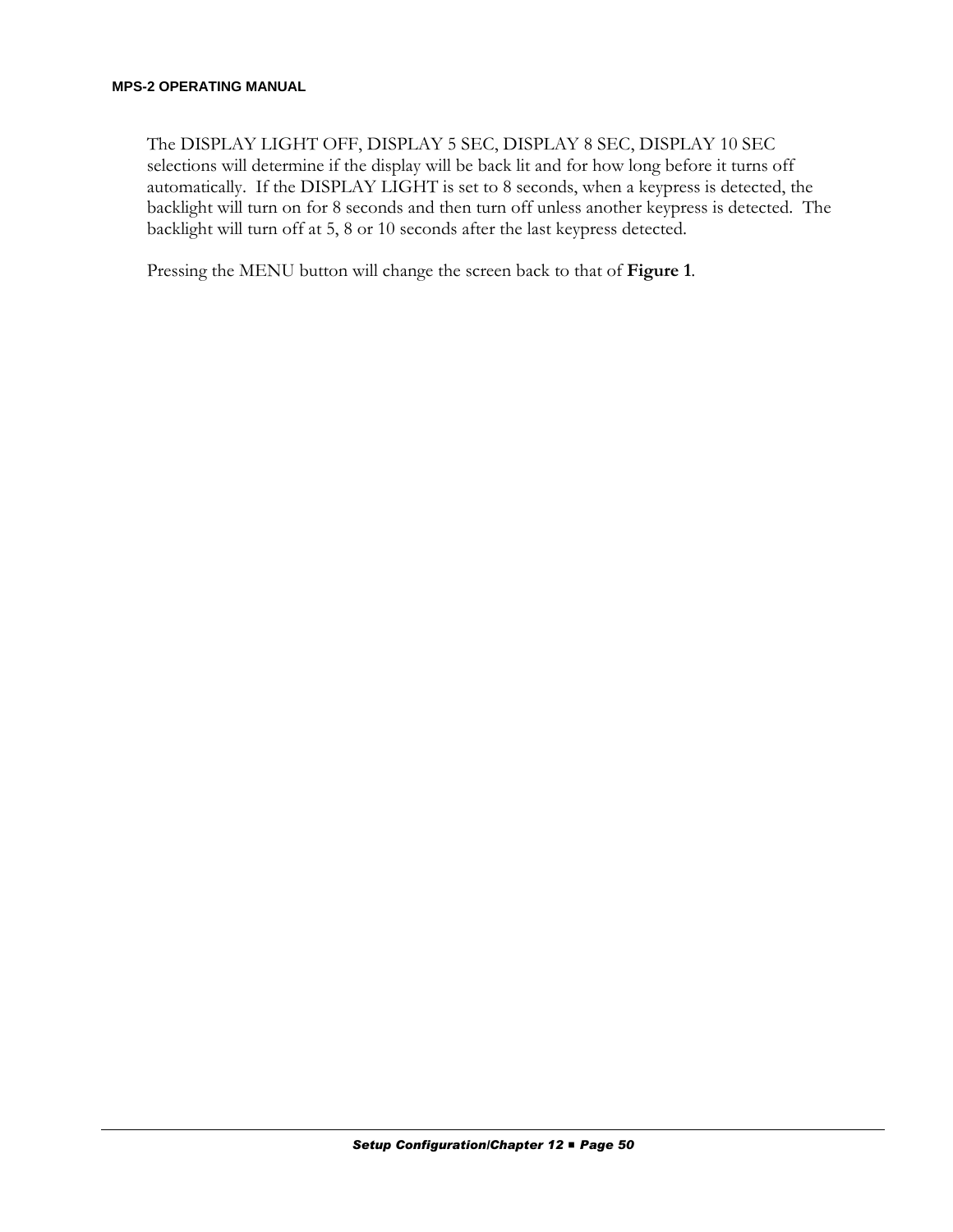The DISPLAY LIGHT OFF, DISPLAY 5 SEC, DISPLAY 8 SEC, DISPLAY 10 SEC selections will determine if the display will be back lit and for how long before it turns off automatically. If the DISPLAY LIGHT is set to 8 seconds, when a keypress is detected, the backlight will turn on for 8 seconds and then turn off unless another keypress is detected. The backlight will turn off at 5, 8 or 10 seconds after the last keypress detected.

Pressing the MENU button will change the screen back to that of **Figure 1**.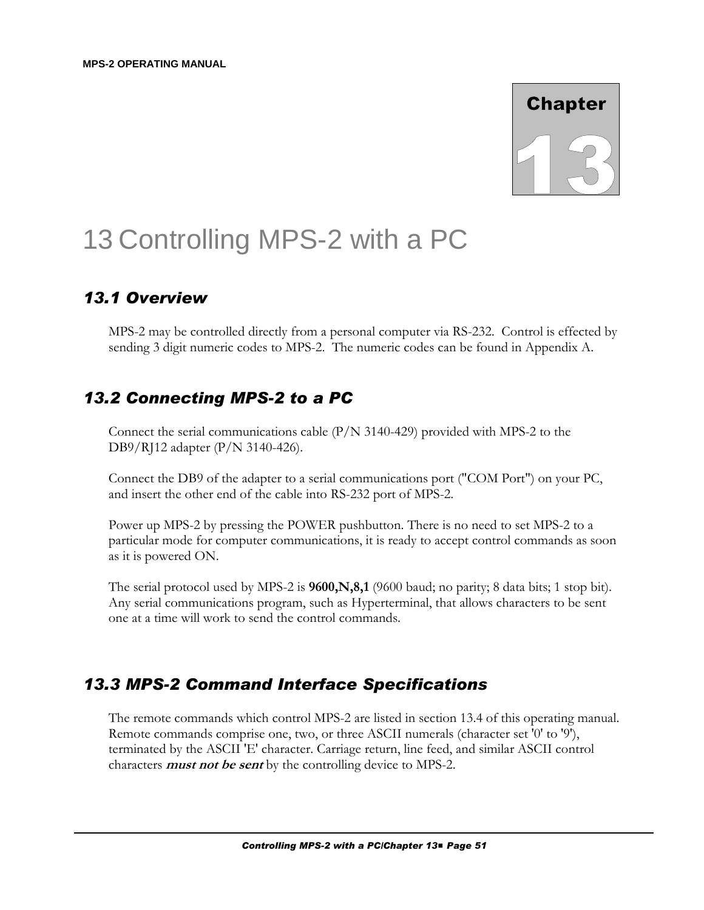Chapter 13

# 13 Controlling MPS-2 with a PC

## 13.1 Overview

MPS-2 may be controlled directly from a personal computer via RS-232. Control is effected by sending 3 digit numeric codes to MPS-2. The numeric codes can be found in Appendix A.

## 13.2 Connecting MPS-2 to a PC

Connect the serial communications cable (P/N 3140-429) provided with MPS-2 to the DB9/RJ12 adapter (P/N 3140-426).

Connect the DB9 of the adapter to a serial communications port ("COM Port") on your PC, and insert the other end of the cable into RS-232 port of MPS-2.

Power up MPS-2 by pressing the POWER pushbutton. There is no need to set MPS-2 to a particular mode for computer communications, it is ready to accept control commands as soon as it is powered ON.

The serial protocol used by MPS-2 is **9600,N,8,1** (9600 baud; no parity; 8 data bits; 1 stop bit). Any serial communications program, such as Hyperterminal, that allows characters to be sent one at a time will work to send the control commands.

## 13.3 MPS-2 Command Interface Specifications

The remote commands which control MPS-2 are listed in section 13.4 of this operating manual. Remote commands comprise one, two, or three ASCII numerals (character set '0' to '9'), terminated by the ASCII 'E' character. Carriage return, line feed, and similar ASCII control characters ***must not be sent*** by the controlling device to MPS-2.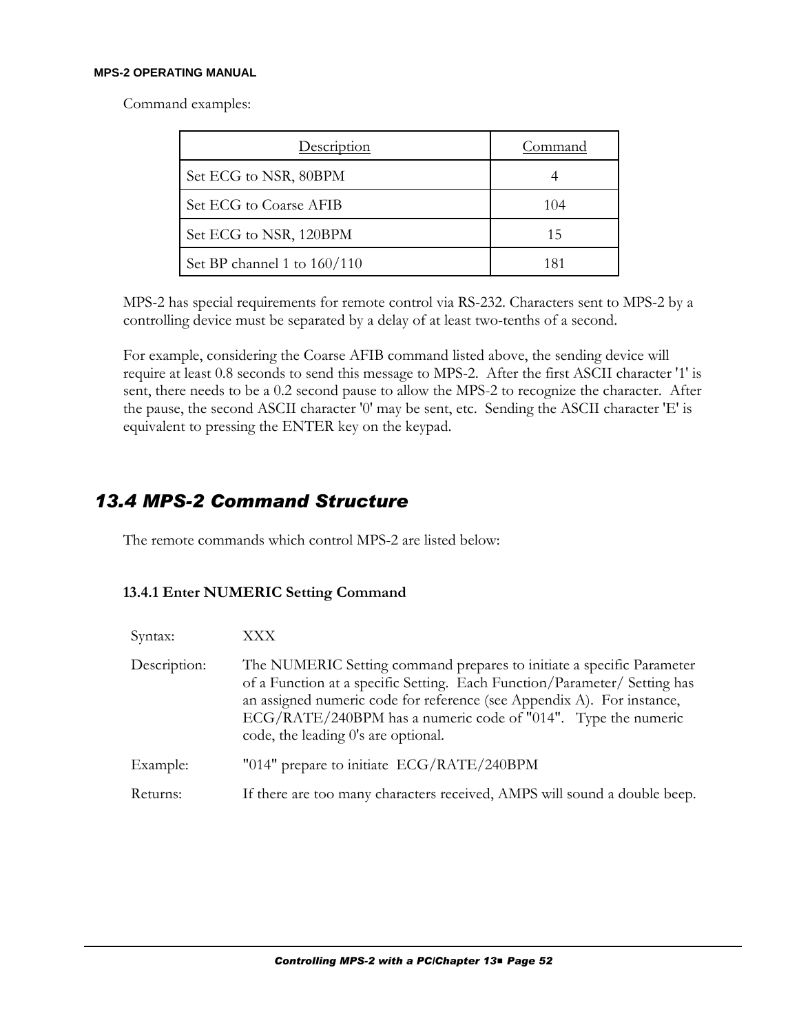Command examples:

| Description | Command |
| --- | --- |
| Set ECG to NSR, 80BPM | 4 |
| Set ECG to Coarse AFIB | 104 |
| Set ECG to NSR, 120BPM | 15 |
| Set BP channel 1 to 160/110 | 181 |

MPS-2 has special requirements for remote control via RS-232. Characters sent to MPS-2 by a controlling device must be separated by a delay of at least two-tenths of a second.

For example, considering the Coarse AFIB command listed above, the sending device will require at least 0.8 seconds to send this message to MPS-2. After the first ASCII character '1' is sent, there needs to be a 0.2 second pause to allow the MPS-2 to recognize the character. After the pause, the second ASCII character '0' may be sent, etc. Sending the ASCII character 'E' is equivalent to pressing the ENTER key on the keypad.

## *13.4 MPS-2 Command Structure*

The remote commands which control MPS-2 are listed below:

### 13.4.1 Enter NUMERIC Setting Command

Syntax: XXX

Description: The NUMERIC Setting command prepares to initiate a specific Parameter of a Function at a specific Setting. Each Function/Parameter/ Setting has an assigned numeric code for reference (see Appendix A). For instance, ECG/RATE/240BPM has a numeric code of "014". Type the numeric code, the leading 0's are optional.

Example: "014" prepare to initiate ECG/RATE/240BPM

Returns: If there are too many characters received, AMPS will sound a double beep.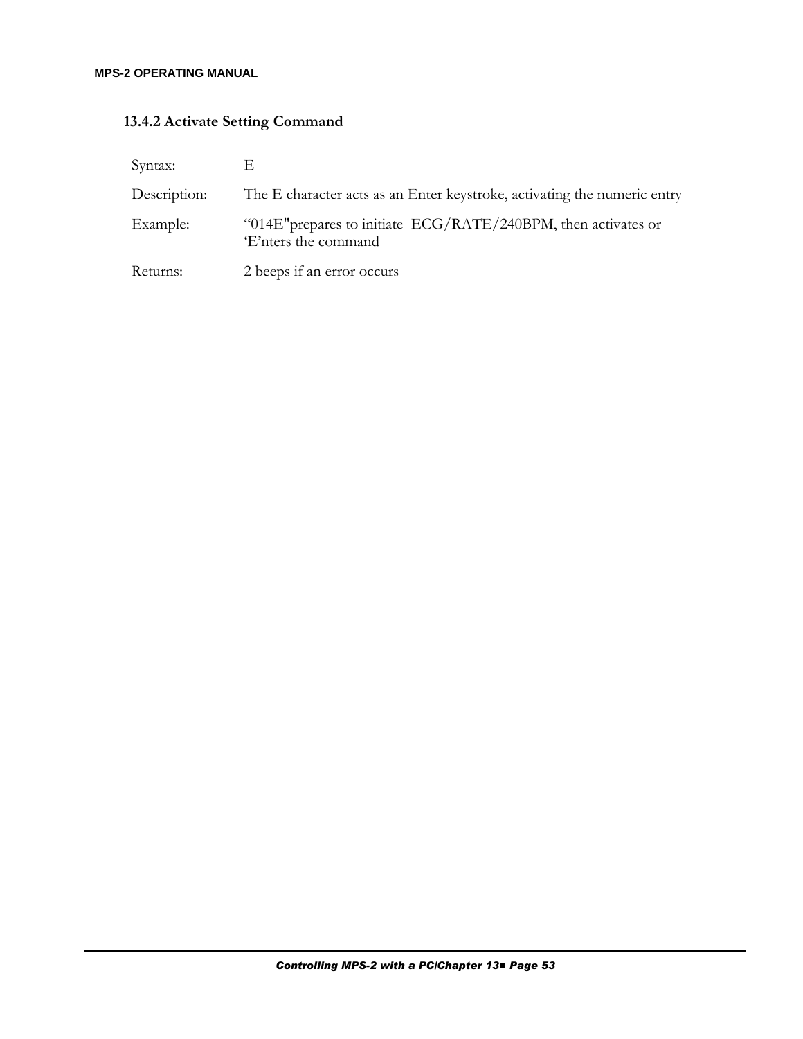### 13.4.2 Activate Setting Command

| | |
|---|---|
| Syntax: | E |
| Description: | The E character acts as an Enter keystroke, activating the numeric entry |
| Example: | “014E"prepares to initiate  ECG/RATE/240BPM, then activates or ‘E’nters the command |
| Returns: | 2 beeps if an error occurs |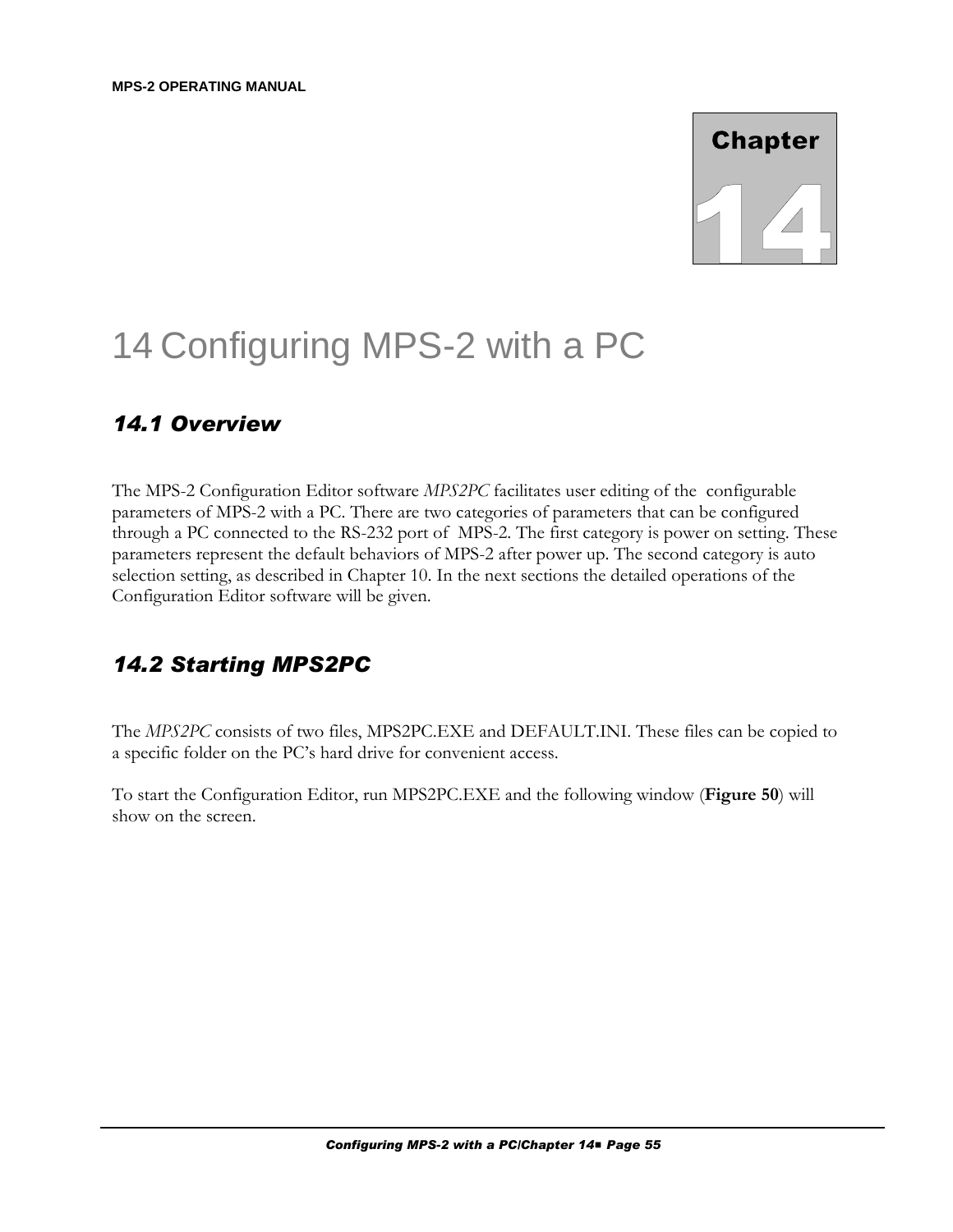Chapter 14

# 14 Configuring MPS-2 with a PC

## 14.1 Overview

The MPS-2 Configuration Editor software *MPS2PC* facilitates user editing of the configurable parameters of MPS-2 with a PC. There are two categories of parameters that can be configured through a PC connected to the RS-232 port of MPS-2. The first category is power on setting. These parameters represent the default behaviors of MPS-2 after power up. The second category is auto selection setting, as described in Chapter 10. In the next sections the detailed operations of the Configuration Editor software will be given.

## 14.2 Starting MPS2PC

The *MPS2PC* consists of two files, MPS2PC.EXE and DEFAULT.INI. These files can be copied to a specific folder on the PC's hard drive for convenient access.

To start the Configuration Editor, run MPS2PC.EXE and the following window (**Figure 50**) will show on the screen.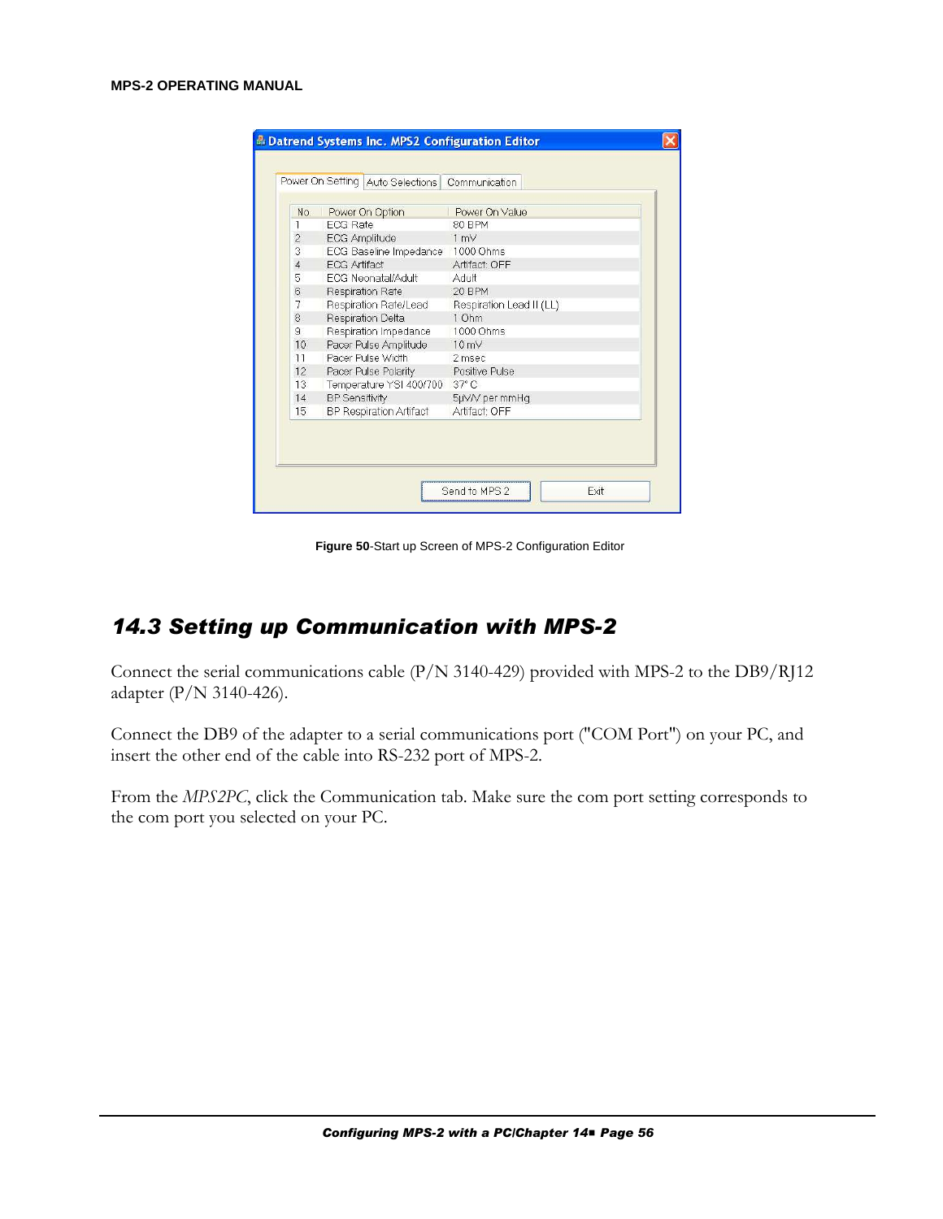Datrend Systems Inc. MPS2 Configuration Editor

Power On Setting | Auto Selections | Communication

| No | Power On Option | Power On Value |
|---|---|---|
| 1 | ECG Rate | 80 BPM |
| 2 | ECG Amplitude | 1 mV |
| 3 | ECG Baseline Impedance | 1000 Ohms |
| 4 | ECG Artifact | Artifact: OFF |
| 5 | ECG Neonatal/Adult | Adult |
| 6 | Respiration Rate | 20 BPM |
| 7 | Respiration Rate/Lead | Respiration Lead II (LL) |
| 8 | Respiration Delta | 1 Ohm |
| 9 | Respiration Impedance | 1000 Ohms |
| 10 | Pacer Pulse Amplitude | 10 mV |
| 11 | Pacer Pulse Width | 2 msec |
| 12 | Pacer Pulse Polarity | Positive Pulse |
| 13 | Temperature YSI 400/700 | 37° C |
| 14 | BP Sensitivity | 5µV/V per mmHg |
| 15 | BP Respiration Artifact | Artifact: OFF |

Send to MPS 2 | Exit

**Figure 50**-Start up Screen of MPS-2 Configuration Editor

## *14.3 Setting up Communication with MPS-2*

Connect the serial communications cable (P/N 3140-429) provided with MPS-2 to the DB9/RJ12 adapter (P/N 3140-426).

Connect the DB9 of the adapter to a serial communications port ("COM Port") on your PC, and insert the other end of the cable into RS-232 port of MPS-2.

From the *MPS2PC*, click the Communication tab. Make sure the com port setting corresponds to the com port you selected on your PC.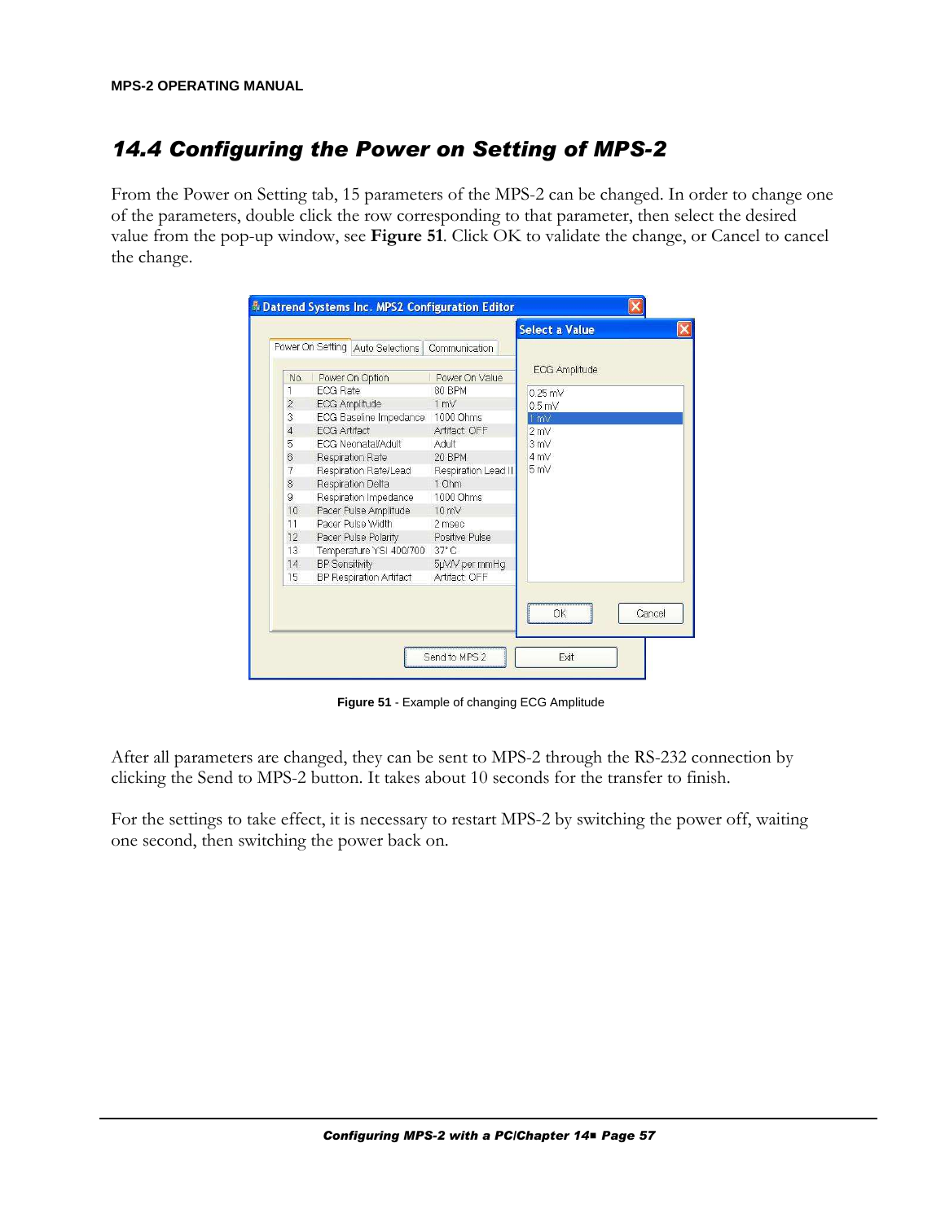## 14.4 Configuring the Power on Setting of MPS-2

From the Power on Setting tab, 15 parameters of the MPS-2 can be changed. In order to change one of the parameters, double click the row corresponding to that parameter, then select the desired value from the pop-up window, see **Figure 51**. Click OK to validate the change, or Cancel to cancel the change.

**Figure 51** - Example of changing ECG Amplitude

After all parameters are changed, they can be sent to MPS-2 through the RS-232 connection by clicking the Send to MPS-2 button. It takes about 10 seconds for the transfer to finish.

For the settings to take effect, it is necessary to restart MPS-2 by switching the power off, waiting one second, then switching the power back on.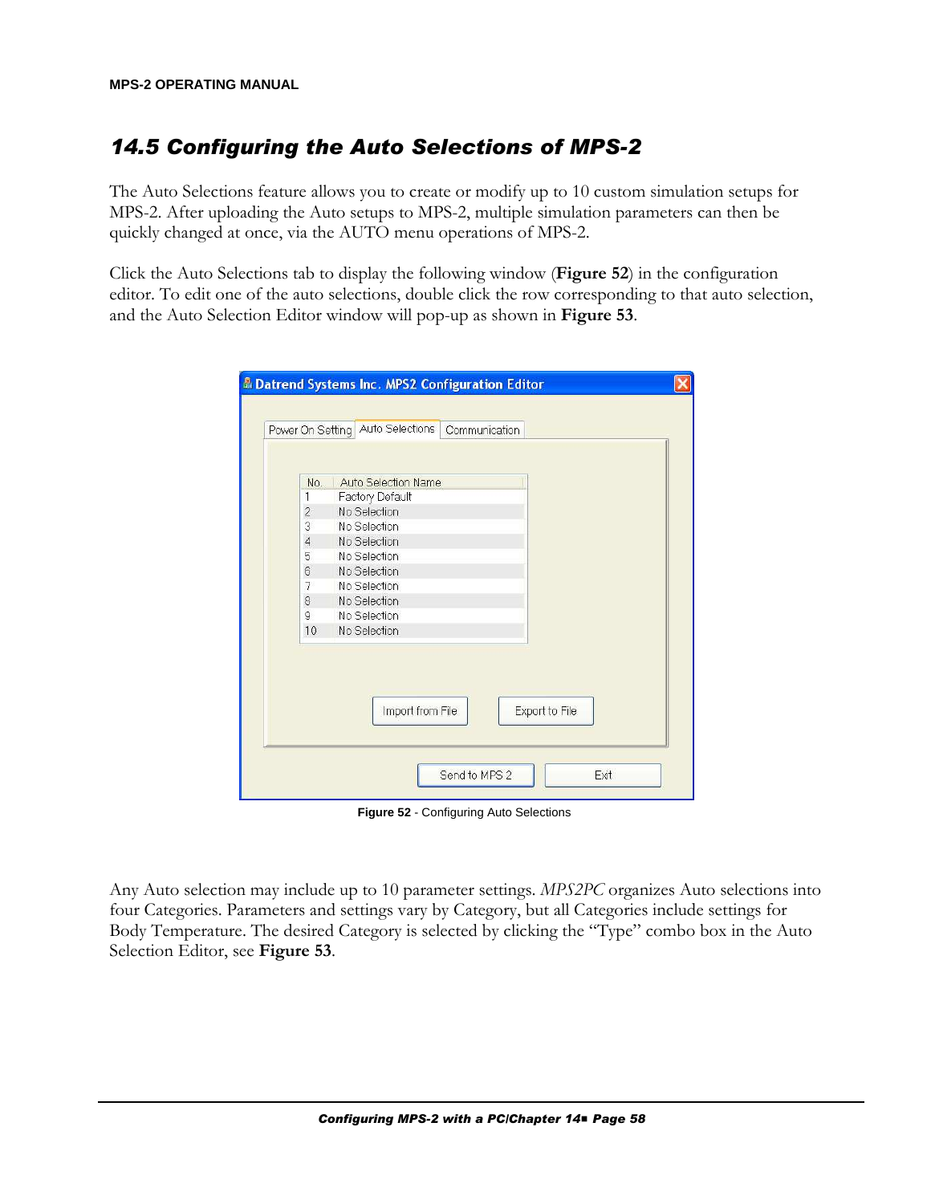## 14.5 Configuring the Auto Selections of MPS-2

The Auto Selections feature allows you to create or modify up to 10 custom simulation setups for MPS-2. After uploading the Auto setups to MPS-2, multiple simulation parameters can then be quickly changed at once, via the AUTO menu operations of MPS-2.

Click the Auto Selections tab to display the following window (**Figure 52**) in the configuration editor. To edit one of the auto selections, double click the row corresponding to that auto selection, and the Auto Selection Editor window will pop-up as shown in **Figure 53**.

**Figure 52** - Configuring Auto Selections

Any Auto selection may include up to 10 parameter settings. *MPS2PC* organizes Auto selections into four Categories. Parameters and settings vary by Category, but all Categories include settings for Body Temperature. The desired Category is selected by clicking the "Type" combo box in the Auto Selection Editor, see **Figure 53**.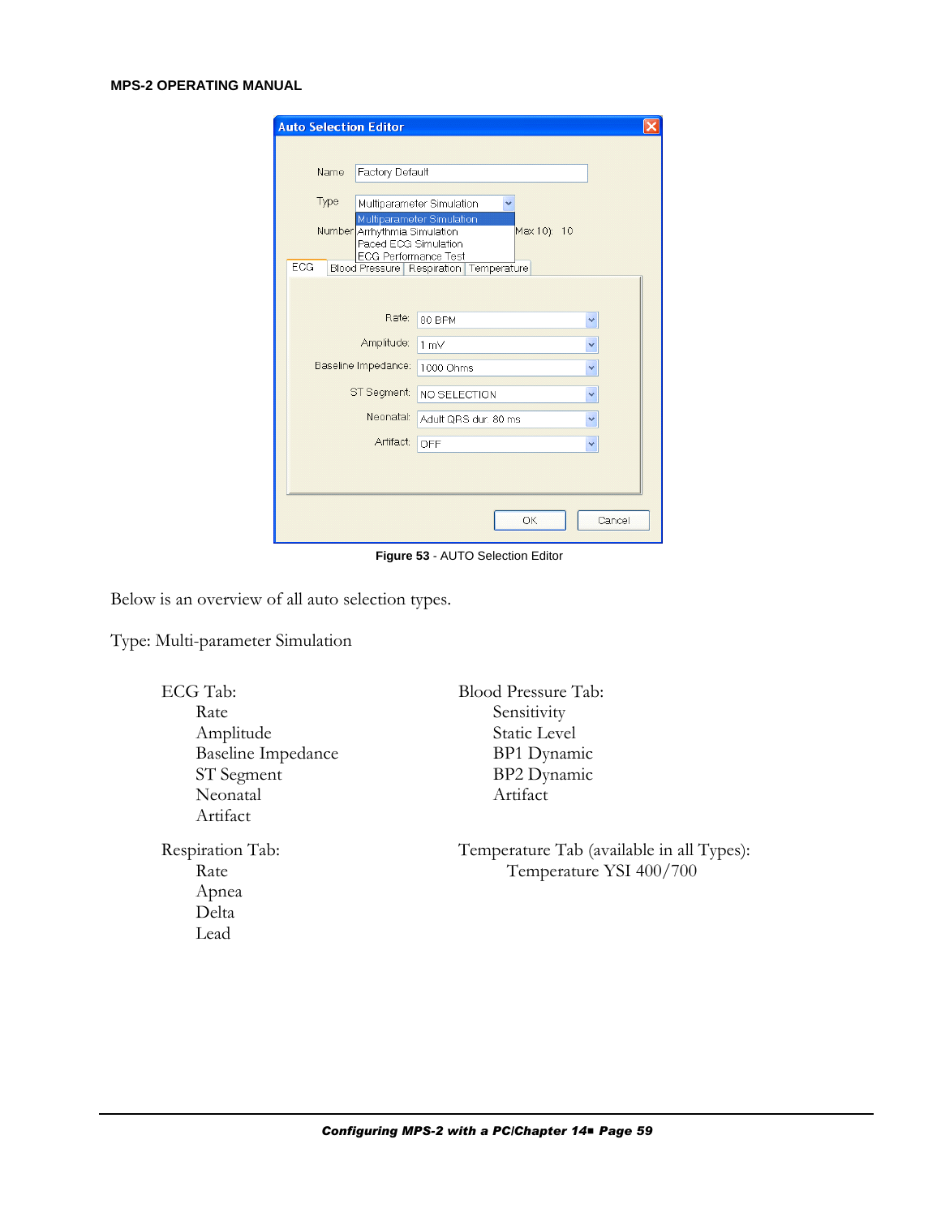**Figure 53** - AUTO Selection Editor

Below is an overview of all auto selection types.

Type: Multi-parameter Simulation

ECG Tab:
- Rate
- Amplitude
- Baseline Impedance
- ST Segment
- Neonatal
- Artifact

Blood Pressure Tab:
- Sensitivity
- Static Level
- BP1 Dynamic
- BP2 Dynamic
- Artifact

Respiration Tab:
- Rate
- Apnea
- Delta
- Lead

Temperature Tab (available in all Types):
- Temperature YSI 400/700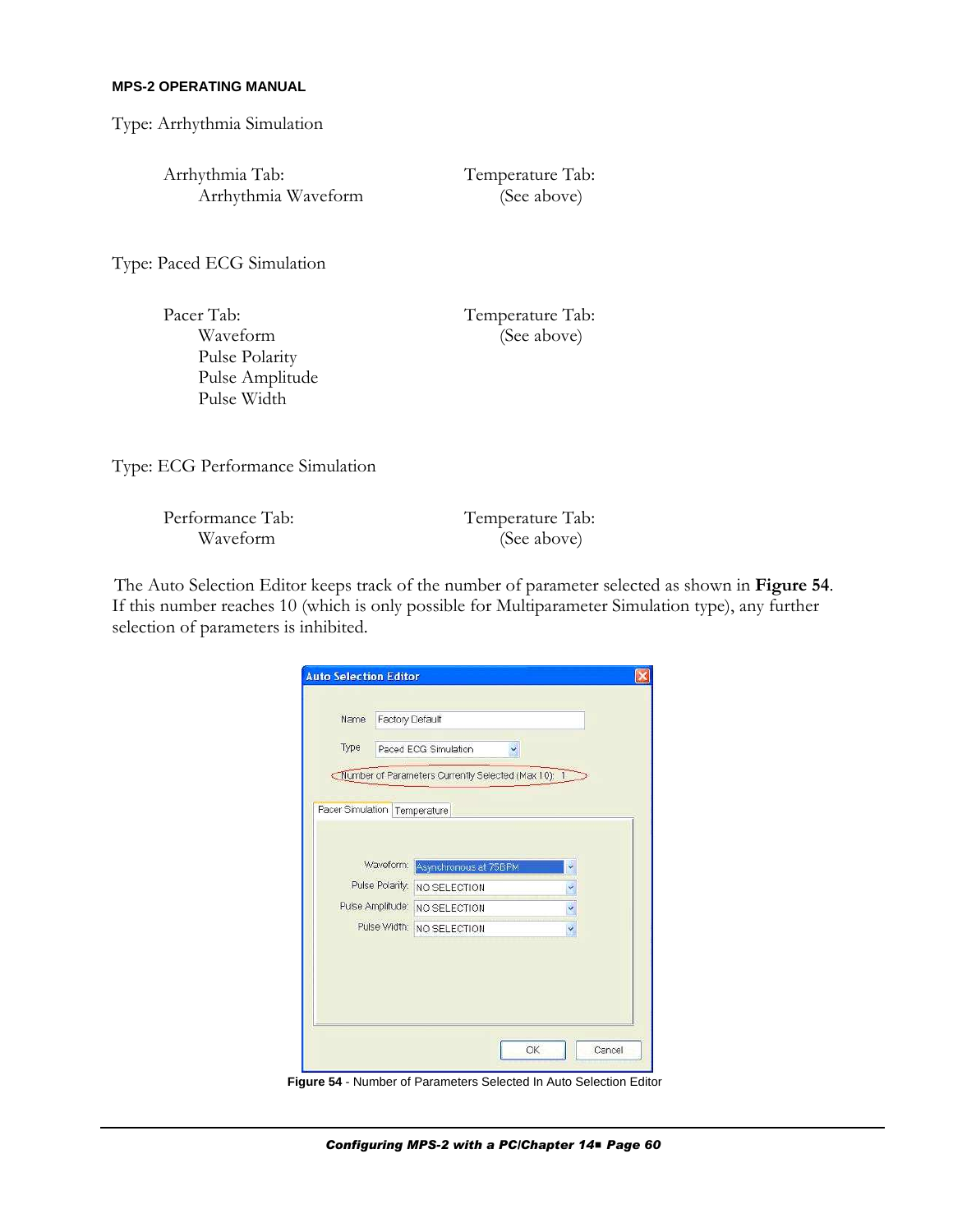Type: Arrhythmia Simulation

Arrhythmia Tab:
- Arrhythmia Waveform

Temperature Tab:
- (See above)

Type: Paced ECG Simulation

Pacer Tab:
- Waveform
- Pulse Polarity
- Pulse Amplitude
- Pulse Width

Temperature Tab:
- (See above)

Type: ECG Performance Simulation

Performance Tab:
- Waveform

Temperature Tab:
- (See above)

The Auto Selection Editor keeps track of the number of parameter selected as shown in **Figure 54**. If this number reaches 10 (which is only possible for Multiparameter Simulation type), any further selection of parameters is inhibited.

**Figure 54** - Number of Parameters Selected In Auto Selection Editor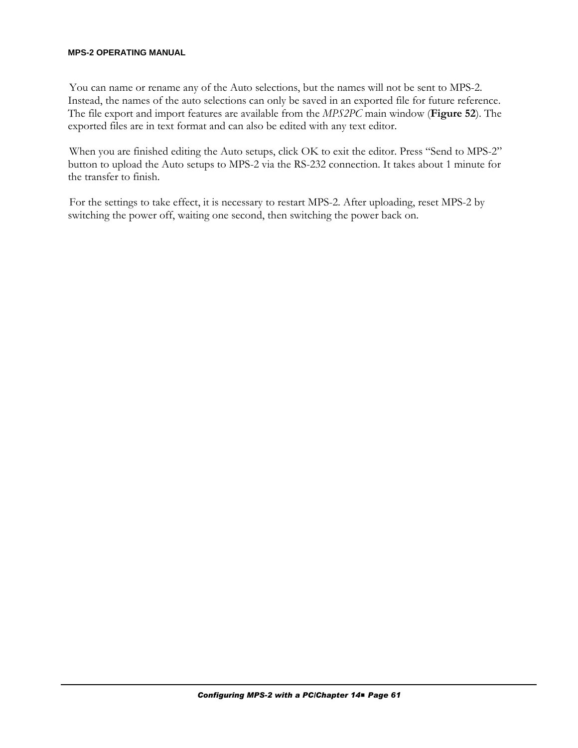You can name or rename any of the Auto selections, but the names will not be sent to MPS-2. Instead, the names of the auto selections can only be saved in an exported file for future reference. The file export and import features are available from the *MPS2PC* main window (**Figure 52**). The exported files are in text format and can also be edited with any text editor.

When you are finished editing the Auto setups, click OK to exit the editor. Press "Send to MPS-2" button to upload the Auto setups to MPS-2 via the RS-232 connection. It takes about 1 minute for the transfer to finish.

For the settings to take effect, it is necessary to restart MPS-2. After uploading, reset MPS-2 by switching the power off, waiting one second, then switching the power back on.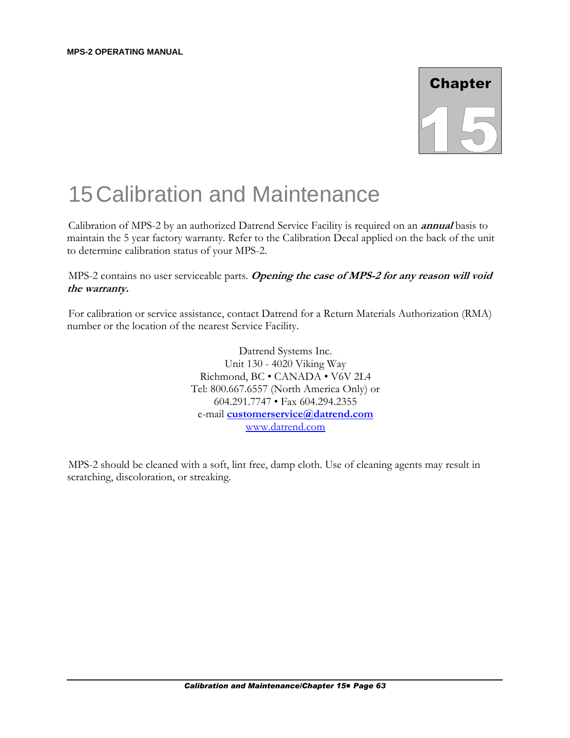Chapter 15

# 15 Calibration and Maintenance

Calibration of MPS-2 by an authorized Datrend Service Facility is required on an ***annual*** basis to maintain the 5 year factory warranty. Refer to the Calibration Decal applied on the back of the unit to determine calibration status of your MPS-2.

MPS-2 contains no user serviceable parts. ***Opening the case of MPS-2 for any reason will void the warranty.***

For calibration or service assistance, contact Datrend for a Return Materials Authorization (RMA) number or the location of the nearest Service Facility.

Datrend Systems Inc.
Unit 130 - 4020 Viking Way
Richmond, BC • CANADA • V6V 2L4
Tel: 800.667.6557 (North America Only) or
604.291.7747 • Fax 604.294.2355
e-mail **customerservice@datrend.com**
www.datrend.com

MPS-2 should be cleaned with a soft, lint free, damp cloth. Use of cleaning agents may result in scratching, discoloration, or streaking.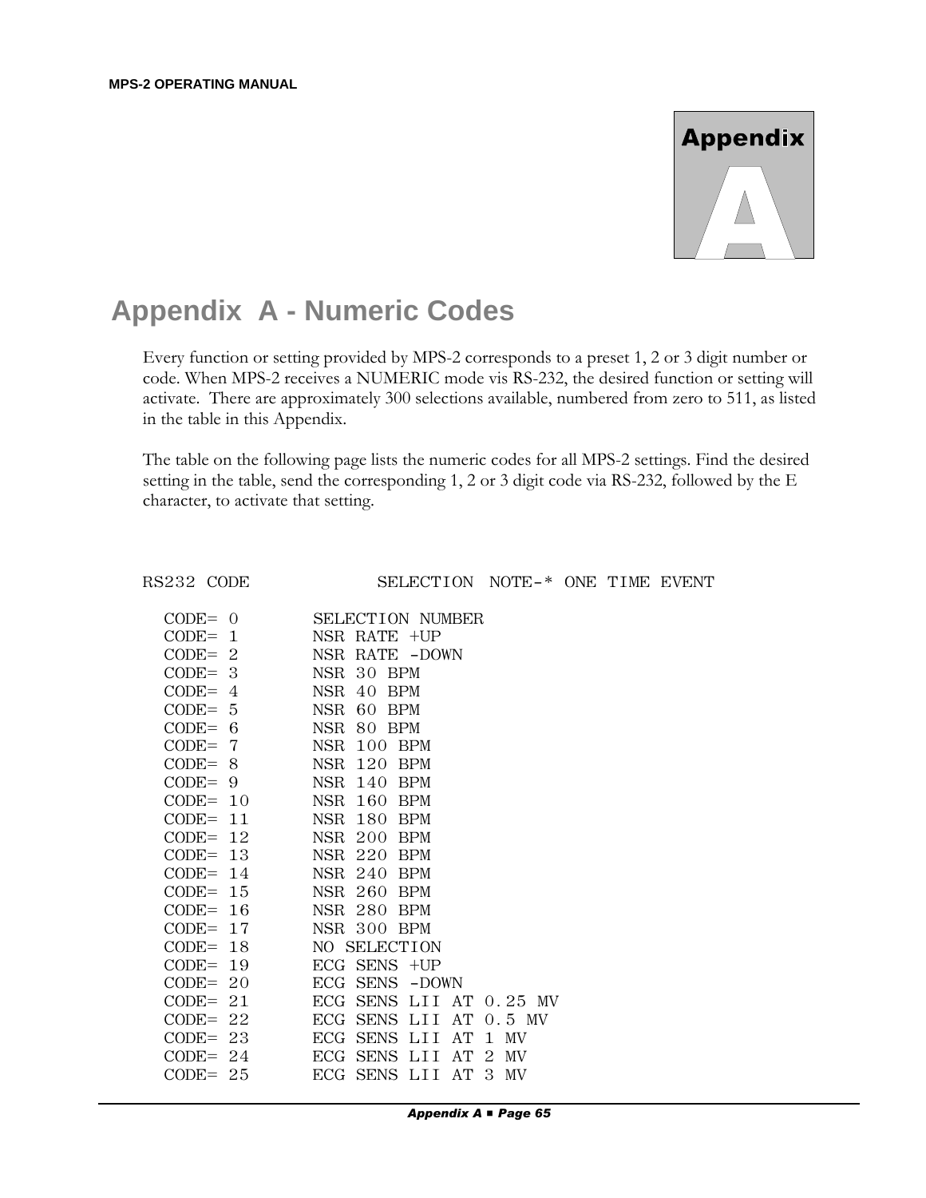# Appendix A - Numeric Codes

Every function or setting provided by MPS-2 corresponds to a preset 1, 2 or 3 digit number or code. When MPS-2 receives a NUMERIC mode vis RS-232, the desired function or setting will activate. There are approximately 300 selections available, numbered from zero to 511, as listed in the table in this Appendix.

The table on the following page lists the numeric codes for all MPS-2 settings. Find the desired setting in the table, send the corresponding 1, 2 or 3 digit code via RS-232, followed by the E character, to activate that setting.

```
RS232 CODE            SELECTION  NOTE-* ONE TIME EVENT

  CODE= 0        SELECTION NUMBER
  CODE= 1        NSR RATE +UP
  CODE= 2        NSR RATE -DOWN
  CODE= 3        NSR 30 BPM
  CODE= 4        NSR 40 BPM
  CODE= 5        NSR 60 BPM
  CODE= 6        NSR 80 BPM
  CODE= 7        NSR 100 BPM
  CODE= 8        NSR 120 BPM
  CODE= 9        NSR 140 BPM
  CODE= 10       NSR 160 BPM
  CODE= 11       NSR 180 BPM
  CODE= 12       NSR 200 BPM
  CODE= 13       NSR 220 BPM
  CODE= 14       NSR 240 BPM
  CODE= 15       NSR 260 BPM
  CODE= 16       NSR 280 BPM
  CODE= 17       NSR 300 BPM
  CODE= 18       NO SELECTION
  CODE= 19       ECG SENS +UP
  CODE= 20       ECG SENS -DOWN
  CODE= 21       ECG SENS LII AT 0.25 MV
  CODE= 22       ECG SENS LII AT 0.5 MV
  CODE= 23       ECG SENS LII AT 1 MV
  CODE= 24       ECG SENS LII AT 2 MV
  CODE= 25       ECG SENS LII AT 3 MV
```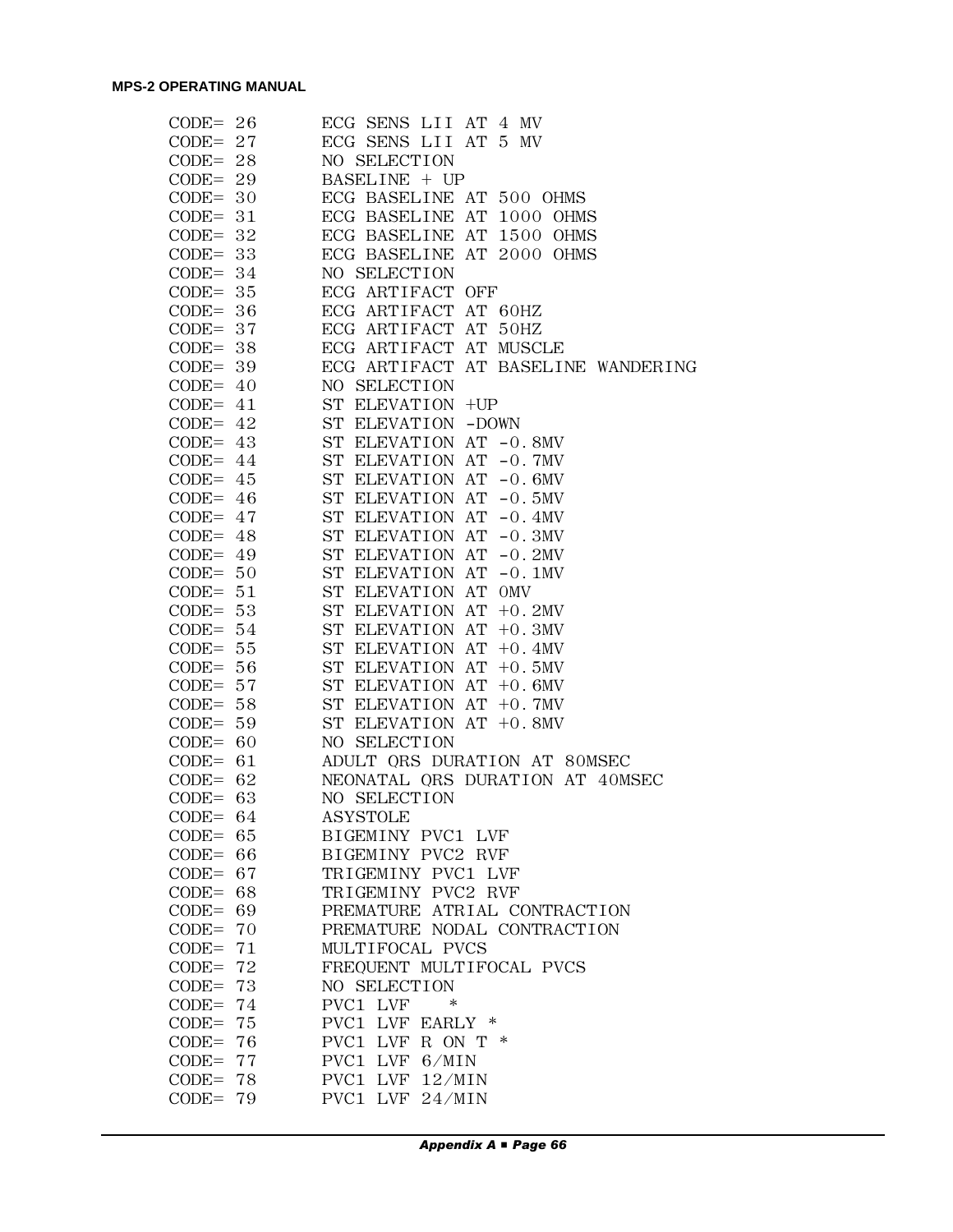```
CODE= 26      ECG SENS LII AT 4 MV
CODE= 27      ECG SENS LII AT 5 MV
CODE= 28      NO SELECTION
CODE= 29      BASELINE + UP
CODE= 30      ECG BASELINE AT 500 OHMS
CODE= 31      ECG BASELINE AT 1000 OHMS
CODE= 32      ECG BASELINE AT 1500 OHMS
CODE= 33      ECG BASELINE AT 2000 OHMS
CODE= 34      NO SELECTION
CODE= 35      ECG ARTIFACT OFF
CODE= 36      ECG ARTIFACT AT 60HZ
CODE= 37      ECG ARTIFACT AT 50HZ
CODE= 38      ECG ARTIFACT AT MUSCLE
CODE= 39      ECG ARTIFACT AT BASELINE WANDERING
CODE= 40      NO SELECTION
CODE= 41      ST ELEVATION +UP
CODE= 42      ST ELEVATION -DOWN
CODE= 43      ST ELEVATION AT -0.8MV
CODE= 44      ST ELEVATION AT -0.7MV
CODE= 45      ST ELEVATION AT -0.6MV
CODE= 46      ST ELEVATION AT -0.5MV
CODE= 47      ST ELEVATION AT -0.4MV
CODE= 48      ST ELEVATION AT -0.3MV
CODE= 49      ST ELEVATION AT -0.2MV
CODE= 50      ST ELEVATION AT -0.1MV
CODE= 51      ST ELEVATION AT 0MV
CODE= 53      ST ELEVATION AT +0.2MV
CODE= 54      ST ELEVATION AT +0.3MV
CODE= 55      ST ELEVATION AT +0.4MV
CODE= 56      ST ELEVATION AT +0.5MV
CODE= 57      ST ELEVATION AT +0.6MV
CODE= 58      ST ELEVATION AT +0.7MV
CODE= 59      ST ELEVATION AT +0.8MV
CODE= 60      NO SELECTION
CODE= 61      ADULT QRS DURATION AT 80MSEC
CODE= 62      NEONATAL QRS DURATION AT 40MSEC
CODE= 63      NO SELECTION
CODE= 64      ASYSTOLE
CODE= 65      BIGEMINY PVC1 LVF
CODE= 66      BIGEMINY PVC2 RVF
CODE= 67      TRIGEMINY PVC1 LVF
CODE= 68      TRIGEMINY PVC2 RVF
CODE= 69      PREMATURE ATRIAL CONTRACTION
CODE= 70      PREMATURE NODAL CONTRACTION
CODE= 71      MULTIFOCAL PVCS
CODE= 72      FREQUENT MULTIFOCAL PVCS
CODE= 73      NO SELECTION
CODE= 74      PVC1 LVF   *
CODE= 75      PVC1 LVF EARLY *
CODE= 76      PVC1 LVF R ON T *
CODE= 77      PVC1 LVF 6/MIN
CODE= 78      PVC1 LVF 12/MIN
CODE= 79      PVC1 LVF 24/MIN
```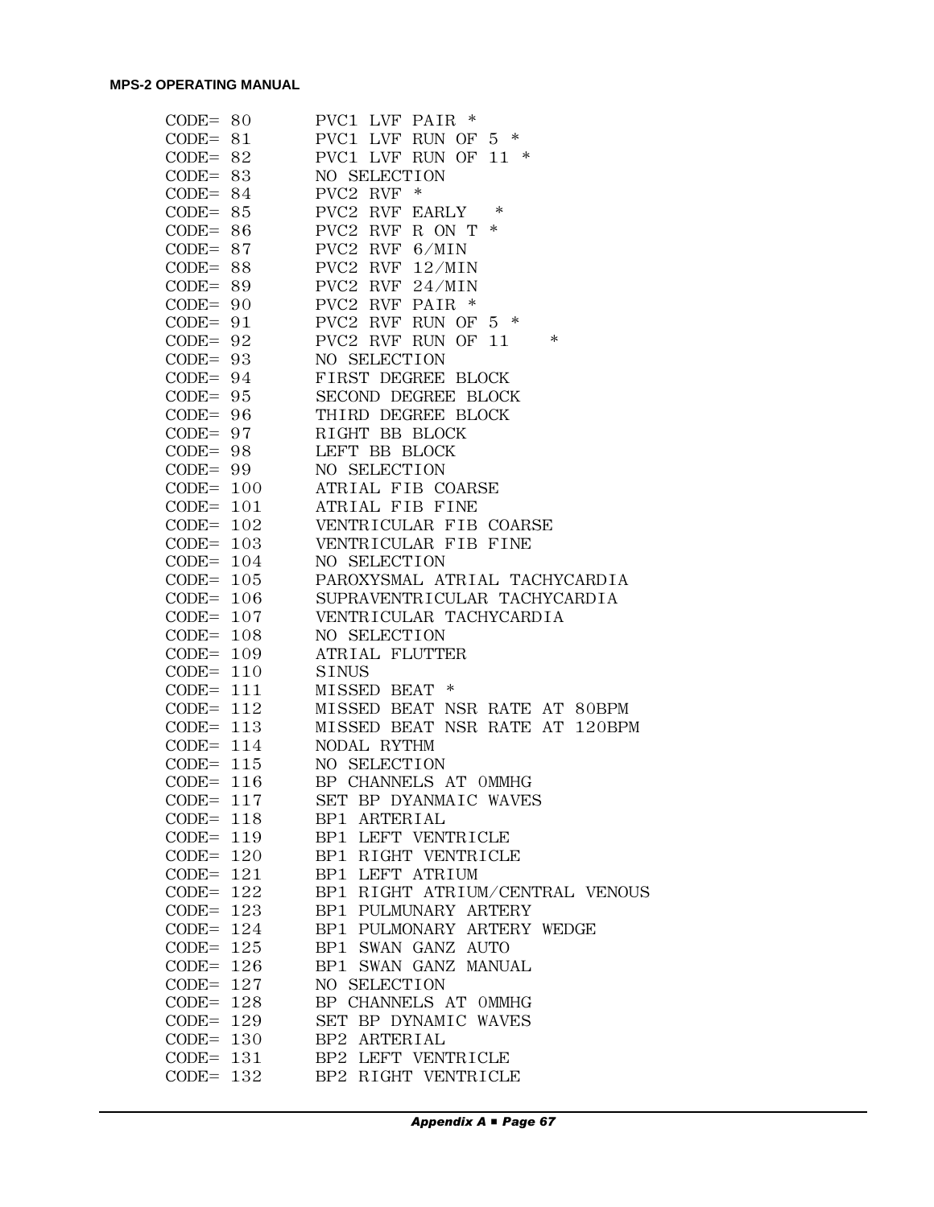```
CODE= 80     PVC1 LVF PAIR *
CODE= 81     PVC1 LVF RUN OF 5 *
CODE= 82     PVC1 LVF RUN OF 11 *
CODE= 83     NO SELECTION
CODE= 84     PVC2 RVF *
CODE= 85     PVC2 RVF EARLY  *
CODE= 86     PVC2 RVF R ON T *
CODE= 87     PVC2 RVF 6/MIN
CODE= 88     PVC2 RVF 12/MIN
CODE= 89     PVC2 RVF 24/MIN
CODE= 90     PVC2 RVF PAIR *
CODE= 91     PVC2 RVF RUN OF 5 *
CODE= 92     PVC2 RVF RUN OF 11   *
CODE= 93     NO SELECTION
CODE= 94     FIRST DEGREE BLOCK
CODE= 95     SECOND DEGREE BLOCK
CODE= 96     THIRD DEGREE BLOCK
CODE= 97     RIGHT BB BLOCK
CODE= 98     LEFT BB BLOCK
CODE= 99     NO SELECTION
CODE= 100    ATRIAL FIB COARSE
CODE= 101    ATRIAL FIB FINE
CODE= 102    VENTRICULAR FIB COARSE
CODE= 103    VENTRICULAR FIB FINE
CODE= 104    NO SELECTION
CODE= 105    PAROXYSMAL ATRIAL TACHYCARDIA
CODE= 106    SUPRAVENTRICULAR TACHYCARDIA
CODE= 107    VENTRICULAR TACHYCARDIA
CODE= 108    NO SELECTION
CODE= 109    ATRIAL FLUTTER
CODE= 110    SINUS
CODE= 111    MISSED BEAT *
CODE= 112    MISSED BEAT NSR RATE AT 80BPM
CODE= 113    MISSED BEAT NSR RATE AT 120BPM
CODE= 114    NODAL RYTHM
CODE= 115    NO SELECTION
CODE= 116    BP CHANNELS AT 0MMHG
CODE= 117    SET BP DYANMAIC WAVES
CODE= 118    BP1 ARTERIAL
CODE= 119    BP1 LEFT VENTRICLE
CODE= 120    BP1 RIGHT VENTRICLE
CODE= 121    BP1 LEFT ATRIUM
CODE= 122    BP1 RIGHT ATRIUM/CENTRAL VENOUS
CODE= 123    BP1 PULMUNARY ARTERY
CODE= 124    BP1 PULMONARY ARTERY WEDGE
CODE= 125    BP1 SWAN GANZ AUTO
CODE= 126    BP1 SWAN GANZ MANUAL
CODE= 127    NO SELECTION
CODE= 128    BP CHANNELS AT 0MMHG
CODE= 129    SET BP DYNAMIC WAVES
CODE= 130    BP2 ARTERIAL
CODE= 131    BP2 LEFT VENTRICLE
CODE= 132    BP2 RIGHT VENTRICLE
```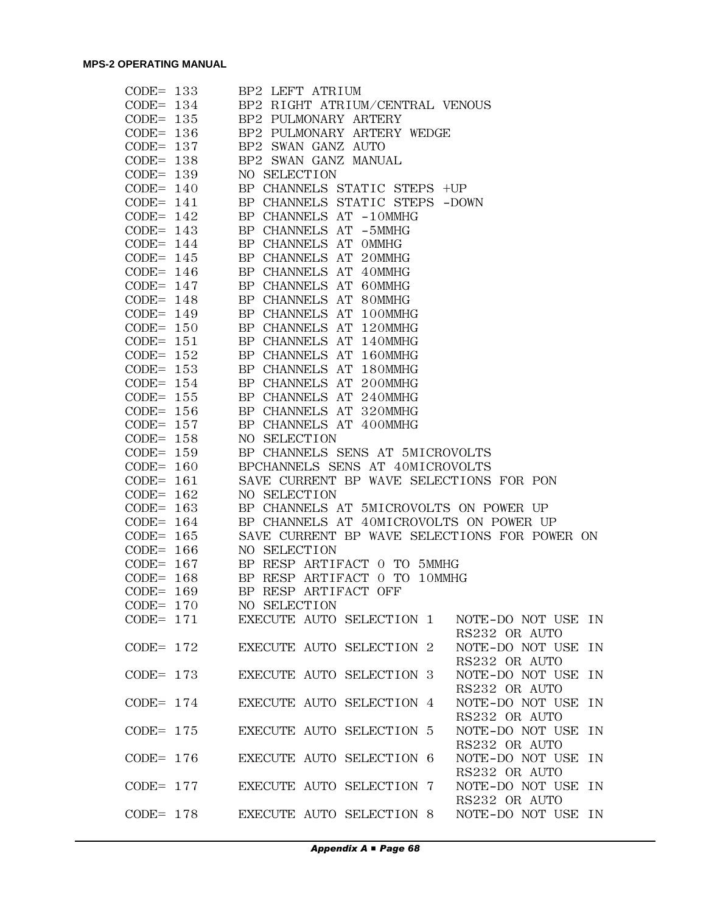```
CODE= 133     BP2 LEFT ATRIUM
CODE= 134     BP2 RIGHT ATRIUM/CENTRAL VENOUS
CODE= 135     BP2 PULMONARY ARTERY
CODE= 136     BP2 PULMONARY ARTERY WEDGE
CODE= 137     BP2 SWAN GANZ AUTO
CODE= 138     BP2 SWAN GANZ MANUAL
CODE= 139     NO SELECTION
CODE= 140     BP CHANNELS STATIC STEPS +UP
CODE= 141     BP CHANNELS STATIC STEPS -DOWN
CODE= 142     BP CHANNELS AT -10MMHG
CODE= 143     BP CHANNELS AT -5MMHG
CODE= 144     BP CHANNELS AT 0MMHG
CODE= 145     BP CHANNELS AT 20MMHG
CODE= 146     BP CHANNELS AT 40MMHG
CODE= 147     BP CHANNELS AT 60MMHG
CODE= 148     BP CHANNELS AT 80MMHG
CODE= 149     BP CHANNELS AT 100MMHG
CODE= 150     BP CHANNELS AT 120MMHG
CODE= 151     BP CHANNELS AT 140MMHG
CODE= 152     BP CHANNELS AT 160MMHG
CODE= 153     BP CHANNELS AT 180MMHG
CODE= 154     BP CHANNELS AT 200MMHG
CODE= 155     BP CHANNELS AT 240MMHG
CODE= 156     BP CHANNELS AT 320MMHG
CODE= 157     BP CHANNELS AT 400MMHG
CODE= 158     NO SELECTION
CODE= 159     BP CHANNELS SENS AT 5MICROVOLTS
CODE= 160     BPCHANNELS SENS AT 40MICROVOLTS
CODE= 161     SAVE CURRENT BP WAVE SELECTIONS FOR PON
CODE= 162     NO SELECTION
CODE= 163     BP CHANNELS AT 5MICROVOLTS ON POWER UP
CODE= 164     BP CHANNELS AT 40MICROVOLTS ON POWER UP
CODE= 165     SAVE CURRENT BP WAVE SELECTIONS FOR POWER ON
CODE= 166     NO SELECTION
CODE= 167     BP RESP ARTIFACT 0 TO 5MMHG
CODE= 168     BP RESP ARTIFACT 0 TO 10MMHG
CODE= 169     BP RESP ARTIFACT OFF
CODE= 170     NO SELECTION
CODE= 171     EXECUTE AUTO SELECTION 1   NOTE-DO NOT USE IN
                                         RS232 OR AUTO
CODE= 172     EXECUTE AUTO SELECTION 2   NOTE-DO NOT USE IN
                                         RS232 OR AUTO
CODE= 173     EXECUTE AUTO SELECTION 3   NOTE-DO NOT USE IN
                                         RS232 OR AUTO
CODE= 174     EXECUTE AUTO SELECTION 4   NOTE-DO NOT USE IN
                                         RS232 OR AUTO
CODE= 175     EXECUTE AUTO SELECTION 5   NOTE-DO NOT USE IN
                                         RS232 OR AUTO
CODE= 176     EXECUTE AUTO SELECTION 6   NOTE-DO NOT USE IN
                                         RS232 OR AUTO
CODE= 177     EXECUTE AUTO SELECTION 7   NOTE-DO NOT USE IN
                                         RS232 OR AUTO
CODE= 178     EXECUTE AUTO SELECTION 8   NOTE-DO NOT USE IN
```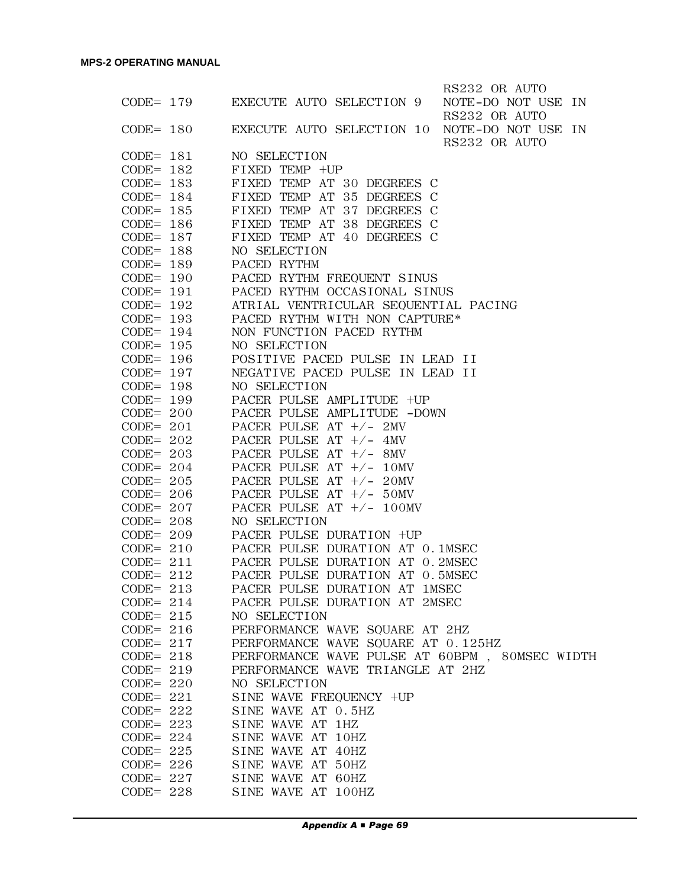RS232 OR AUTO

```
CODE= 179     EXECUTE AUTO SELECTION 9   NOTE-DO NOT USE IN
                                         RS232 OR AUTO
CODE= 180     EXECUTE AUTO SELECTION 10  NOTE-DO NOT USE IN
                                         RS232 OR AUTO
CODE= 181     NO SELECTION
CODE= 182     FIXED TEMP +UP
CODE= 183     FIXED TEMP AT 30 DEGREES C
CODE= 184     FIXED TEMP AT 35 DEGREES C
CODE= 185     FIXED TEMP AT 37 DEGREES C
CODE= 186     FIXED TEMP AT 38 DEGREES C
CODE= 187     FIXED TEMP AT 40 DEGREES C
CODE= 188     NO SELECTION
CODE= 189     PACED RYTHM
CODE= 190     PACED RYTHM FREQUENT SINUS
CODE= 191     PACED RYTHM OCCASIONAL SINUS
CODE= 192     ATRIAL VENTRICULAR SEQUENTIAL PACING
CODE= 193     PACED RYTHM WITH NON CAPTURE*
CODE= 194     NON FUNCTION PACED RYTHM
CODE= 195     NO SELECTION
CODE= 196     POSITIVE PACED PULSE IN LEAD II
CODE= 197     NEGATIVE PACED PULSE IN LEAD II
CODE= 198     NO SELECTION
CODE= 199     PACER PULSE AMPLITUDE +UP
CODE= 200     PACER PULSE AMPLITUDE -DOWN
CODE= 201     PACER PULSE AT +/- 2MV
CODE= 202     PACER PULSE AT +/- 4MV
CODE= 203     PACER PULSE AT +/- 8MV
CODE= 204     PACER PULSE AT +/- 10MV
CODE= 205     PACER PULSE AT +/- 20MV
CODE= 206     PACER PULSE AT +/- 50MV
CODE= 207     PACER PULSE AT +/- 100MV
CODE= 208     NO SELECTION
CODE= 209     PACER PULSE DURATION +UP
CODE= 210     PACER PULSE DURATION AT 0.1MSEC
CODE= 211     PACER PULSE DURATION AT 0.2MSEC
CODE= 212     PACER PULSE DURATION AT 0.5MSEC
CODE= 213     PACER PULSE DURATION AT 1MSEC
CODE= 214     PACER PULSE DURATION AT 2MSEC
CODE= 215     NO SELECTION
CODE= 216     PERFORMANCE WAVE SQUARE AT 2HZ
CODE= 217     PERFORMANCE WAVE SQUARE AT 0.125HZ
CODE= 218     PERFORMANCE WAVE PULSE AT 60BPM , 80MSEC WIDTH
CODE= 219     PERFORMANCE WAVE TRIANGLE AT 2HZ
CODE= 220     NO SELECTION
CODE= 221     SINE WAVE FREQUENCY +UP
CODE= 222     SINE WAVE AT 0.5HZ
CODE= 223     SINE WAVE AT 1HZ
CODE= 224     SINE WAVE AT 10HZ
CODE= 225     SINE WAVE AT 40HZ
CODE= 226     SINE WAVE AT 50HZ
CODE= 227     SINE WAVE AT 60HZ
CODE= 228     SINE WAVE AT 100HZ
```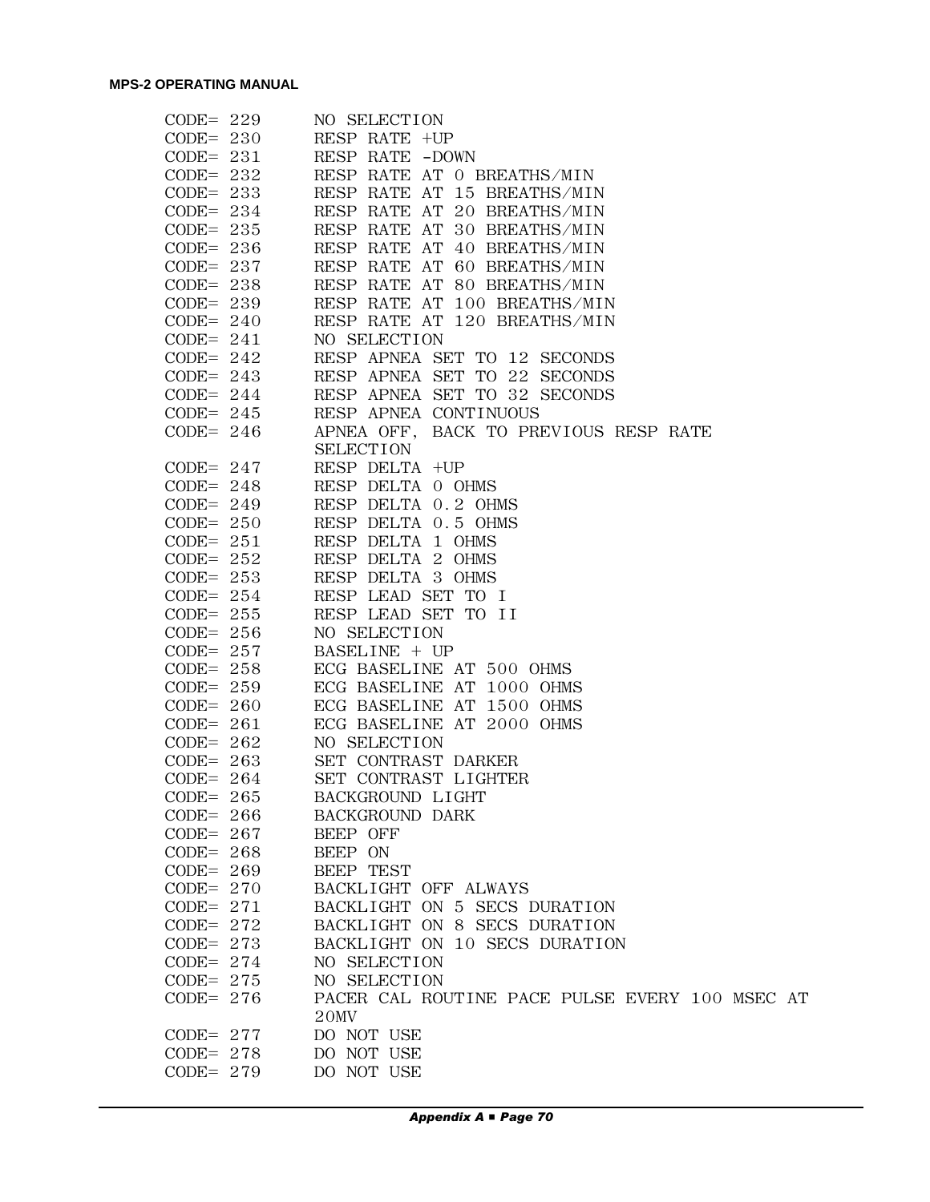```
CODE= 229    NO SELECTION
CODE= 230    RESP RATE +UP
CODE= 231    RESP RATE -DOWN
CODE= 232    RESP RATE AT 0 BREATHS/MIN
CODE= 233    RESP RATE AT 15 BREATHS/MIN
CODE= 234    RESP RATE AT 20 BREATHS/MIN
CODE= 235    RESP RATE AT 30 BREATHS/MIN
CODE= 236    RESP RATE AT 40 BREATHS/MIN
CODE= 237    RESP RATE AT 60 BREATHS/MIN
CODE= 238    RESP RATE AT 80 BREATHS/MIN
CODE= 239    RESP RATE AT 100 BREATHS/MIN
CODE= 240    RESP RATE AT 120 BREATHS/MIN
CODE= 241    NO SELECTION
CODE= 242    RESP APNEA SET TO 12 SECONDS
CODE= 243    RESP APNEA SET TO 22 SECONDS
CODE= 244    RESP APNEA SET TO 32 SECONDS
CODE= 245    RESP APNEA CONTINUOUS
CODE= 246    APNEA OFF, BACK TO PREVIOUS RESP RATE
             SELECTION
CODE= 247    RESP DELTA +UP
CODE= 248    RESP DELTA 0 OHMS
CODE= 249    RESP DELTA 0.2 OHMS
CODE= 250    RESP DELTA 0.5 OHMS
CODE= 251    RESP DELTA 1 OHMS
CODE= 252    RESP DELTA 2 OHMS
CODE= 253    RESP DELTA 3 OHMS
CODE= 254    RESP LEAD SET TO I
CODE= 255    RESP LEAD SET TO II
CODE= 256    NO SELECTION
CODE= 257    BASELINE + UP
CODE= 258    ECG BASELINE AT 500 OHMS
CODE= 259    ECG BASELINE AT 1000 OHMS
CODE= 260    ECG BASELINE AT 1500 OHMS
CODE= 261    ECG BASELINE AT 2000 OHMS
CODE= 262    NO SELECTION
CODE= 263    SET CONTRAST DARKER
CODE= 264    SET CONTRAST LIGHTER
CODE= 265    BACKGROUND LIGHT
CODE= 266    BACKGROUND DARK
CODE= 267    BEEP OFF
CODE= 268    BEEP ON
CODE= 269    BEEP TEST
CODE= 270    BACKLIGHT OFF ALWAYS
CODE= 271    BACKLIGHT ON 5 SECS DURATION
CODE= 272    BACKLIGHT ON 8 SECS DURATION
CODE= 273    BACKLIGHT ON 10 SECS DURATION
CODE= 274    NO SELECTION
CODE= 275    NO SELECTION
CODE= 276    PACER CAL ROUTINE PACE PULSE EVERY 100 MSEC AT
             20MV
CODE= 277    DO NOT USE
CODE= 278    DO NOT USE
CODE= 279    DO NOT USE
```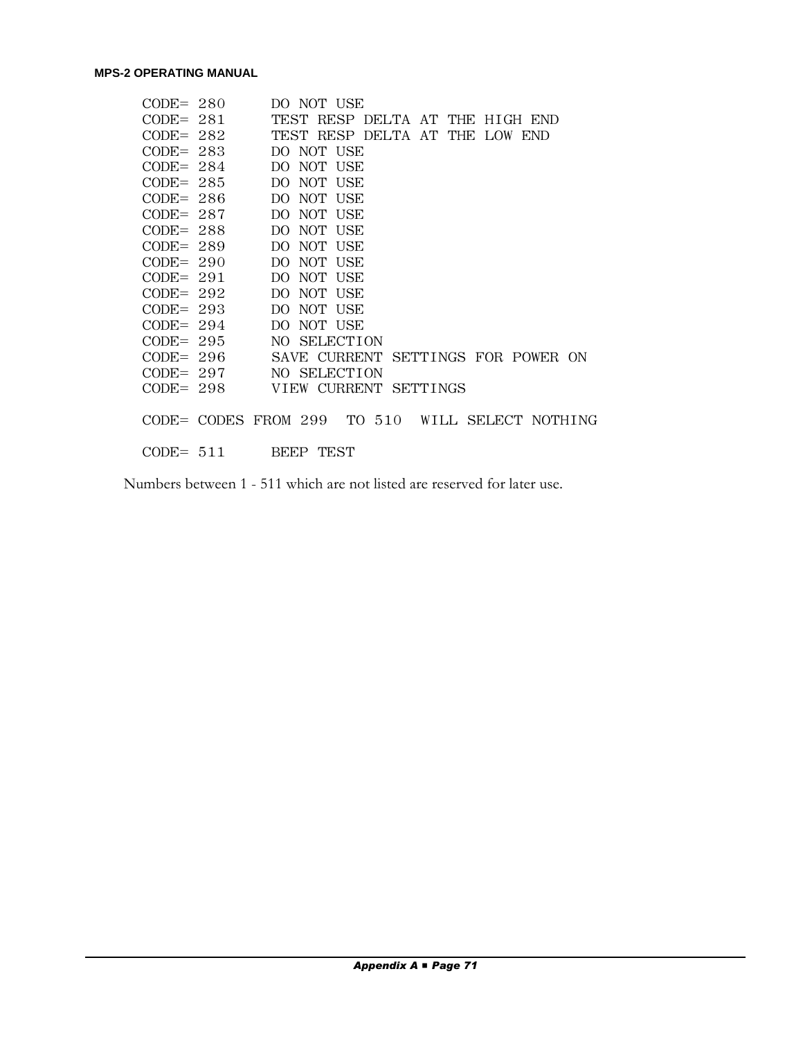```
CODE= 280      DO NOT USE
CODE= 281      TEST RESP DELTA AT THE HIGH END
CODE= 282      TEST RESP DELTA AT THE LOW END
CODE= 283      DO NOT USE
CODE= 284      DO NOT USE
CODE= 285      DO NOT USE
CODE= 286      DO NOT USE
CODE= 287      DO NOT USE
CODE= 288      DO NOT USE
CODE= 289      DO NOT USE
CODE= 290      DO NOT USE
CODE= 291      DO NOT USE
CODE= 292      DO NOT USE
CODE= 293      DO NOT USE
CODE= 294      DO NOT USE
CODE= 295      NO SELECTION
CODE= 296      SAVE CURRENT SETTINGS FOR POWER ON
CODE= 297      NO SELECTION
CODE= 298      VIEW CURRENT SETTINGS

CODE= CODES FROM 299  TO 510  WILL SELECT NOTHING

CODE= 511      BEEP TEST
```

Numbers between 1 - 511 which are not listed are reserved for later use.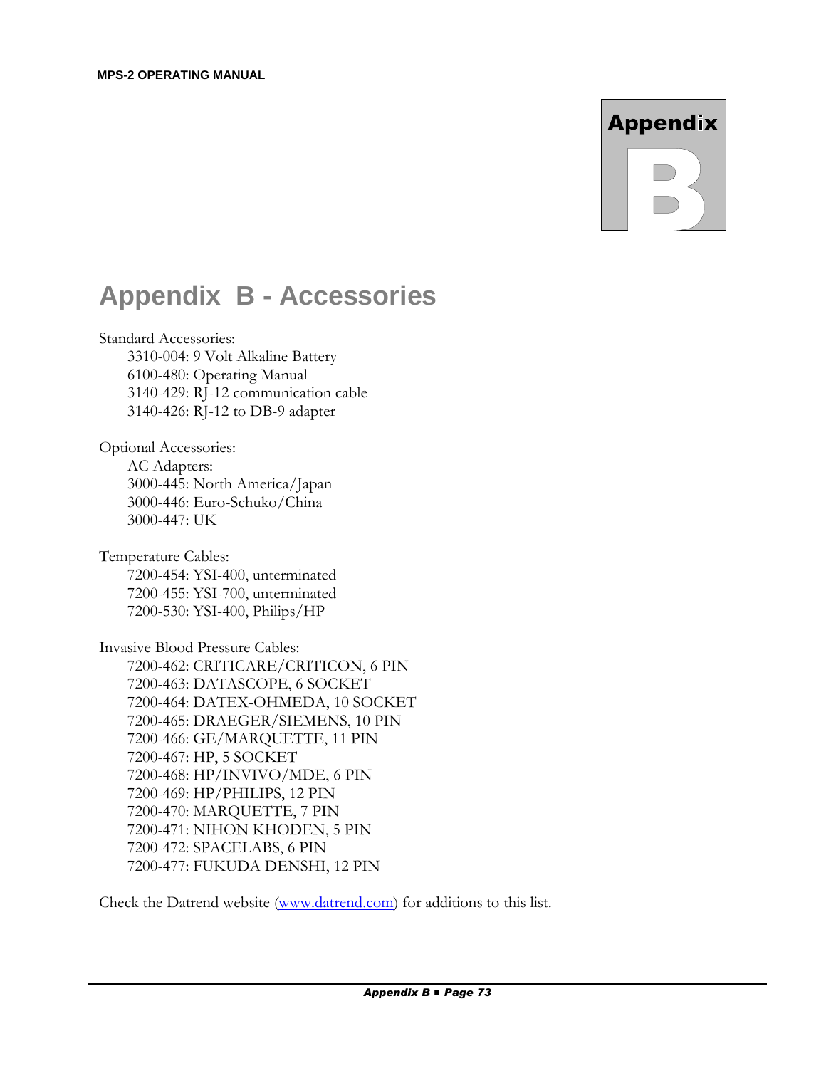# Appendix B - Accessories

Standard Accessories:

- 3310-004: 9 Volt Alkaline Battery
- 6100-480: Operating Manual
- 3140-429: RJ-12 communication cable
- 3140-426: RJ-12 to DB-9 adapter

Optional Accessories:

- AC Adapters:
- 3000-445: North America/Japan
- 3000-446: Euro-Schuko/China
- 3000-447: UK

Temperature Cables:

- 7200-454: YSI-400, unterminated
- 7200-455: YSI-700, unterminated
- 7200-530: YSI-400, Philips/HP

Invasive Blood Pressure Cables:

- 7200-462: CRITICARE/CRITICON, 6 PIN
- 7200-463: DATASCOPE, 6 SOCKET
- 7200-464: DATEX-OHMEDA, 10 SOCKET
- 7200-465: DRAEGER/SIEMENS, 10 PIN
- 7200-466: GE/MARQUETTE, 11 PIN
- 7200-467: HP, 5 SOCKET
- 7200-468: HP/INVIVO/MDE, 6 PIN
- 7200-469: HP/PHILIPS, 12 PIN
- 7200-470: MARQUETTE, 7 PIN
- 7200-471: NIHON KHODEN, 5 PIN
- 7200-472: SPACELABS, 6 PIN
- 7200-477: FUKUDA DENSHI, 12 PIN

Check the Datrend website (www.datrend.com) for additions to this list.